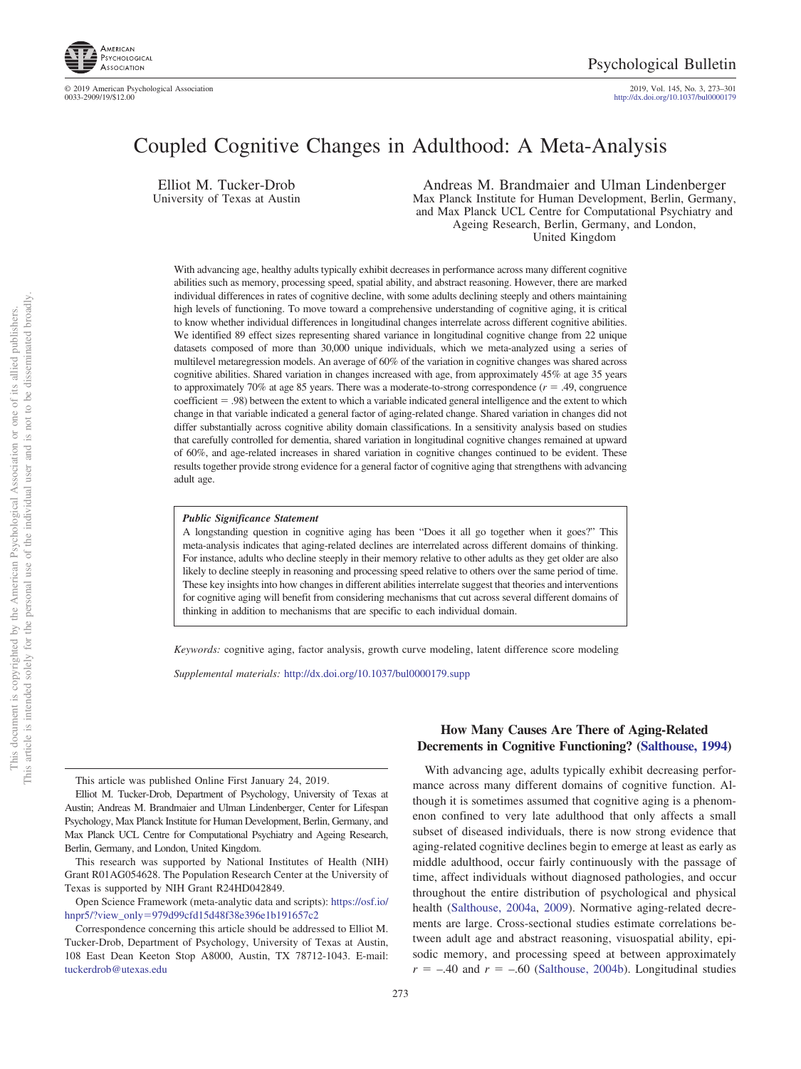# Coupled Cognitive Changes in Adulthood: A Meta-Analysis

Elliot M. Tucker-Drob
University of Texas at Austin

Andreas M. Brandmaier and Ulman Lindenberger
Max Planck Institute for Human Development, Berlin, Germany, and Max Planck UCL Centre for Computational Psychiatry and Ageing Research, Berlin, Germany, and London, United Kingdom

With advancing age, healthy adults typically exhibit decreases in performance across many different cognitive abilities such as memory, processing speed, spatial ability, and abstract reasoning. However, there are marked individual differences in rates of cognitive decline, with some adults declining steeply and others maintaining high levels of functioning. To move toward a comprehensive understanding of cognitive aging, it is critical to know whether individual differences in longitudinal changes interrelate across different cognitive abilities. We identified 89 effect sizes representing shared variance in longitudinal cognitive change from 22 unique datasets composed of more than 30,000 unique individuals, which we meta-analyzed using a series of multilevel metaregression models. An average of 60% of the variation in cognitive changes was shared across cognitive abilities. Shared variation in changes increased with age, from approximately 45% at age 35 years to approximately 70% at age 85 years. There was a moderate-to-strong correspondence ($r = .49$, congruence coefficient = .98) between the extent to which a variable indicated general intelligence and the extent to which change in that variable indicated a general factor of aging-related change. Shared variation in changes did not differ substantially across cognitive ability domain classifications. In a sensitivity analysis based on studies that carefully controlled for dementia, shared variation in longitudinal cognitive changes remained at upward of 60%, and age-related increases in shared variation in cognitive changes continued to be evident. These results together provide strong evidence for a general factor of cognitive aging that strengthens with advancing adult age.

> ***Public Significance Statement***
>
> A longstanding question in cognitive aging has been "Does it all go together when it goes?" This meta-analysis indicates that aging-related declines are interrelated across different domains of thinking. For instance, adults who decline steeply in their memory relative to other adults as they get older are also likely to decline steeply in reasoning and processing speed relative to others over the same period of time. These key insights into how changes in different abilities interrelate suggest that theories and interventions for cognitive aging will benefit from considering mechanisms that cut across several different domains of thinking in addition to mechanisms that are specific to each individual domain.

*Keywords:* cognitive aging, factor analysis, growth curve modeling, latent difference score modeling

*Supplemental materials:* http://dx.doi.org/10.1037/bul0000179.supp

## How Many Causes Are There of Aging-Related Decrements in Cognitive Functioning? (Salthouse, 1994)

With advancing age, adults typically exhibit decreasing performance across many different domains of cognitive function. Although it is sometimes assumed that cognitive aging is a phenomenon confined to very late adulthood that only affects a small subset of diseased individuals, there is now strong evidence that aging-related cognitive declines begin to emerge at least as early as middle adulthood, occur fairly continuously with the passage of time, affect individuals without diagnosed pathologies, and occur throughout the entire distribution of psychological and physical health (Salthouse, 2004a, 2009). Normative aging-related decrements are large. Cross-sectional studies estimate correlations between adult age and abstract reasoning, visuospatial ability, episodic memory, and processing speed at between approximately $r = -.40$ and $r = -.60$ (Salthouse, 2004b). Longitudinal studies

---

This article was published Online First January 24, 2019.

Elliot M. Tucker-Drob, Department of Psychology, University of Texas at Austin; Andreas M. Brandmaier and Ulman Lindenberger, Center for Lifespan Psychology, Max Planck Institute for Human Development, Berlin, Germany, and Max Planck UCL Centre for Computational Psychiatry and Ageing Research, Berlin, Germany, and London, United Kingdom.

This research was supported by National Institutes of Health (NIH) Grant R01AG054628. The Population Research Center at the University of Texas is supported by NIH Grant R24HD042849.

Open Science Framework (meta-analytic data and scripts): https://osf.io/hnpr5/?view_only=979d99cfd15d48f38e396e1b191657c2

Correspondence concerning this article should be addressed to Elliot M. Tucker-Drob, Department of Psychology, University of Texas at Austin, 108 East Dean Keeton Stop A8000, Austin, TX 78712-1043. E-mail: tuckerdrob@utexas.edu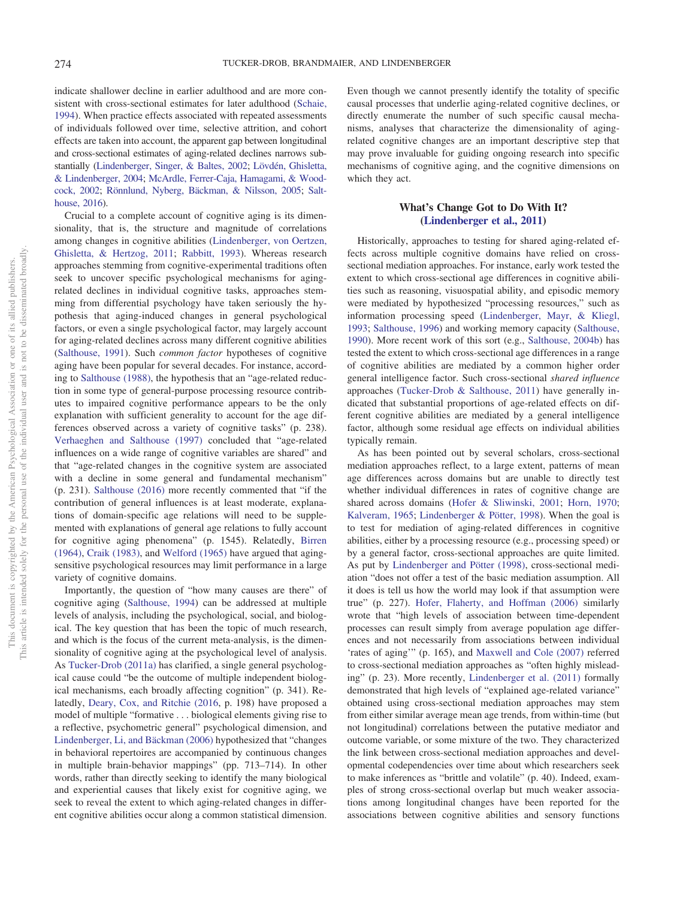indicate shallower decline in earlier adulthood and are more consistent with cross-sectional estimates for later adulthood (Schaie, 1994). When practice effects associated with repeated assessments of individuals followed over time, selective attrition, and cohort effects are taken into account, the apparent gap between longitudinal and cross-sectional estimates of aging-related declines narrows substantially (Lindenberger, Singer, & Baltes, 2002; Lövdén, Ghisletta, & Lindenberger, 2004; McArdle, Ferrer-Caja, Hamagami, & Woodcock, 2002; Rönnlund, Nyberg, Bäckman, & Nilsson, 2005; Salthouse, 2016).

Crucial to a complete account of cognitive aging is its dimensionality, that is, the structure and magnitude of correlations among changes in cognitive abilities (Lindenberger, von Oertzen, Ghisletta, & Hertzog, 2011; Rabbitt, 1993). Whereas research approaches stemming from cognitive-experimental traditions often seek to uncover specific psychological mechanisms for aging-related declines in individual cognitive tasks, approaches stemming from differential psychology have taken seriously the hypothesis that aging-induced changes in general psychological factors, or even a single psychological factor, may largely account for aging-related declines across many different cognitive abilities (Salthouse, 1991). Such *common factor* hypotheses of cognitive aging have been popular for several decades. For instance, according to Salthouse (1988), the hypothesis that an "age-related reduction in some type of general-purpose processing resource contributes to impaired cognitive performance appears to be the only explanation with sufficient generality to account for the age differences observed across a variety of cognitive tasks" (p. 238). Verhaeghen and Salthouse (1997) concluded that "age-related influences on a wide range of cognitive variables are shared" and that "age-related changes in the cognitive system are associated with a decline in some general and fundamental mechanism" (p. 231). Salthouse (2016) more recently commented that "if the contribution of general influences is at least moderate, explanations of domain-specific age relations will need to be supplemented with explanations of general age relations to fully account for cognitive aging phenomena" (p. 1545). Relatedly, Birren (1964), Craik (1983), and Welford (1965) have argued that age-sensitive psychological resources may limit performance in a large variety of cognitive domains.

Importantly, the question of "how many causes are there" of cognitive aging (Salthouse, 1994) can be addressed at multiple levels of analysis, including the psychological, social, and biological. The key question that has been the topic of much research, and which is the focus of the current meta-analysis, is the dimensionality of cognitive aging at the psychological level of analysis. As Tucker-Drob (2011a) has clarified, a single general psychological cause could "be the outcome of multiple independent biological mechanisms, each broadly affecting cognition" (p. 341). Relatedly, Deary, Cox, and Ritchie (2016, p. 198) have proposed a model of multiple "formative . . . biological elements giving rise to a reflective, psychometric general" psychological dimension, and Lindenberger, Li, and Bäckman (2006) hypothesized that "changes in behavioral repertoires are accompanied by continuous changes in multiple brain-behavior mappings" (pp. 713–714). In other words, rather than directly seeking to identify the many biological and experiential causes that likely exist for cognitive aging, we seek to reveal the extent to which aging-related changes in different cognitive abilities occur along a common statistical dimension. Even though we cannot presently identify the totality of specific causal processes that underlie aging-related cognitive declines, or directly enumerate the number of such specific causal mechanisms, analyses that characterize the dimensionality of aging-related cognitive changes are an important descriptive step that may prove invaluable for guiding ongoing research into specific mechanisms of cognitive aging, and the cognitive dimensions on which they act.

## What's Change Got to Do With It? (Lindenberger et al., 2011)

Historically, approaches to testing for shared aging-related effects across multiple cognitive domains have relied on cross-sectional mediation approaches. For instance, early work tested the extent to which cross-sectional age differences in cognitive abilities such as reasoning, visuospatial ability, and episodic memory were mediated by hypothesized "processing resources," such as information processing speed (Lindenberger, Mayr, & Kliegl, 1993; Salthouse, 1996) and working memory capacity (Salthouse, 1990). More recent work of this sort (e.g., Salthouse, 2004b) has tested the extent to which cross-sectional age differences in a range of cognitive abilities are mediated by a common higher order general intelligence factor. Such cross-sectional *shared influence* approaches (Tucker-Drob & Salthouse, 2011) have generally indicated that substantial proportions of age-related effects on different cognitive abilities are mediated by a general intelligence factor, although some residual age effects on individual abilities typically remain.

As has been pointed out by several scholars, cross-sectional mediation approaches reflect, to a large extent, patterns of mean age differences across domains but are unable to directly test whether individual differences in rates of cognitive change are shared across domains (Hofer & Sliwinski, 2001; Horn, 1970; Kalveram, 1965; Lindenberger & Pötter, 1998). When the goal is to test for mediation of aging-related differences in cognitive abilities, either by a processing resource (e.g., processing speed) or by a general factor, cross-sectional approaches are quite limited. As put by Lindenberger and Pötter (1998), cross-sectional mediation "does not offer a test of the basic mediation assumption. All it does is tell us how the world may look if that assumption were true" (p. 227). Hofer, Flaherty, and Hoffman (2006) similarly wrote that "high levels of association between time-dependent processes can result simply from average population age differences and not necessarily from associations between individual 'rates of aging'" (p. 165), and Maxwell and Cole (2007) referred to cross-sectional mediation approaches as "often highly misleading" (p. 23). More recently, Lindenberger et al. (2011) formally demonstrated that high levels of "explained age-related variance" obtained using cross-sectional mediation approaches may stem from either similar average mean age trends, from within-time (but not longitudinal) correlations between the putative mediator and outcome variable, or some mixture of the two. They characterized the link between cross-sectional mediation approaches and developmental codependencies over time about which researchers seek to make inferences as "brittle and volatile" (p. 40). Indeed, examples of strong cross-sectional overlap but much weaker associations among longitudinal changes have been reported for the associations between cognitive abilities and sensory functions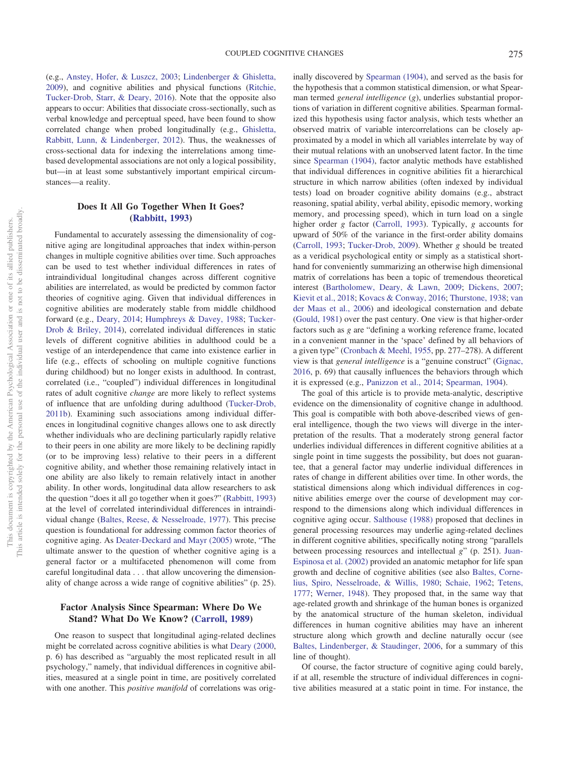(e.g., Anstey, Hofer, & Luszcz, 2003; Lindenberger & Ghisletta, 2009), and cognitive abilities and physical functions (Ritchie, Tucker-Drob, Starr, & Deary, 2016). Note that the opposite also appears to occur: Abilities that dissociate cross-sectionally, such as verbal knowledge and perceptual speed, have been found to show correlated change when probed longitudinally (e.g., Ghisletta, Rabbitt, Lunn, & Lindenberger, 2012). Thus, the weaknesses of cross-sectional data for indexing the interrelations among time-based developmental associations are not only a logical possibility, but—in at least some substantively important empirical circumstances—a reality.

## Does It All Go Together When It Goes? (Rabbitt, 1993)

Fundamental to accurately assessing the dimensionality of cognitive aging are longitudinal approaches that index within-person changes in multiple cognitive abilities over time. Such approaches can be used to test whether individual differences in rates of intraindividual longitudinal changes across different cognitive abilities are interrelated, as would be predicted by common factor theories of cognitive aging. Given that individual differences in cognitive abilities are moderately stable from middle childhood forward (e.g., Deary, 2014; Humphreys & Davey, 1988; Tucker-Drob & Briley, 2014), correlated individual differences in static levels of different cognitive abilities in adulthood could be a vestige of an interdependence that came into existence earlier in life (e.g., effects of schooling on multiple cognitive functions during childhood) but no longer exists in adulthood. In contrast, correlated (i.e., "coupled") individual differences in longitudinal rates of adult cognitive *change* are more likely to reflect systems of influence that are unfolding during adulthood (Tucker-Drob, 2011b). Examining such associations among individual differences in longitudinal cognitive changes allows one to ask directly whether individuals who are declining particularly rapidly relative to their peers in one ability are more likely to be declining rapidly (or to be improving less) relative to their peers in a different cognitive ability, and whether those remaining relatively intact in one ability are also likely to remain relatively intact in another ability. In other words, longitudinal data allow researchers to ask the question "does it all go together when it goes?" (Rabbitt, 1993) at the level of correlated interindividual differences in intraindividual change (Baltes, Reese, & Nesselroade, 1977). This precise question is foundational for addressing common factor theories of cognitive aging. As Deater-Deckard and Mayr (2005) wrote, "The ultimate answer to the question of whether cognitive aging is a general factor or a multifaceted phenomenon will come from careful longitudinal data . . . that allow uncovering the dimensionality of change across a wide range of cognitive abilities" (p. 25).

## Factor Analysis Since Spearman: Where Do We Stand? What Do We Know? (Carroll, 1989)

One reason to suspect that longitudinal aging-related declines might be correlated across cognitive abilities is what Deary (2000, p. 6) has described as "arguably the most replicated result in all psychology," namely, that individual differences in cognitive abilities, measured at a single point in time, are positively correlated with one another. This *positive manifold* of correlations was originally discovered by Spearman (1904), and served as the basis for the hypothesis that a common statistical dimension, or what Spearman termed *general intelligence* (*g*), underlies substantial proportions of variation in different cognitive abilities. Spearman formalized this hypothesis using factor analysis, which tests whether an observed matrix of variable intercorrelations can be closely approximated by a model in which all variables interrelate by way of their mutual relations with an unobserved latent factor. In the time since Spearman (1904), factor analytic methods have established that individual differences in cognitive abilities fit a hierarchical structure in which narrow abilities (often indexed by individual tests) load on broader cognitive ability domains (e.g., abstract reasoning, spatial ability, verbal ability, episodic memory, working memory, and processing speed), which in turn load on a single higher order *g* factor (Carroll, 1993). Typically, *g* accounts for upward of 50% of the variance in the first-order ability domains (Carroll, 1993; Tucker-Drob, 2009). Whether *g* should be treated as a veridical psychological entity or simply as a statistical shorthand for conveniently summarizing an otherwise high dimensional matrix of correlations has been a topic of tremendous theoretical interest (Bartholomew, Deary, & Lawn, 2009; Dickens, 2007; Kievit et al., 2018; Kovacs & Conway, 2016; Thurstone, 1938; van der Maas et al., 2006) and ideological consternation and debate (Gould, 1981) over the past century. One view is that higher-order factors such as *g* are "defining a working reference frame, located in a convenient manner in the 'space' defined by all behaviors of a given type" (Cronbach & Meehl, 1955, pp. 277–278). A different view is that *general intelligence* is a "genuine construct" (Gignac, 2016, p. 69) that causally influences the behaviors through which it is expressed (e.g., Panizzon et al., 2014; Spearman, 1904).

The goal of this article is to provide meta-analytic, descriptive evidence on the dimensionality of cognitive change in adulthood. This goal is compatible with both above-described views of general intelligence, though the two views will diverge in the interpretation of the results. That a moderately strong general factor underlies individual differences in different cognitive abilities at a single point in time suggests the possibility, but does not guarantee, that a general factor may underlie individual differences in rates of change in different abilities over time. In other words, the statistical dimensions along which individual differences in cognitive abilities emerge over the course of development may correspond to the dimensions along which individual differences in cognitive aging occur. Salthouse (1988) proposed that declines in general processing resources may underlie aging-related declines in different cognitive abilities, specifically noting strong "parallels between processing resources and intellectual *g*" (p. 251). Juan-Espinosa et al. (2002) provided an anatomic metaphor for life span growth and decline of cognitive abilities (see also Baltes, Cornelius, Spiro, Nesselroade, & Willis, 1980; Schaie, 1962; Tetens, 1777; Werner, 1948). They proposed that, in the same way that age-related growth and shrinkage of the human bones is organized by the anatomical structure of the human skeleton, individual differences in human cognitive abilities may have an inherent structure along which growth and decline naturally occur (see Baltes, Lindenberger, & Staudinger, 2006, for a summary of this line of thought).

Of course, the factor structure of cognitive aging could barely, if at all, resemble the structure of individual differences in cognitive abilities measured at a static point in time. For instance, the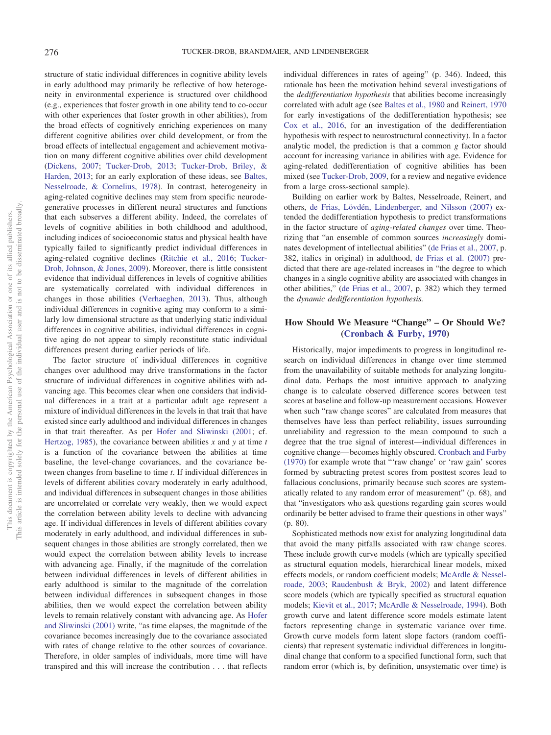structure of static individual differences in cognitive ability levels in early adulthood may primarily be reflective of how heterogeneity in environmental experience is structured over childhood (e.g., experiences that foster growth in one ability tend to co-occur with other experiences that foster growth in other abilities), from the broad effects of cognitively enriching experiences on many different cognitive abilities over child development, or from the broad effects of intellectual engagement and achievement motivation on many different cognitive abilities over child development (Dickens, 2007; Tucker-Drob, 2013; Tucker-Drob, Briley, & Harden, 2013; for an early exploration of these ideas, see Baltes, Nesselroade, & Cornelius, 1978). In contrast, heterogeneity in aging-related cognitive declines may stem from specific neurodegenerative processes in different neural structures and functions that each subserves a different ability. Indeed, the correlates of levels of cognitive abilities in both childhood and adulthood, including indices of socioeconomic status and physical health have typically failed to significantly predict individual differences in aging-related cognitive declines (Ritchie et al., 2016; Tucker-Drob, Johnson, & Jones, 2009). Moreover, there is little consistent evidence that individual differences in levels of cognitive abilities are systematically correlated with individual differences in changes in those abilities (Verhaeghen, 2013). Thus, although individual differences in cognitive aging may conform to a similarly low dimensional structure as that underlying static individual differences in cognitive abilities, individual differences in cognitive aging do not appear to simply reconstitute static individual differences present during earlier periods of life.

The factor structure of individual differences in cognitive changes over adulthood may drive transformations in the factor structure of individual differences in cognitive abilities with advancing age. This becomes clear when one considers that individual differences in a trait at a particular adult age represent a mixture of individual differences in the levels in that trait that have existed since early adulthood and individual differences in changes in that trait thereafter. As per Hofer and Sliwinski (2001; cf. Hertzog, 1985), the covariance between abilities $x$ and $y$ at time $t$ is a function of the covariance between the abilities at time baseline, the level-change covariances, and the covariance between changes from baseline to time $t$. If individual differences in levels of different abilities covary moderately in early adulthood, and individual differences in subsequent changes in those abilities are uncorrelated or correlate very weakly, then we would expect the correlation between ability levels to decline with advancing age. If individual differences in levels of different abilities covary moderately in early adulthood, and individual differences in subsequent changes in those abilities are strongly correlated, then we would expect the correlation between ability levels to increase with advancing age. Finally, if the magnitude of the correlation between individual differences in levels of different abilities in early adulthood is similar to the magnitude of the correlation between individual differences in subsequent changes in those abilities, then we would expect the correlation between ability levels to remain relatively constant with advancing age. As Hofer and Sliwinski (2001) write, "as time elapses, the magnitude of the covariance becomes increasingly due to the covariance associated with rates of change relative to the other sources of covariance. Therefore, in older samples of individuals, more time will have transpired and this will increase the contribution . . . that reflects individual differences in rates of ageing" (p. 346). Indeed, this rationale has been the motivation behind several investigations of the *dedifferentiation hypothesis* that abilities become increasingly correlated with adult age (see Baltes et al., 1980 and Reinert, 1970 for early investigations of the dedifferentiation hypothesis; see Cox et al., 2016, for an investigation of the dedifferentiation hypothesis with respect to neurostructural connectivity). In a factor analytic model, the prediction is that a common $g$ factor should account for increasing variance in abilities with age. Evidence for aging-related dedifferentiation of cognitive abilities has been mixed (see Tucker-Drob, 2009, for a review and negative evidence from a large cross-sectional sample).

Building on earlier work by Baltes, Nesselroade, Reinert, and others, de Frias, Lövdén, Lindenberger, and Nilsson (2007) extended the dedifferentiation hypothesis to predict transformations in the factor structure of *aging-related changes* over time. Theorizing that "an ensemble of common sources *increasingly* dominates development of intellectual abilities" (de Frias et al., 2007, p. 382, italics in original) in adulthood, de Frias et al. (2007) predicted that there are age-related increases in "the degree to which changes in a single cognitive ability are associated with changes in other abilities," (de Frias et al., 2007, p. 382) which they termed the *dynamic dedifferentiation hypothesis.*

## How Should We Measure "Change" – Or Should We? (Cronbach & Furby, 1970)

Historically, major impediments to progress in longitudinal research on individual differences in change over time stemmed from the unavailability of suitable methods for analyzing longitudinal data. Perhaps the most intuitive approach to analyzing change is to calculate observed difference scores between test scores at baseline and follow-up measurement occasions. However when such "raw change scores" are calculated from measures that themselves have less than perfect reliability, issues surrounding unreliability and regression to the mean compound to such a degree that the true signal of interest—individual differences in cognitive change—becomes highly obscured. Cronbach and Furby (1970) for example wrote that "'raw change' or 'raw gain' scores formed by subtracting pretest scores from posttest scores lead to fallacious conclusions, primarily because such scores are systematically related to any random error of measurement" (p. 68), and that "investigators who ask questions regarding gain scores would ordinarily be better advised to frame their questions in other ways" (p. 80).

Sophisticated methods now exist for analyzing longitudinal data that avoid the many pitfalls associated with raw change scores. These include growth curve models (which are typically specified as structural equation models, hierarchical linear models, mixed effects models, or random coefficient models; McArdle & Nesselroade, 2003; Raudenbush & Bryk, 2002) and latent difference score models (which are typically specified as structural equation models; Kievit et al., 2017; McArdle & Nesselroade, 1994). Both growth curve and latent difference score models estimate latent factors representing change in systematic variance over time. Growth curve models form latent slope factors (random coefficients) that represent systematic individual differences in longitudinal change that conform to a specified functional form, such that random error (which is, by definition, unsystematic over time) is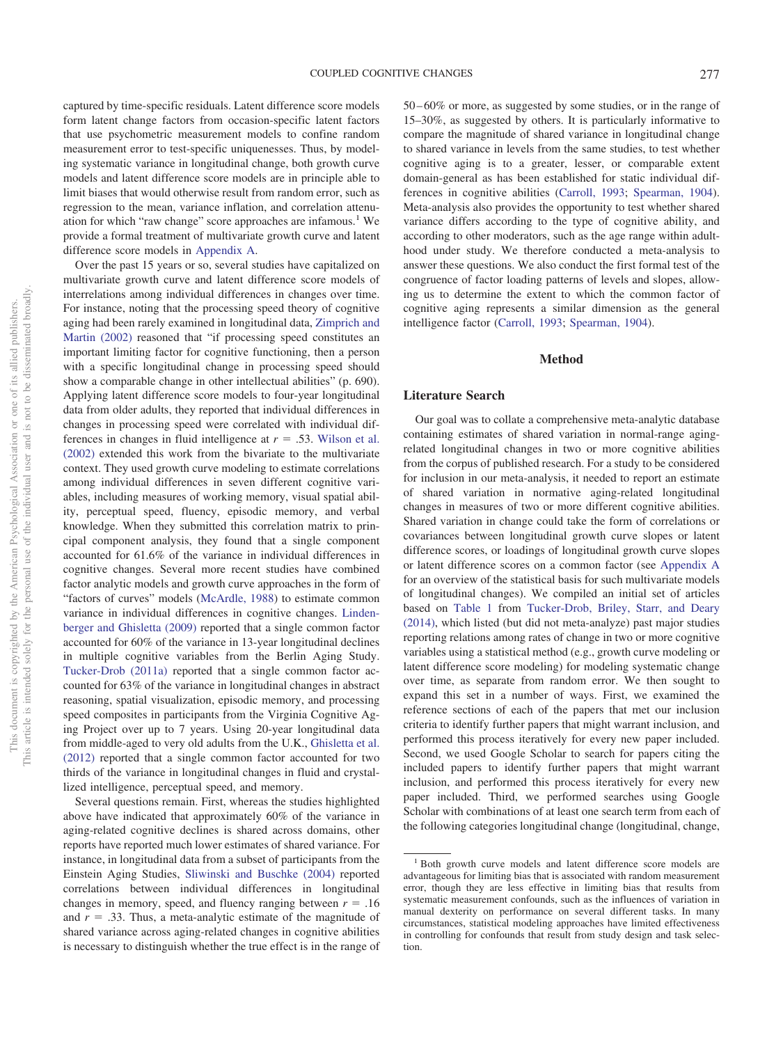captured by time-specific residuals. Latent difference score models form latent change factors from occasion-specific latent factors that use psychometric measurement models to confine random measurement error to test-specific uniquenesses. Thus, by modeling systematic variance in longitudinal change, both growth curve models and latent difference score models are in principle able to limit biases that would otherwise result from random error, such as regression to the mean, variance inflation, and correlation attenuation for which "raw change" score approaches are infamous.[1] We provide a formal treatment of multivariate growth curve and latent difference score models in Appendix A.

Over the past 15 years or so, several studies have capitalized on multivariate growth curve and latent difference score models of interrelations among individual differences in changes over time. For instance, noting that the processing speed theory of cognitive aging had been rarely examined in longitudinal data, Zimprich and Martin (2002) reasoned that "if processing speed constitutes an important limiting factor for cognitive functioning, then a person with a specific longitudinal change in processing speed should show a comparable change in other intellectual abilities" (p. 690). Applying latent difference score models to four-year longitudinal data from older adults, they reported that individual differences in changes in processing speed were correlated with individual differences in changes in fluid intelligence at $r = .53$. Wilson et al. (2002) extended this work from the bivariate to the multivariate context. They used growth curve modeling to estimate correlations among individual differences in seven different cognitive variables, including measures of working memory, visual spatial ability, perceptual speed, fluency, episodic memory, and verbal knowledge. When they submitted this correlation matrix to principal component analysis, they found that a single component accounted for 61.6% of the variance in individual differences in cognitive changes. Several more recent studies have combined factor analytic models and growth curve approaches in the form of "factors of curves" models (McArdle, 1988) to estimate common variance in individual differences in cognitive changes. Lindenberger and Ghisletta (2009) reported that a single common factor accounted for 60% of the variance in 13-year longitudinal declines in multiple cognitive variables from the Berlin Aging Study. Tucker-Drob (2011a) reported that a single common factor accounted for 63% of the variance in longitudinal changes in abstract reasoning, spatial visualization, episodic memory, and processing speed composites in participants from the Virginia Cognitive Aging Project over up to 7 years. Using 20-year longitudinal data from middle-aged to very old adults from the U.K., Ghisletta et al. (2012) reported that a single common factor accounted for two thirds of the variance in longitudinal changes in fluid and crystallized intelligence, perceptual speed, and memory.

Several questions remain. First, whereas the studies highlighted above have indicated that approximately 60% of the variance in aging-related cognitive declines is shared across domains, other reports have reported much lower estimates of shared variance. For instance, in longitudinal data from a subset of participants from the Einstein Aging Studies, Sliwinski and Buschke (2004) reported correlations between individual differences in longitudinal changes in memory, speed, and fluency ranging between $r = .16$ and $r = .33$. Thus, a meta-analytic estimate of the magnitude of shared variance across aging-related changes in cognitive abilities is necessary to distinguish whether the true effect is in the range of 50–60% or more, as suggested by some studies, or in the range of 15–30%, as suggested by others. It is particularly informative to compare the magnitude of shared variance in longitudinal change to shared variance in levels from the same studies, to test whether cognitive aging is to a greater, lesser, or comparable extent domain-general as has been established for static individual differences in cognitive abilities (Carroll, 1993; Spearman, 1904). Meta-analysis also provides the opportunity to test whether shared variance differs according to the type of cognitive ability, and according to other moderators, such as the age range within adulthood under study. We therefore conducted a meta-analysis to answer these questions. We also conduct the first formal test of the congruence of factor loading patterns of levels and slopes, allowing us to determine the extent to which the common factor of cognitive aging represents a similar dimension as the general intelligence factor (Carroll, 1993; Spearman, 1904).

## Method

### Literature Search

Our goal was to collate a comprehensive meta-analytic database containing estimates of shared variation in normal-range aging-related longitudinal changes in two or more cognitive abilities from the corpus of published research. For a study to be considered for inclusion in our meta-analysis, it needed to report an estimate of shared variation in normative aging-related longitudinal changes in measures of two or more different cognitive abilities. Shared variation in change could take the form of correlations or covariances between longitudinal growth curve slopes or latent difference scores, or loadings of longitudinal growth curve slopes or latent difference scores on a common factor (see Appendix A for an overview of the statistical basis for such multivariate models of longitudinal changes). We compiled an initial set of articles based on Table 1 from Tucker-Drob, Briley, Starr, and Deary (2014), which listed (but did not meta-analyze) past major studies reporting relations among rates of change in two or more cognitive variables using a statistical method (e.g., growth curve modeling or latent difference score modeling) for modeling systematic change over time, as separate from random error. We then sought to expand this set in a number of ways. First, we examined the reference sections of each of the papers that met our inclusion criteria to identify further papers that might warrant inclusion, and performed this process iteratively for every new paper included. Second, we used Google Scholar to search for papers citing the included papers to identify further papers that might warrant inclusion, and performed this process iteratively for every new paper included. Third, we performed searches using Google Scholar with combinations of at least one search term from each of the following categories longitudinal change (longitudinal, change,

[1] Both growth curve models and latent difference score models are advantageous for limiting bias that is associated with random measurement error, though they are less effective in limiting bias that results from systematic measurement confounds, such as the influences of variation in manual dexterity on performance on several different tasks. In many circumstances, statistical modeling approaches have limited effectiveness in controlling for confounds that result from study design and task selection.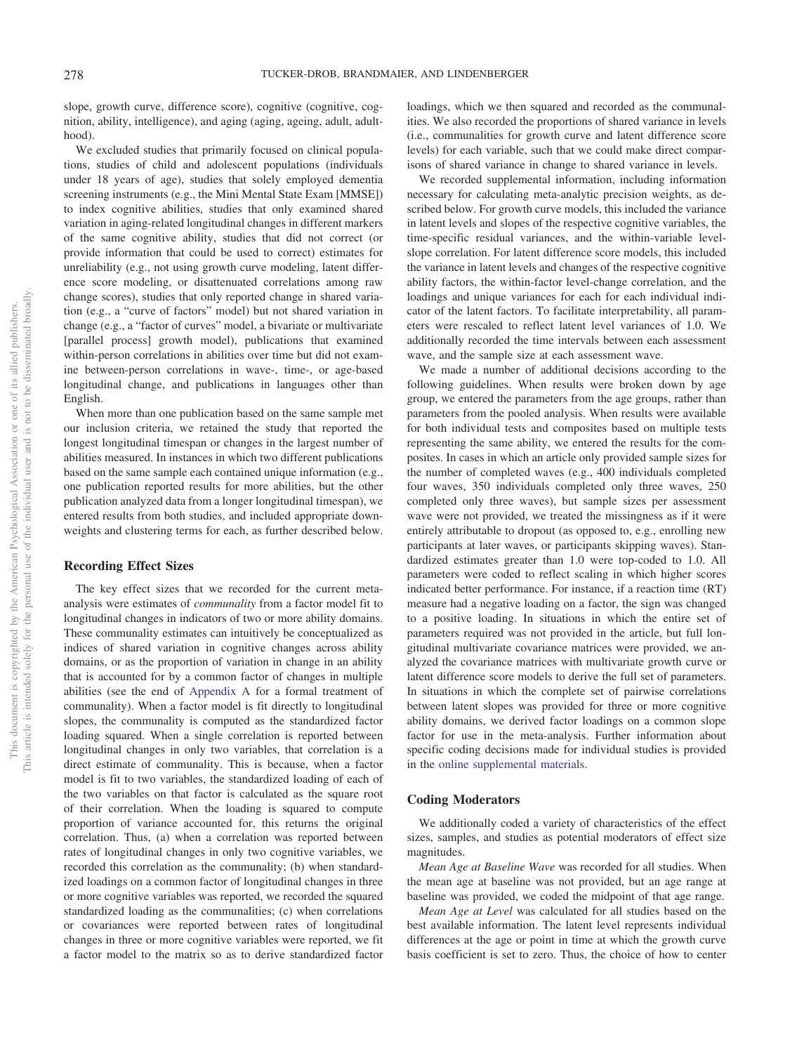slope, growth curve, difference score), cognitive (cognitive, cognition, ability, intelligence), and aging (aging, ageing, adult, adulthood).

We excluded studies that primarily focused on clinical populations, studies of child and adolescent populations (individuals under 18 years of age), studies that solely employed dementia screening instruments (e.g., the Mini Mental State Exam [MMSE]) to index cognitive abilities, studies that only examined shared variation in aging-related longitudinal changes in different markers of the same cognitive ability, studies that did not correct (or provide information that could be used to correct) estimates for unreliability (e.g., not using growth curve modeling, latent difference score modeling, or disattenuated correlations among raw change scores), studies that only reported change in shared variation (e.g., a "curve of factors" model) but not shared variation in change (e.g., a "factor of curves" model, a bivariate or multivariate [parallel process] growth model), publications that examined within-person correlations in abilities over time but did not examine between-person correlations in wave-, time-, or age-based longitudinal change, and publications in languages other than English.

When more than one publication based on the same sample met our inclusion criteria, we retained the study that reported the longest longitudinal timespan or changes in the largest number of abilities measured. In instances in which two different publications based on the same sample each contained unique information (e.g., one publication reported results for more abilities, but the other publication analyzed data from a longer longitudinal timespan), we entered results from both studies, and included appropriate downweights and clustering terms for each, as further described below.

## Recording Effect Sizes

The key effect sizes that we recorded for the current meta-analysis were estimates of *communality* from a factor model fit to longitudinal changes in indicators of two or more ability domains. These communality estimates can intuitively be conceptualized as indices of shared variation in cognitive changes across ability domains, or as the proportion of variation in change in an ability that is accounted for by a common factor of changes in multiple abilities (see the end of Appendix A for a formal treatment of communality). When a factor model is fit directly to longitudinal slopes, the communality is computed as the standardized factor loading squared. When a single correlation is reported between longitudinal changes in only two variables, that correlation is a direct estimate of communality. This is because, when a factor model is fit to two variables, the standardized loading of each of the two variables on that factor is calculated as the square root of their correlation. When the loading is squared to compute proportion of variance accounted for, this returns the original correlation. Thus, (a) when a correlation was reported between rates of longitudinal changes in only two cognitive variables, we recorded this correlation as the communality; (b) when standardized loadings on a common factor of longitudinal changes in three or more cognitive variables was reported, we recorded the squared standardized loading as the communalities; (c) when correlations or covariances were reported between rates of longitudinal changes in three or more cognitive variables were reported, we fit a factor model to the matrix so as to derive standardized factor loadings, which we then squared and recorded as the communalities. We also recorded the proportions of shared variance in levels (i.e., communalities for growth curve and latent difference score levels) for each variable, such that we could make direct comparisons of shared variance in change to shared variance in levels.

We recorded supplemental information, including information necessary for calculating meta-analytic precision weights, as described below. For growth curve models, this included the variance in latent levels and slopes of the respective cognitive variables, the time-specific residual variances, and the within-variable level-slope correlation. For latent difference score models, this included the variance in latent levels and changes of the respective cognitive ability factors, the within-factor level-change correlation, and the loadings and unique variances for each for each individual indicator of the latent factors. To facilitate interpretability, all parameters were rescaled to reflect latent level variances of 1.0. We additionally recorded the time intervals between each assessment wave, and the sample size at each assessment wave.

We made a number of additional decisions according to the following guidelines. When results were broken down by age group, we entered the parameters from the age groups, rather than parameters from the pooled analysis. When results were available for both individual tests and composites based on multiple tests representing the same ability, we entered the results for the composites. In cases in which an article only provided sample sizes for the number of completed waves (e.g., 400 individuals completed four waves, 350 individuals completed only three waves, 250 completed only three waves), but sample sizes per assessment wave were not provided, we treated the missingness as if it were entirely attributable to dropout (as opposed to, e.g., enrolling new participants at later waves, or participants skipping waves). Standardized estimates greater than 1.0 were top-coded to 1.0. All parameters were coded to reflect scaling in which higher scores indicated better performance. For instance, if a reaction time (RT) measure had a negative loading on a factor, the sign was changed to a positive loading. In situations in which the entire set of parameters required was not provided in the article, but full longitudinal multivariate covariance matrices were provided, we analyzed the covariance matrices with multivariate growth curve or latent difference score models to derive the full set of parameters. In situations in which the complete set of pairwise correlations between latent slopes was provided for three or more cognitive ability domains, we derived factor loadings on a common slope factor for use in the meta-analysis. Further information about specific coding decisions made for individual studies is provided in the online supplemental materials.

## Coding Moderators

We additionally coded a variety of characteristics of the effect sizes, samples, and studies as potential moderators of effect size magnitudes.

*Mean Age at Baseline Wave* was recorded for all studies. When the mean age at baseline was not provided, but an age range at baseline was provided, we coded the midpoint of that age range.

*Mean Age at Level* was calculated for all studies based on the best available information. The latent level represents individual differences at the age or point in time at which the growth curve basis coefficient is set to zero. Thus, the choice of how to center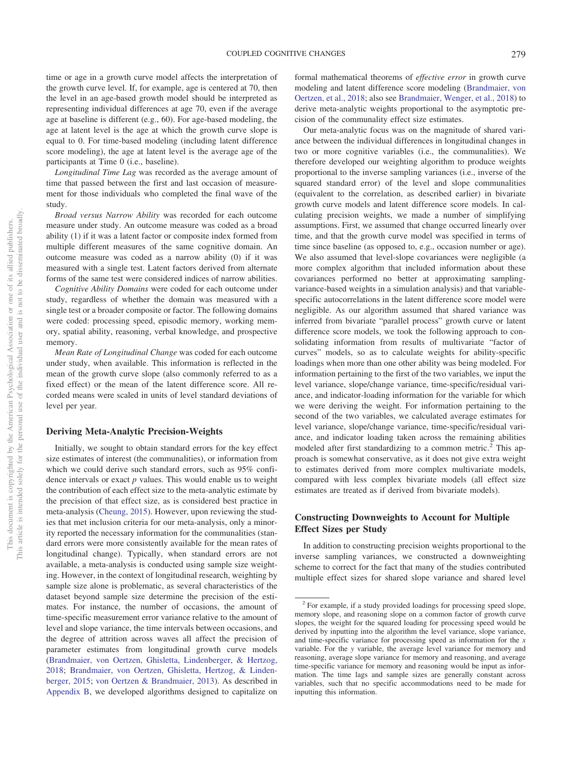time or age in a growth curve model affects the interpretation of the growth curve level. If, for example, age is centered at 70, then the level in an age-based growth model should be interpreted as representing individual differences at age 70, even if the average age at baseline is different (e.g., 60). For age-based modeling, the age at latent level is the age at which the growth curve slope is equal to 0. For time-based modeling (including latent difference score modeling), the age at latent level is the average age of the participants at Time 0 (i.e., baseline).

*Longitudinal Time Lag* was recorded as the average amount of time that passed between the first and last occasion of measurement for those individuals who completed the final wave of the study.

*Broad versus Narrow Ability* was recorded for each outcome measure under study. An outcome measure was coded as a broad ability (1) if it was a latent factor or composite index formed from multiple different measures of the same cognitive domain. An outcome measure was coded as a narrow ability (0) if it was measured with a single test. Latent factors derived from alternate forms of the same test were considered indices of narrow abilities.

*Cognitive Ability Domains* were coded for each outcome under study, regardless of whether the domain was measured with a single test or a broader composite or factor. The following domains were coded: processing speed, episodic memory, working memory, spatial ability, reasoning, verbal knowledge, and prospective memory.

*Mean Rate of Longitudinal Change* was coded for each outcome under study, when available. This information is reflected in the mean of the growth curve slope (also commonly referred to as a fixed effect) or the mean of the latent difference score. All recorded means were scaled in units of level standard deviations of level per year.

## Deriving Meta-Analytic Precision-Weights

Initially, we sought to obtain standard errors for the key effect size estimates of interest (the communalities), or information from which we could derive such standard errors, such as 95% confidence intervals or exact *p* values. This would enable us to weight the contribution of each effect size to the meta-analytic estimate by the precision of that effect size, as is considered best practice in meta-analysis (Cheung, 2015). However, upon reviewing the studies that met inclusion criteria for our meta-analysis, only a minority reported the necessary information for the communalities (standard errors were more consistently available for the mean rates of longitudinal change). Typically, when standard errors are not available, a meta-analysis is conducted using sample size weighting. However, in the context of longitudinal research, weighting by sample size alone is problematic, as several characteristics of the dataset beyond sample size determine the precision of the estimates. For instance, the number of occasions, the amount of time-specific measurement error variance relative to the amount of level and slope variance, the time intervals between occasions, and the degree of attrition across waves all affect the precision of parameter estimates from longitudinal growth curve models (Brandmaier, von Oertzen, Ghisletta, Lindenberger, & Hertzog, 2018; Brandmaier, von Oertzen, Ghisletta, Hertzog, & Lindenberger, 2015; von Oertzen & Brandmaier, 2013). As described in Appendix B, we developed algorithms designed to capitalize on formal mathematical theorems of *effective error* in growth curve modeling and latent difference score modeling (Brandmaier, von Oertzen, et al., 2018; also see Brandmaier, Wenger, et al., 2018) to derive meta-analytic weights proportional to the asymptotic precision of the communality effect size estimates.

Our meta-analytic focus was on the magnitude of shared variance between the individual differences in longitudinal changes in two or more cognitive variables (i.e., the communalities). We therefore developed our weighting algorithm to produce weights proportional to the inverse sampling variances (i.e., inverse of the squared standard error) of the level and slope communalities (equivalent to the correlation, as described earlier) in bivariate growth curve models and latent difference score models. In calculating precision weights, we made a number of simplifying assumptions. First, we assumed that change occurred linearly over time, and that the growth curve model was specified in terms of time since baseline (as opposed to, e.g., occasion number or age). We also assumed that level-slope covariances were negligible (a more complex algorithm that included information about these covariances performed no better at approximating sampling-variance-based weights in a simulation analysis) and that variable-specific autocorrelations in the latent difference score model were negligible. As our algorithm assumed that shared variance was inferred from bivariate "parallel process" growth curve or latent difference score models, we took the following approach to consolidating information from results of multivariate "factor of curves" models, so as to calculate weights for ability-specific loadings when more than one other ability was being modeled. For information pertaining to the first of the two variables, we input the level variance, slope/change variance, time-specific/residual variance, and indicator-loading information for the variable for which we were deriving the weight. For information pertaining to the second of the two variables, we calculated average estimates for level variance, slope/change variance, time-specific/residual variance, and indicator loading taken across the remaining abilities modeled after first standardizing to a common metric.[2] This approach is somewhat conservative, as it does not give extra weight to estimates derived from more complex multivariate models, compared with less complex bivariate models (all effect size estimates are treated as if derived from bivariate models).

## Constructing Downweights to Account for Multiple Effect Sizes per Study

In addition to constructing precision weights proportional to the inverse sampling variances, we constructed a downweighting scheme to correct for the fact that many of the studies contributed multiple effect sizes for shared slope variance and shared level

[2] For example, if a study provided loadings for processing speed slope, memory slope, and reasoning slope on a common factor of growth curve slopes, the weight for the squared loading for processing speed would be derived by inputting into the algorithm the level variance, slope variance, and time-specific variance for processing speed as information for the *x* variable. For the *y* variable, the average level variance for memory and reasoning, average slope variance for memory and reasoning, and average time-specific variance for memory and reasoning would be input as information. The time lags and sample sizes are generally constant across variables, such that no specific accommodations need to be made for inputting this information.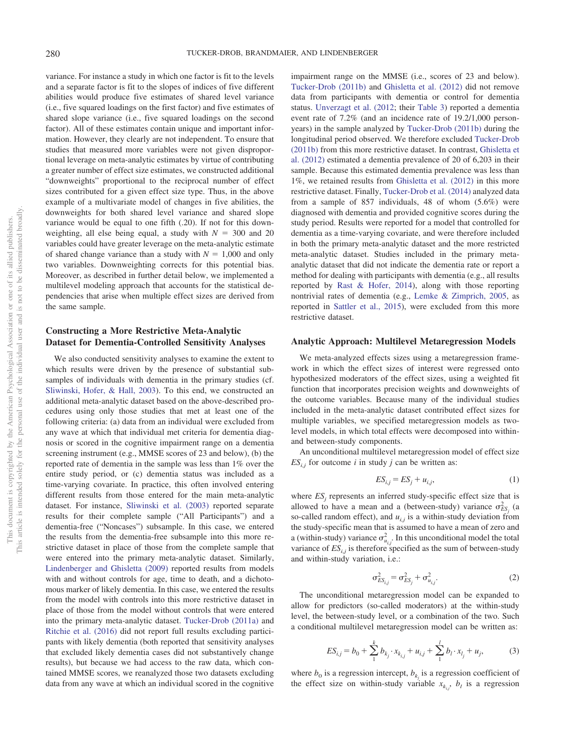variance. For instance a study in which one factor is fit to the levels and a separate factor is fit to the slopes of indices of five different abilities would produce five estimates of shared level variance (i.e., five squared loadings on the first factor) and five estimates of shared slope variance (i.e., five squared loadings on the second factor). All of these estimates contain unique and important information. However, they clearly are not independent. To ensure that studies that measured more variables were not given disproportional leverage on meta-analytic estimates by virtue of contributing a greater number of effect size estimates, we constructed additional "downweights" proportional to the reciprocal number of effect sizes contributed for a given effect size type. Thus, in the above example of a multivariate model of changes in five abilities, the downweights for both shared level variance and shared slope variance would be equal to one fifth (.20). If not for this downweighting, all else being equal, a study with $N = 300$ and 20 variables could have greater leverage on the meta-analytic estimate of shared change variance than a study with $N = 1{,}000$ and only two variables. Downweighting corrects for this potential bias. Moreover, as described in further detail below, we implemented a multilevel modeling approach that accounts for the statistical dependencies that arise when multiple effect sizes are derived from the same sample.

## Constructing a More Restrictive Meta-Analytic Dataset for Dementia-Controlled Sensitivity Analyses

We also conducted sensitivity analyses to examine the extent to which results were driven by the presence of substantial subsamples of individuals with dementia in the primary studies (cf. Sliwinski, Hofer, & Hall, 2003). To this end, we constructed an additional meta-analytic dataset based on the above-described procedures using only those studies that met at least one of the following criteria: (a) data from an individual were excluded from any wave at which that individual met criteria for dementia diagnosis or scored in the cognitive impairment range on a dementia screening instrument (e.g., MMSE scores of 23 and below), (b) the reported rate of dementia in the sample was less than 1% over the entire study period, or (c) dementia status was included as a time-varying covariate. In practice, this often involved entering different results from those entered for the main meta-analytic dataset. For instance, Sliwinski et al. (2003) reported separate results for their complete sample ("All Participants") and a dementia-free ("Noncases") subsample. In this case, we entered the results from the dementia-free subsample into this more restrictive dataset in place of those from the complete sample that were entered into the primary meta-analytic dataset. Similarly, Lindenberger and Ghisletta (2009) reported results from models with and without controls for age, time to death, and a dichotomous marker of likely dementia. In this case, we entered the results from the model with controls into this more restrictive dataset in place of those from the model without controls that were entered into the primary meta-analytic dataset. Tucker-Drob (2011a) and Ritchie et al. (2016) did not report full results excluding participants with likely dementia (both reported that sensitivity analyses that excluded likely dementia cases did not substantively change results), but because we had access to the raw data, which contained MMSE scores, we reanalyzed those two datasets excluding data from any wave at which an individual scored in the cognitive impairment range on the MMSE (i.e., scores of 23 and below). Tucker-Drob (2011b) and Ghisletta et al. (2012) did not remove data from participants with dementia or control for dementia status. Unverzagt et al. (2012; their Table 3) reported a dementia event rate of 7.2% (and an incidence rate of 19.2/1,000 person-years) in the sample analyzed by Tucker-Drob (2011b) during the longitudinal period observed. We therefore excluded Tucker-Drob (2011b) from this more restrictive dataset. In contrast, Ghisletta et al. (2012) estimated a dementia prevalence of 20 of 6,203 in their sample. Because this estimated dementia prevalence was less than 1%, we retained results from Ghisletta et al. (2012) in this more restrictive dataset. Finally, Tucker-Drob et al. (2014) analyzed data from a sample of 857 individuals, 48 of whom (5.6%) were diagnosed with dementia and provided cognitive scores during the study period. Results were reported for a model that controlled for dementia as a time-varying covariate, and were therefore included in both the primary meta-analytic dataset and the more restricted meta-analytic dataset. Studies included in the primary meta-analytic dataset that did not indicate the dementia rate or report a method for dealing with participants with dementia (e.g., all results reported by Rast & Hofer, 2014), along with those reporting nontrivial rates of dementia (e.g., Lemke & Zimprich, 2005, as reported in Sattler et al., 2015), were excluded from this more restrictive dataset.

## Analytic Approach: Multilevel Metaregression Models

We meta-analyzed effects sizes using a metaregression framework in which the effect sizes of interest were regressed onto hypothesized moderators of the effect sizes, using a weighted fit function that incorporates precision weights and downweights of the outcome variables. Because many of the individual studies included in the meta-analytic dataset contributed effect sizes for multiple variables, we specified metaregression models as two-level models, in which total effects were decomposed into within- and between-study components.

An unconditional multilevel metaregression model of effect size $ES_{i,j}$ for outcome $i$ in study $j$ can be written as:

$$ES_{i,j} = ES_j + u_{i,j}, \tag{1}$$

where $ES_j$ represents an inferred study-specific effect size that is allowed to have a mean and a (between-study) variance $\sigma^2_{ES_j}$ (a so-called random effect), and $u_{i,j}$ is a within-study deviation from the study-specific mean that is assumed to have a mean of zero and a (within-study) variance $\sigma^2_{u_{i,j}}$. In this unconditional model the total variance of $ES_{i,j}$ is therefore specified as the sum of between-study and within-study variation, i.e.:

$$\sigma^2_{ES_{i,j}} = \sigma^2_{ES_j} + \sigma^2_{u_{i,j}}. \tag{2}$$

The unconditional metaregression model can be expanded to allow for predictors (so-called moderators) at the within-study level, the between-study level, or a combination of the two. Such a conditional multilevel metaregression model can be written as:

$$ES_{i,j} = b_0 + \sum_{1}^{k} b_{k_j} \cdot x_{k_{i,j}} + u_{i,j} + \sum_{1}^{l} b_l \cdot x_{l_j} + u_j, \tag{3}$$

where $b_0$ is a regression intercept, $b_{k_j}$ is a regression coefficient of the effect size on within-study variable $x_{k_{i,j}}$, $b_l$ is a regression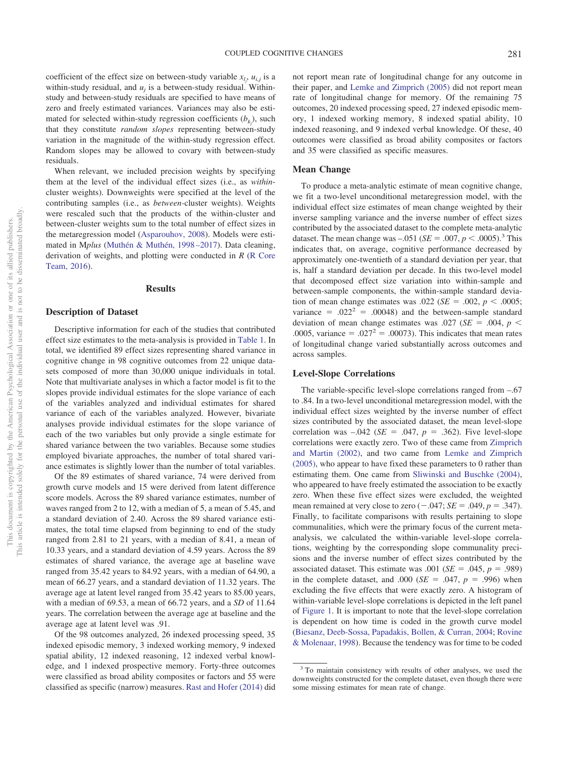coefficient of the effect size on between-study variable $x_{l_j}$, $u_{i,j}$ is a within-study residual, and $u_j$ is a between-study residual. Within-study and between-study residuals are specified to have means of zero and freely estimated variances. Variances may also be estimated for selected within-study regression coefficients ($b_{k_j}$), such that they constitute *random slopes* representing between-study variation in the magnitude of the within-study regression effect. Random slopes may be allowed to covary with between-study residuals.

When relevant, we included precision weights by specifying them at the level of the individual effect sizes (i.e., as *within*-cluster weights). Downweights were specified at the level of the contributing samples (i.e., as *between*-cluster weights). Weights were rescaled such that the products of the within-cluster and between-cluster weights sum to the total number of effect sizes in the metaregression model (Asparouhov, 2008). Models were estimated in M*plus* (Muthén & Muthén, 1998–2017). Data cleaning, derivation of weights, and plotting were conducted in *R* (R Core Team, 2016).

## Results

### Description of Dataset

Descriptive information for each of the studies that contributed effect size estimates to the meta-analysis is provided in Table 1. In total, we identified 89 effect sizes representing shared variance in cognitive change in 98 cognitive outcomes from 22 unique datasets composed of more than 30,000 unique individuals in total. Note that multivariate analyses in which a factor model is fit to the slopes provide individual estimates for the slope variance of each of the variables analyzed and individual estimates for shared variance of each of the variables analyzed. However, bivariate analyses provide individual estimates for the slope variance of each of the two variables but only provide a single estimate for shared variance between the two variables. Because some studies employed bivariate approaches, the number of total shared variance estimates is slightly lower than the number of total variables.

Of the 89 estimates of shared variance, 74 were derived from growth curve models and 15 were derived from latent difference score models. Across the 89 shared variance estimates, number of waves ranged from 2 to 12, with a median of 5, a mean of 5.45, and a standard deviation of 2.40. Across the 89 shared variance estimates, the total time elapsed from beginning to end of the study ranged from 2.81 to 21 years, with a median of 8.41, a mean of 10.33 years, and a standard deviation of 4.59 years. Across the 89 estimates of shared variance, the average age at baseline wave ranged from 35.42 years to 84.92 years, with a median of 64.90, a mean of 66.27 years, and a standard deviation of 11.32 years. The average age at latent level ranged from 35.42 years to 85.00 years, with a median of 69.53, a mean of 66.72 years, and a *SD* of 11.64 years. The correlation between the average age at baseline and the average age at latent level was .91.

Of the 98 outcomes analyzed, 26 indexed processing speed, 35 indexed episodic memory, 3 indexed working memory, 9 indexed spatial ability, 12 indexed reasoning, 12 indexed verbal knowledge, and 1 indexed prospective memory. Forty-three outcomes were classified as broad ability composites or factors and 55 were classified as specific (narrow) measures. Rast and Hofer (2014) did not report mean rate of longitudinal change for any outcome in their paper, and Lemke and Zimprich (2005) did not report mean rate of longitudinal change for memory. Of the remaining 75 outcomes, 20 indexed processing speed, 27 indexed episodic memory, 1 indexed working memory, 8 indexed spatial ability, 10 indexed reasoning, and 9 indexed verbal knowledge. Of these, 40 outcomes were classified as broad ability composites or factors and 35 were classified as specific measures.

### Mean Change

To produce a meta-analytic estimate of mean cognitive change, we fit a two-level unconditional metaregression model, with the individual effect size estimates of mean change weighted by their inverse sampling variance and the inverse number of effect sizes contributed by the associated dataset to the complete meta-analytic dataset. The mean change was –.051 ($SE$ = .007, $p < .0005$).[3] This indicates that, on average, cognitive performance decreased by approximately one-twentieth of a standard deviation per year, that is, half a standard deviation per decade. In this two-level model that decomposed effect size variation into within-sample and between-sample components, the within-sample standard deviation of mean change estimates was .022 ($SE$ = .002, $p < .0005$; variance = $.022^2$ = .00048) and the between-sample standard deviation of mean change estimates was .027 ($SE$ = .004, $p < .0005$, variance = $.027^2$ = .00073). This indicates that mean rates of longitudinal change varied substantially across outcomes and across samples.

### Level-Slope Correlations

The variable-specific level-slope correlations ranged from –.67 to .84. In a two-level unconditional metaregression model, with the individual effect sizes weighted by the inverse number of effect sizes contributed by the associated dataset, the mean level-slope correlation was –.042 ($SE$ = .047, $p$ = .362). Five level-slope correlations were exactly zero. Two of these came from Zimprich and Martin (2002), and two came from Lemke and Zimprich (2005), who appear to have fixed these parameters to 0 rather than estimating them. One came from Sliwinski and Buschke (2004), who appeared to have freely estimated the association to be exactly zero. When these five effect sizes were excluded, the weighted mean remained at very close to zero (−.047; $SE$ = .049, $p$ = .347). Finally, to facilitate comparisons with results pertaining to slope communalities, which were the primary focus of the current meta-analysis, we calculated the within-variable level-slope correlations, weighting by the corresponding slope community precisions and the inverse number of effect sizes contributed by the associated dataset. This estimate was .001 ($SE$ = .045, $p$ = .989) in the complete dataset, and .000 ($SE$ = .047, $p$ = .996) when excluding the five effects that were exactly zero. A histogram of within-variable level-slope correlations is depicted in the left panel of Figure 1. It is important to note that the level-slope correlation is dependent on how time is coded in the growth curve model (Biesanz, Deeb-Sossa, Papadakis, Bollen, & Curran, 2004; Rovine & Molenaar, 1998). Because the tendency was for time to be coded

[3] To maintain consistency with results of other analyses, we used the downweights constructed for the complete dataset, even though there were some missing estimates for mean rate of change.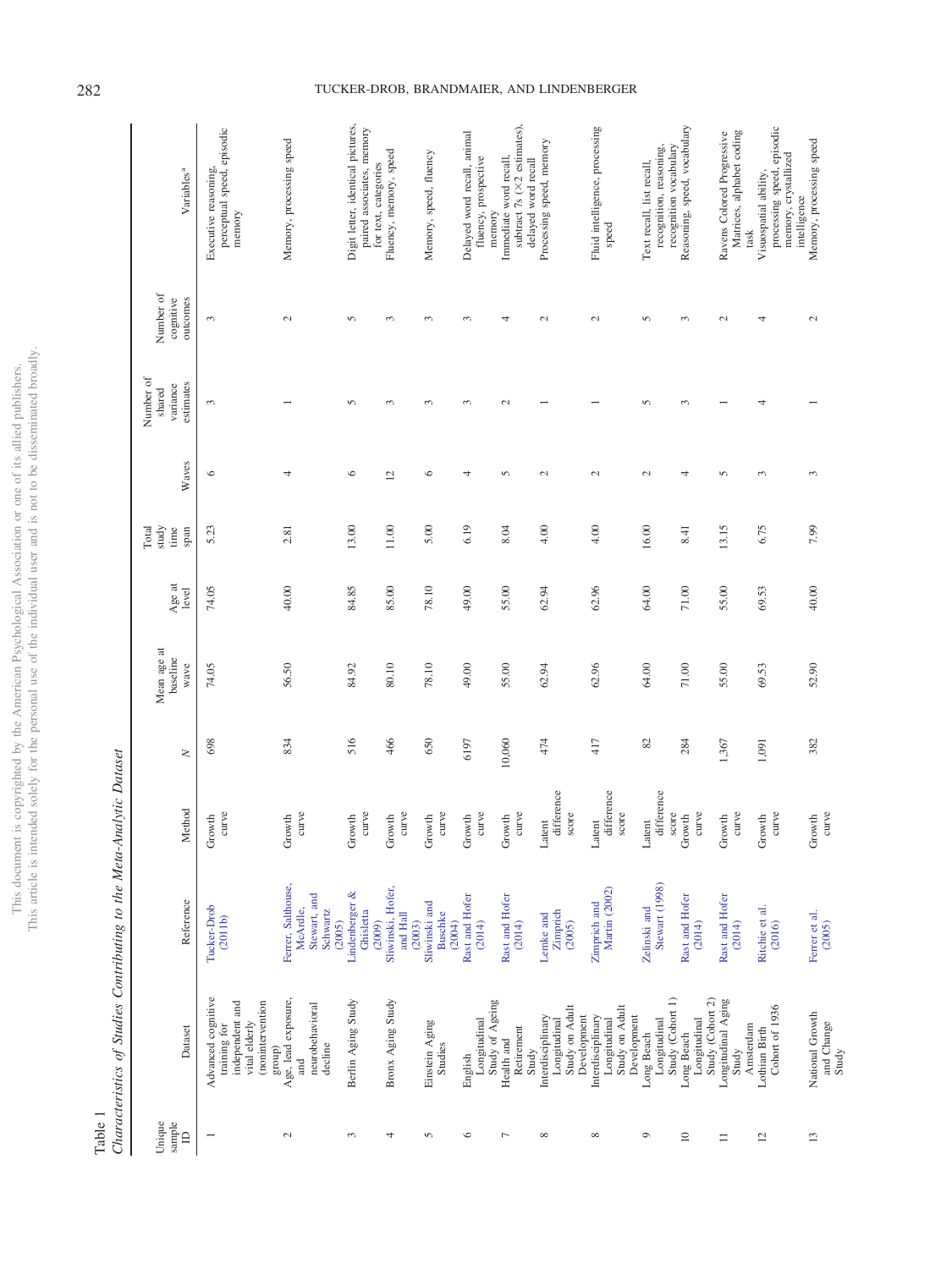Table 1
*Characteristics of Studies Contributing to the Meta-Analytic Dataset*

| Unique sample ID | Dataset | Reference | Method | *N* | Mean age at baseline wave | Age at level | Total study time span | Waves | Number of shared variance estimates | Number of cognitive outcomes | Variables[a] |
|---|---|---|---|---|---|---|---|---|---|---|---|
| 1 | Advanced cognitive training for independent and vital elderly (nonintervention group) | Tucker-Drob (2011b) | Growth curve | 698 | 74.05 | 74.05 | 5.23 | 6 | 3 | 3 | Executive reasoning, perceptual speed, episodic memory |
| 2 | Age, lead exposure, and neurobehavioral decline | Ferrer, Salthouse, McArdle, Stewart, and Schwartz (2005) | Growth curve | 834 | 56.50 | 40.00 | 2.81 | 4 | 1 | 2 | Memory, processing speed |
| 3 | Berlin Aging Study | Lindenberger & Ghisletta (2009) | Growth curve | 516 | 84.92 | 84.85 | 13.00 | 6 | 5 | 5 | Digit letter, identical pictures, paired associates, memory for text, categories |
| 4 | Bronx Aging Study | Sliwinski, Hofer, and Hall (2003) | Growth curve | 466 | 80.10 | 85.00 | 11.00 | 12 | 3 | 3 | Fluency, memory, speed |
| 5 | Einstein Aging Studies | Sliwinski and Buschke (2004) | Growth curve | 650 | 78.10 | 78.10 | 5.00 | 6 | 3 | 3 | Memory, speed, fluency |
| 6 | English Longitudinal Study of Ageing | Rast and Hofer (2014) | Growth curve | 6197 | 49.00 | 49.00 | 6.19 | 4 | 3 | 3 | Delayed word recall, animal fluency, prospective memory |
| 7 | Health and Retirement Study | Rast and Hofer (2014) | Growth curve | 10,060 | 55.00 | 55.00 | 8.04 | 5 | 2 | 4 | Immediate word recall, subtract 7s (×2 estimates), delayed word recall |
| 8 | Interdisciplinary Longitudinal Study on Adult Development | Lemke and Zimprich (2005) | Latent difference score | 474 | 62.94 | 62.94 | 4.00 | 2 | 1 | 2 | Processing speed, memory |
| 8 | Interdisciplinary Longitudinal Study on Adult Development | Zimprich and Martin (2002) | Latent difference score | 417 | 62.96 | 62.96 | 4.00 | 2 | 1 | 2 | Fluid intelligence, processing speed |
| 9 | Long Beach Longitudinal Study (Cohort 1) | Zelinski and Stewart (1998) | Latent difference score | 82 | 64.00 | 64.00 | 16.00 | 2 | 5 | 5 | Text recall, list recall, recognition, reasoning, recognition vocabulary |
| 10 | Long Beach Longitudinal Study (Cohort 2) | Rast and Hofer (2014) | Growth curve | 284 | 71.00 | 71.00 | 8.41 | 4 | 3 | 3 | Reasoning, speed, vocabulary |
| 11 | Longitudinal Aging Study Amsterdam | Rast and Hofer (2014) | Growth curve | 1,367 | 55.00 | 55.00 | 13.15 | 5 | 1 | 2 | Ravens Colored Progressive Matrices, alphabet coding task |
| 12 | Lothian Birth Cohort of 1936 | Ritchie et al. (2016) | Growth curve | 1,091 | 69.53 | 69.53 | 6.75 | 3 | 4 | 4 | Visuospatial ability, processing speed, episodic memory, crystallized intelligence |
| 13 | National Growth and Change Study | Ferrer et al. (2005) | Growth curve | 382 | 52.90 | 40.00 | 7.99 | 3 | 1 | 2 | Memory, processing speed |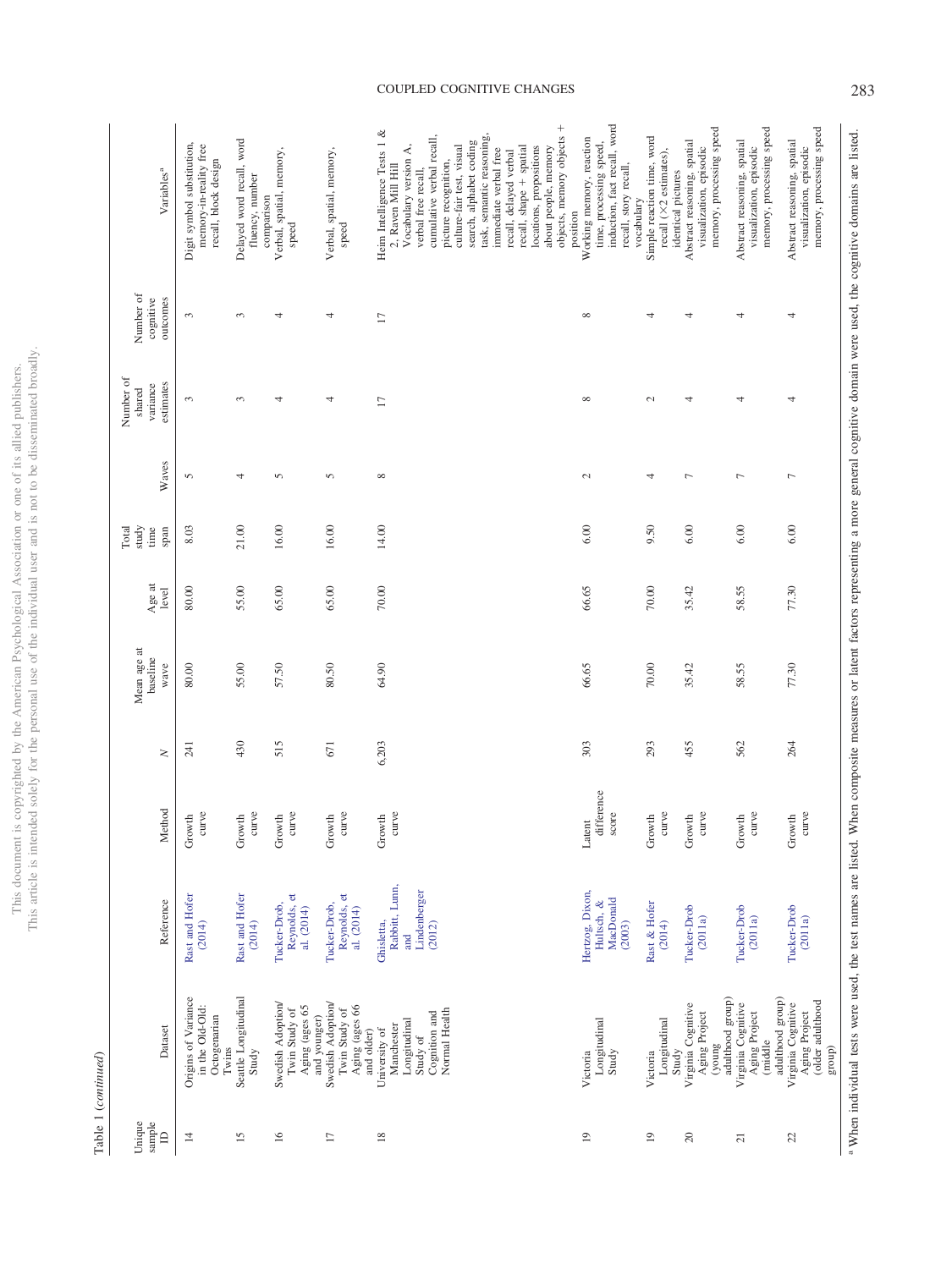Table 1 (*continued*)

| Unique sample ID | Dataset | Reference | Method | *N* | Mean age at baseline wave | Age at level | Total study time span | Waves | Number of shared variance estimates | Number of cognitive outcomes | Variables[a] |
|---|---|---|---|---|---|---|---|---|---|---|---|
| 14 | Origins of Variance in the Old-Old: Octogenarian Twins | Rast and Hofer (2014) | Growth curve | 241 | 80.00 | 80.00 | 8.03 | 5 | 3 | 3 | Digit symbol substitution, memory-in-reality free recall, block design |
| 15 | Seattle Longitudinal Study | Rast and Hofer (2014) | Growth curve | 430 | 55.00 | 55.00 | 21.00 | 4 | 3 | 3 | Delayed word recall, word fluency, number comparison |
| 16 | Swedish Adoption/Twin Study of Aging (ages 65 and younger) | Tucker-Drob, Reynolds, et al. (2014) | Growth curve | 515 | 57.50 | 65.00 | 16.00 | 5 | 4 | 4 | Verbal, spatial, memory, speed |
| 17 | Swedish Adoption/Twin Study of Aging (ages 66 and older) | Tucker-Drob, Reynolds, et al. (2014) | Growth curve | 671 | 80.50 | 65.00 | 16.00 | 5 | 4 | 4 | Verbal, spatial, memory, speed |
| 18 | University of Manchester Longitudinal Study of Cognition and Normal Health | Ghisletta, Rabbitt, Lunn, and Lindenberger (2012) | Growth curve | 6,203 | 64.90 | 70.00 | 14.00 | 8 | 17 | 17 | Heim Intelligence Tests 1 & 2, Raven Mill Hill Vocabulary version A, verbal free recall, cumulative verbal recall, picture recognition, culture-fair test, visual search, alphabet coding task, semantic reasoning, immediate verbal free recall, delayed verbal recall, shape + spatial locations, propositions about people, memory objects, memory objects + position |
| 19 | Victoria Longitudinal Study | Hertzog, Dixon, Hultsch, & MacDonald (2003) | Latent difference score | 303 | 66.65 | 66.65 | 6.00 | 2 | 8 | 8 | Working memory, reaction time, processing speed, induction, fact recall, word recall, story recall, vocabulary |
| 19 | Victoria Longitudinal Study | Rast & Hofer (2014) | Growth curve | 293 | 70.00 | 70.00 | 9.50 | 4 | 2 | 4 | Simple reaction time, word recall (×2 estimates), identical pictures |
| 20 | Virginia Cognitive Aging Project (young adulthood group) | Tucker-Drob (2011a) | Growth curve | 455 | 35.42 | 35.42 | 6.00 | 7 | 4 | 4 | Abstract reasoning, spatial visualization, episodic memory, processing speed |
| 21 | Virginia Cognitive Aging Project (middle adulthood group) | Tucker-Drob (2011a) | Growth curve | 562 | 58.55 | 58.55 | 6.00 | 7 | 4 | 4 | Abstract reasoning, spatial visualization, episodic memory, processing speed |
| 22 | Virginia Cognitive Aging Project (older adulthood group) | Tucker-Drob (2011a) | Growth curve | 264 | 77.30 | 77.30 | 6.00 | 7 | 4 | 4 | Abstract reasoning, spatial visualization, episodic memory, processing speed |

[a] When individual tests were used, the test names are listed. When composite measures or latent factors representing a more general cognitive domain were used, the cognitive domains are listed.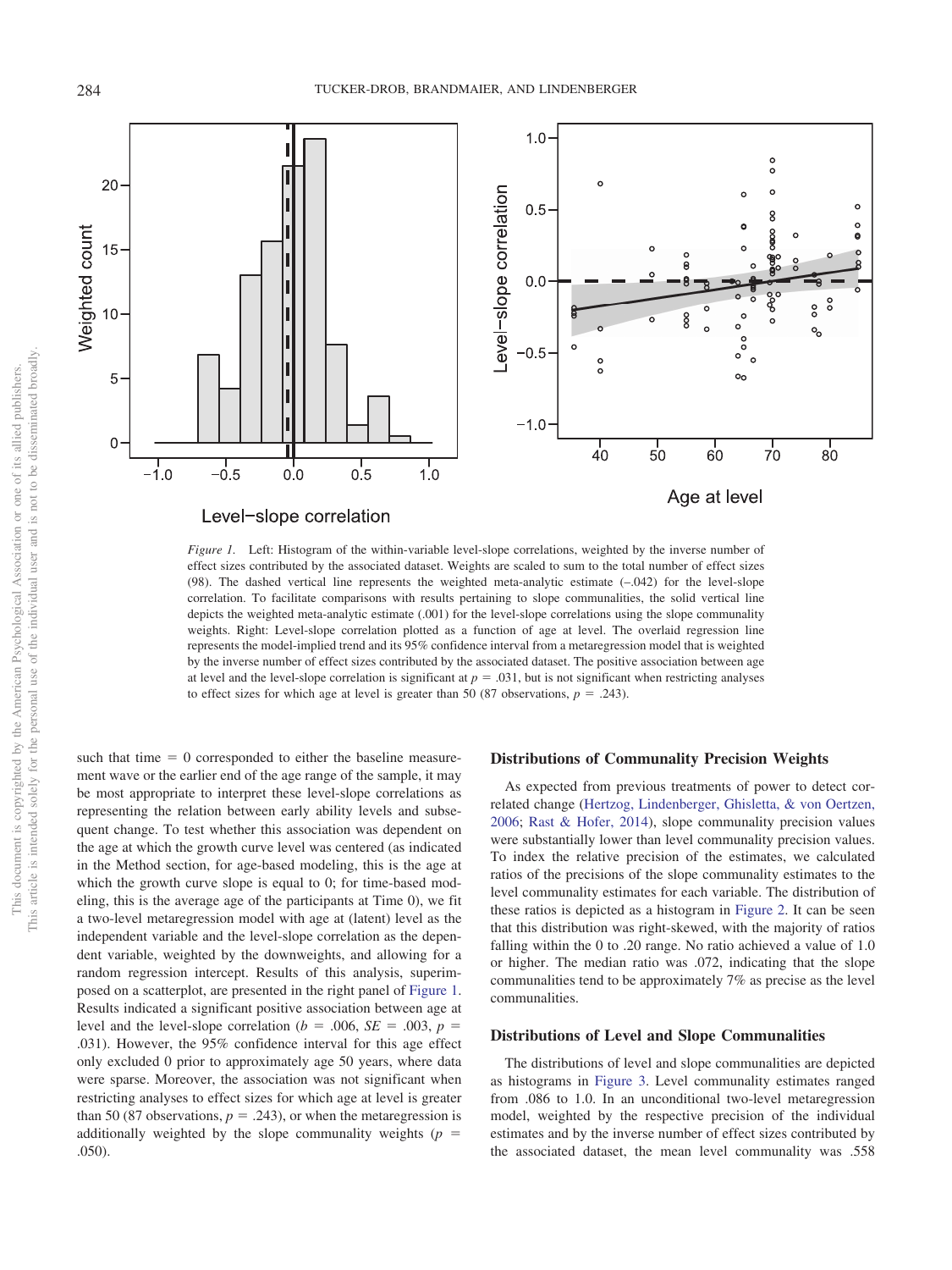*Figure 1.* Left: Histogram of the within-variable level-slope correlations, weighted by the inverse number of effect sizes contributed by the associated dataset. Weights are scaled to sum to the total number of effect sizes (98). The dashed vertical line represents the weighted meta-analytic estimate (–.042) for the level-slope correlation. To facilitate comparisons with results pertaining to slope communalities, the solid vertical line depicts the weighted meta-analytic estimate (.001) for the level-slope correlations using the slope communality weights. Right: Level-slope correlation plotted as a function of age at level. The overlaid regression line represents the model-implied trend and its 95% confidence interval from a metaregression model that is weighted by the inverse number of effect sizes contributed by the associated dataset. The positive association between age at level and the level-slope correlation is significant at $p = .031$, but is not significant when restricting analyses to effect sizes for which age at level is greater than 50 (87 observations, $p = .243$).

such that time = 0 corresponded to either the baseline measurement wave or the earlier end of the age range of the sample, it may be most appropriate to interpret these level-slope correlations as representing the relation between early ability levels and subsequent change. To test whether this association was dependent on the age at which the growth curve level was centered (as indicated in the Method section, for age-based modeling, this is the age at which the growth curve slope is equal to 0; for time-based modeling, this is the average age of the participants at Time 0), we fit a two-level metaregression model with age at (latent) level as the independent variable and the level-slope correlation as the dependent variable, weighted by the downweights, and allowing for a random regression intercept. Results of this analysis, superimposed on a scatterplot, are presented in the right panel of Figure 1. Results indicated a significant positive association between age at level and the level-slope correlation ($b = .006$, $SE = .003$, $p = .031$). However, the 95% confidence interval for this age effect only excluded 0 prior to approximately age 50 years, where data were sparse. Moreover, the association was not significant when restricting analyses to effect sizes for which age at level is greater than 50 (87 observations, $p = .243$), or when the metaregression is additionally weighted by the slope communality weights ($p = .050$).

### Distributions of Communality Precision Weights

As expected from previous treatments of power to detect correlated change (Hertzog, Lindenberger, Ghisletta, & von Oertzen, 2006; Rast & Hofer, 2014), slope communality precision values were substantially lower than level communality precision values. To index the relative precision of the estimates, we calculated ratios of the precisions of the slope communality estimates to the level communality estimates for each variable. The distribution of these ratios is depicted as a histogram in Figure 2. It can be seen that this distribution was right-skewed, with the majority of ratios falling within the 0 to .20 range. No ratio achieved a value of 1.0 or higher. The median ratio was .072, indicating that the slope communalities tend to be approximately 7% as precise as the level communalities.

### Distributions of Level and Slope Communalities

The distributions of level and slope communalities are depicted as histograms in Figure 3. Level communality estimates ranged from .086 to 1.0. In an unconditional two-level metaregression model, weighted by the respective precision of the individual estimates and by the inverse number of effect sizes contributed by the associated dataset, the mean level communality was .558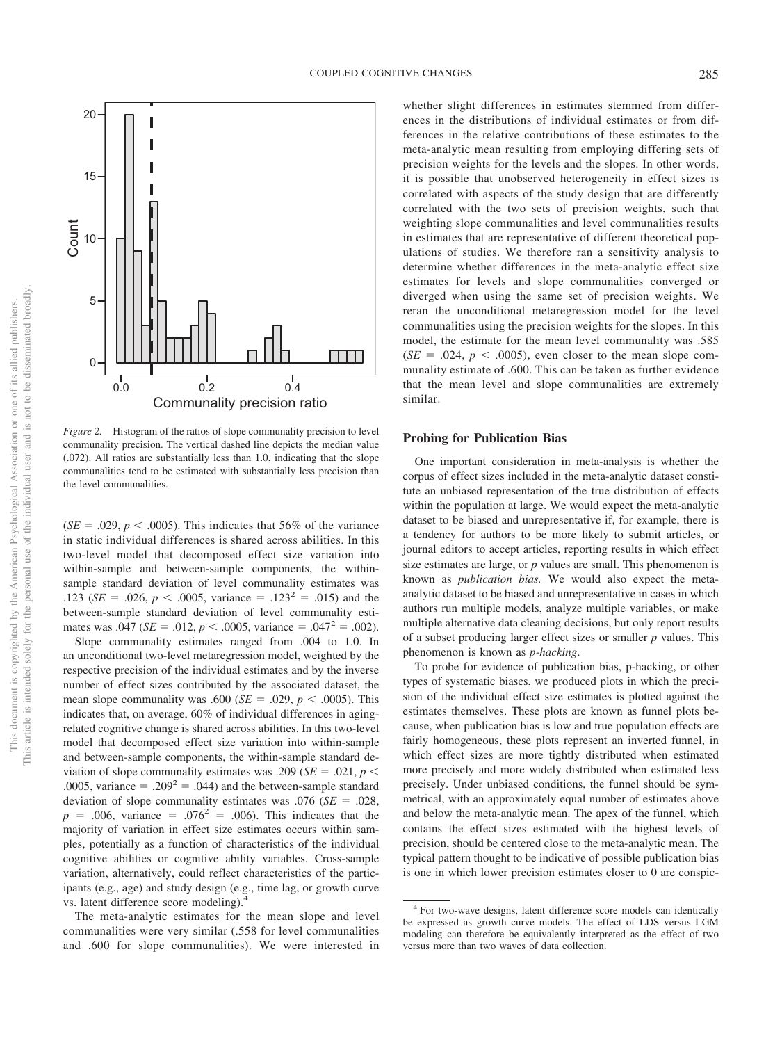*Figure 2.* Histogram of the ratios of slope communality precision to level communality precision. The vertical dashed line depicts the median value (.072). All ratios are substantially less than 1.0, indicating that the slope communalities tend to be estimated with substantially less precision than the level communalities.

($SE$ = .029, $p$ < .0005). This indicates that 56% of the variance in static individual differences is shared across abilities. In this two-level model that decomposed effect size variation into within-sample and between-sample components, the within-sample standard deviation of level communality estimates was .123 ($SE$ = .026, $p$ < .0005, variance = $.123^2$ = .015) and the between-sample standard deviation of level communality estimates was .047 ($SE$ = .012, $p$ < .0005, variance = $.047^2$ = .002).

Slope communality estimates ranged from .004 to 1.0. In an unconditional two-level metaregression model, weighted by the respective precision of the individual estimates and by the inverse number of effect sizes contributed by the associated dataset, the mean slope communality was .600 ($SE$ = .029, $p$ < .0005). This indicates that, on average, 60% of individual differences in aging-related cognitive change is shared across abilities. In this two-level model that decomposed effect size variation into within-sample and between-sample components, the within-sample standard deviation of slope communality estimates was .209 ($SE$ = .021, $p$ < .0005, variance = $.209^2$ = .044) and the between-sample standard deviation of slope communality estimates was .076 ($SE$ = .028, $p$ = .006, variance = $.076^2$ = .006). This indicates that the majority of variation in effect size estimates occurs within samples, potentially as a function of characteristics of the individual cognitive abilities or cognitive ability variables. Cross-sample variation, alternatively, could reflect characteristics of the participants (e.g., age) and study design (e.g., time lag, or growth curve vs. latent difference score modeling).[4]

The meta-analytic estimates for the mean slope and level communalities were very similar (.558 for level communalities and .600 for slope communalities). We were interested in whether slight differences in estimates stemmed from differences in the distributions of individual estimates or from differences in the relative contributions of these estimates to the meta-analytic mean resulting from employing differing sets of precision weights for the levels and the slopes. In other words, it is possible that unobserved heterogeneity in effect sizes is correlated with aspects of the study design that are differently correlated with the two sets of precision weights, such that weighting slope communalities and level communalities results in estimates that are representative of different theoretical populations of studies. We therefore ran a sensitivity analysis to determine whether differences in the meta-analytic effect size estimates for levels and slope communalities converged or diverged when using the same set of precision weights. We reran the unconditional metaregression model for the level communalities using the precision weights for the slopes. In this model, the estimate for the mean level community was .585 ($SE$ = .024, $p$ < .0005), even closer to the mean slope communality estimate of .600. This can be taken as further evidence that the mean level and slope communalities are extremely similar.

## Probing for Publication Bias

One important consideration in meta-analysis is whether the corpus of effect sizes included in the meta-analytic dataset constitute an unbiased representation of the true distribution of effects within the population at large. We would expect the meta-analytic dataset to be biased and unrepresentative if, for example, there is a tendency for authors to be more likely to submit articles, or journal editors to accept articles, reporting results in which effect size estimates are large, or $p$ values are small. This phenomenon is known as *publication bias.* We would also expect the meta-analytic dataset to be biased and unrepresentative in cases in which authors run multiple models, analyze multiple variables, or make multiple alternative data cleaning decisions, but only report results of a subset producing larger effect sizes or smaller $p$ values. This phenomenon is known as *p-hacking*.

To probe for evidence of publication bias, p-hacking, or other types of systematic biases, we produced plots in which the precision of the individual effect size estimates is plotted against the estimates themselves. These plots are known as funnel plots because, when publication bias is low and true population effects are fairly homogeneous, these plots represent an inverted funnel, in which effect sizes are more tightly distributed when estimated more precisely and more widely distributed when estimated less precisely. Under unbiased conditions, the funnel should be symmetrical, with an approximately equal number of estimates above and below the meta-analytic mean. The apex of the funnel, which contains the effect sizes estimated with the highest levels of precision, should be centered close to the meta-analytic mean. The typical pattern thought to be indicative of possible publication bias is one in which lower precision estimates closer to 0 are conspic-

[4] For two-wave designs, latent difference score models can identically be expressed as growth curve models. The effect of LDS versus LGM modeling can therefore be equivalently interpreted as the effect of two versus more than two waves of data collection.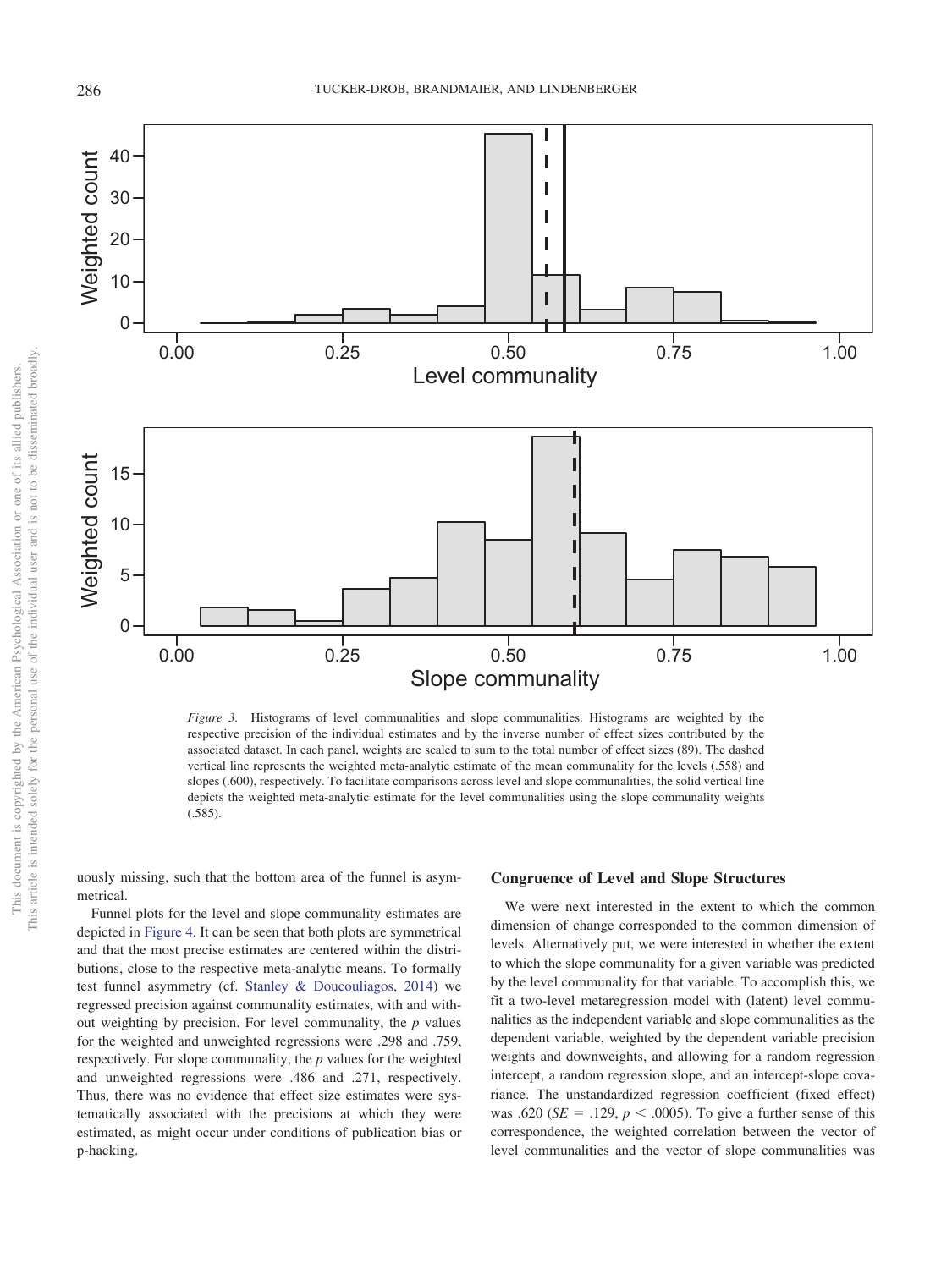*Figure 3.* Histograms of level communalities and slope communalities. Histograms are weighted by the respective precision of the individual estimates and by the inverse number of effect sizes contributed by the associated dataset. In each panel, weights are scaled to sum to the total number of effect sizes (89). The dashed vertical line represents the weighted meta-analytic estimate of the mean communality for the levels (.558) and slopes (.600), respectively. To facilitate comparisons across level and slope communalities, the solid vertical line depicts the weighted meta-analytic estimate for the level communalities using the slope communality weights (.585).

uously missing, such that the bottom area of the funnel is asymmetrical.

Funnel plots for the level and slope communality estimates are depicted in Figure 4. It can be seen that both plots are symmetrical and that the most precise estimates are centered within the distributions, close to the respective meta-analytic means. To formally test funnel asymmetry (cf. Stanley & Doucouliagos, 2014) we regressed precision against communality estimates, with and without weighting by precision. For level communality, the $p$ values for the weighted and unweighted regressions were .298 and .759, respectively. For slope communality, the $p$ values for the weighted and unweighted regressions were .486 and .271, respectively. Thus, there was no evidence that effect size estimates were systematically associated with the precisions at which they were estimated, as might occur under conditions of publication bias or p-hacking.

### Congruence of Level and Slope Structures

We were next interested in the extent to which the common dimension of change corresponded to the common dimension of levels. Alternatively put, we were interested in whether the extent to which the slope communality for a given variable was predicted by the level communality for that variable. To accomplish this, we fit a two-level metaregression model with (latent) level communalities as the independent variable and slope communalities as the dependent variable, weighted by the dependent variable precision weights and downweights, and allowing for a random regression intercept, a random regression slope, and an intercept-slope covariance. The unstandardized regression coefficient (fixed effect) was .620 ($SE$ = .129, $p$ < .0005). To give a further sense of this correspondence, the weighted correlation between the vector of level communalities and the vector of slope communalities was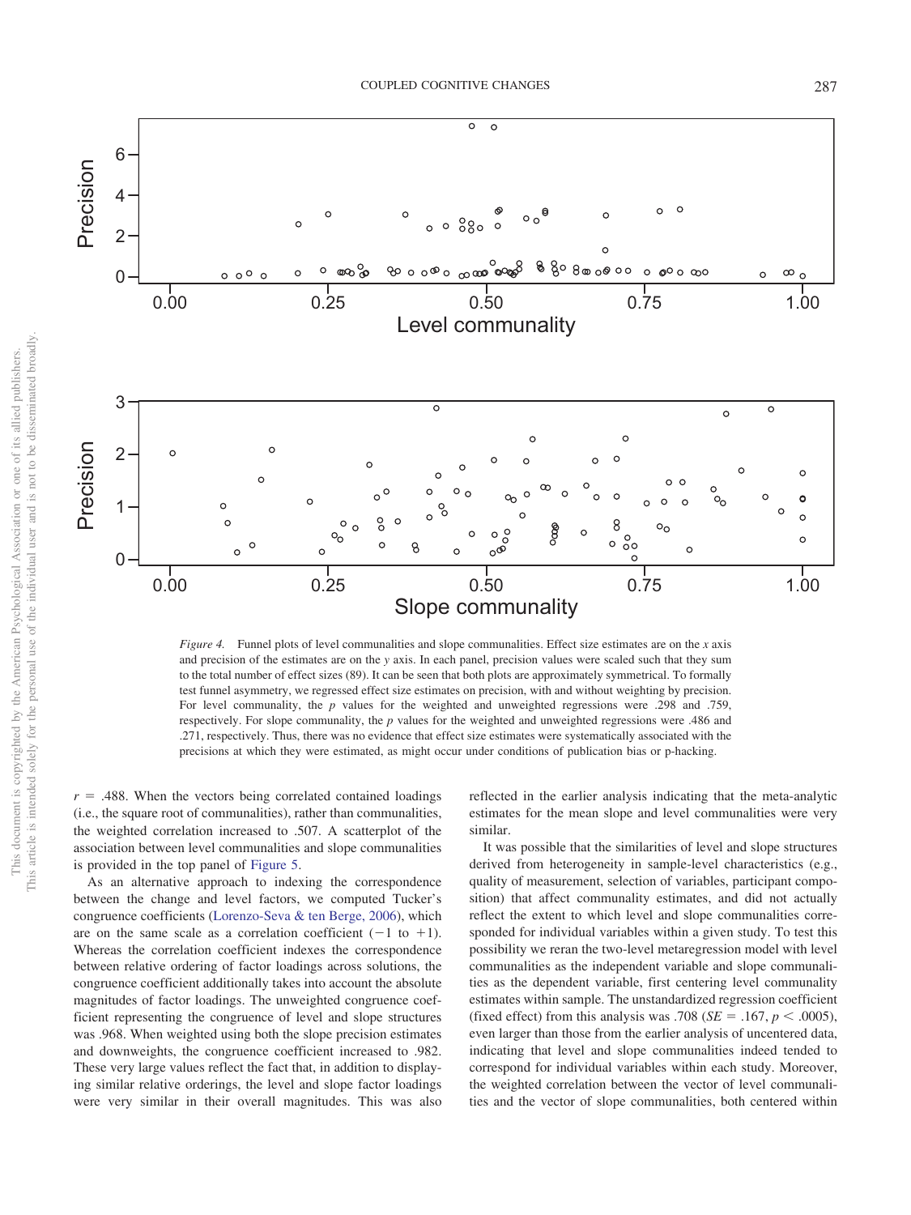*Figure 4.* Funnel plots of level communalities and slope communalities. Effect size estimates are on the *x* axis and precision of the estimates are on the *y* axis. In each panel, precision values were scaled such that they sum to the total number of effect sizes (89). It can be seen that both plots are approximately symmetrical. To formally test funnel asymmetry, we regressed effect size estimates on precision, with and without weighting by precision. For level communality, the *p* values for the weighted and unweighted regressions were .298 and .759, respectively. For slope communality, the *p* values for the weighted and unweighted regressions were .486 and .271, respectively. Thus, there was no evidence that effect size estimates were systematically associated with the precisions at which they were estimated, as might occur under conditions of publication bias or p-hacking.

$r$ = .488. When the vectors being correlated contained loadings (i.e., the square root of communalities), rather than communalities, the weighted correlation increased to .507. A scatterplot of the association between level communalities and slope communalities is provided in the top panel of Figure 5.

As an alternative approach to indexing the correspondence between the change and level factors, we computed Tucker's congruence coefficients (Lorenzo-Seva & ten Berge, 2006), which are on the same scale as a correlation coefficient ($-1$ to $+1$). Whereas the correlation coefficient indexes the correspondence between relative ordering of factor loadings across solutions, the congruence coefficient additionally takes into account the absolute magnitudes of factor loadings. The unweighted congruence coefficient representing the congruence of level and slope structures was .968. When weighted using both the slope precision estimates and downweights, the congruence coefficient increased to .982. These very large values reflect the fact that, in addition to displaying similar relative orderings, the level and slope factor loadings were very similar in their overall magnitudes. This was also reflected in the earlier analysis indicating that the meta-analytic estimates for the mean slope and level communalities were very similar.

It was possible that the similarities of level and slope structures derived from heterogeneity in sample-level characteristics (e.g., quality of measurement, selection of variables, participant composition) that affect communality estimates, and did not actually reflect the extent to which level and slope communalities corresponded for individual variables within a given study. To test this possibility we reran the two-level metaregression model with level communalities as the independent variable and slope communalities as the dependent variable, first centering level communality estimates within sample. The unstandardized regression coefficient (fixed effect) from this analysis was .708 ($SE$ = .167, $p < .0005$), even larger than those from the earlier analysis of uncentered data, indicating that level and slope communalities indeed tended to correspond for individual variables within each study. Moreover, the weighted correlation between the vector of level communalities and the vector of slope communalities, both centered within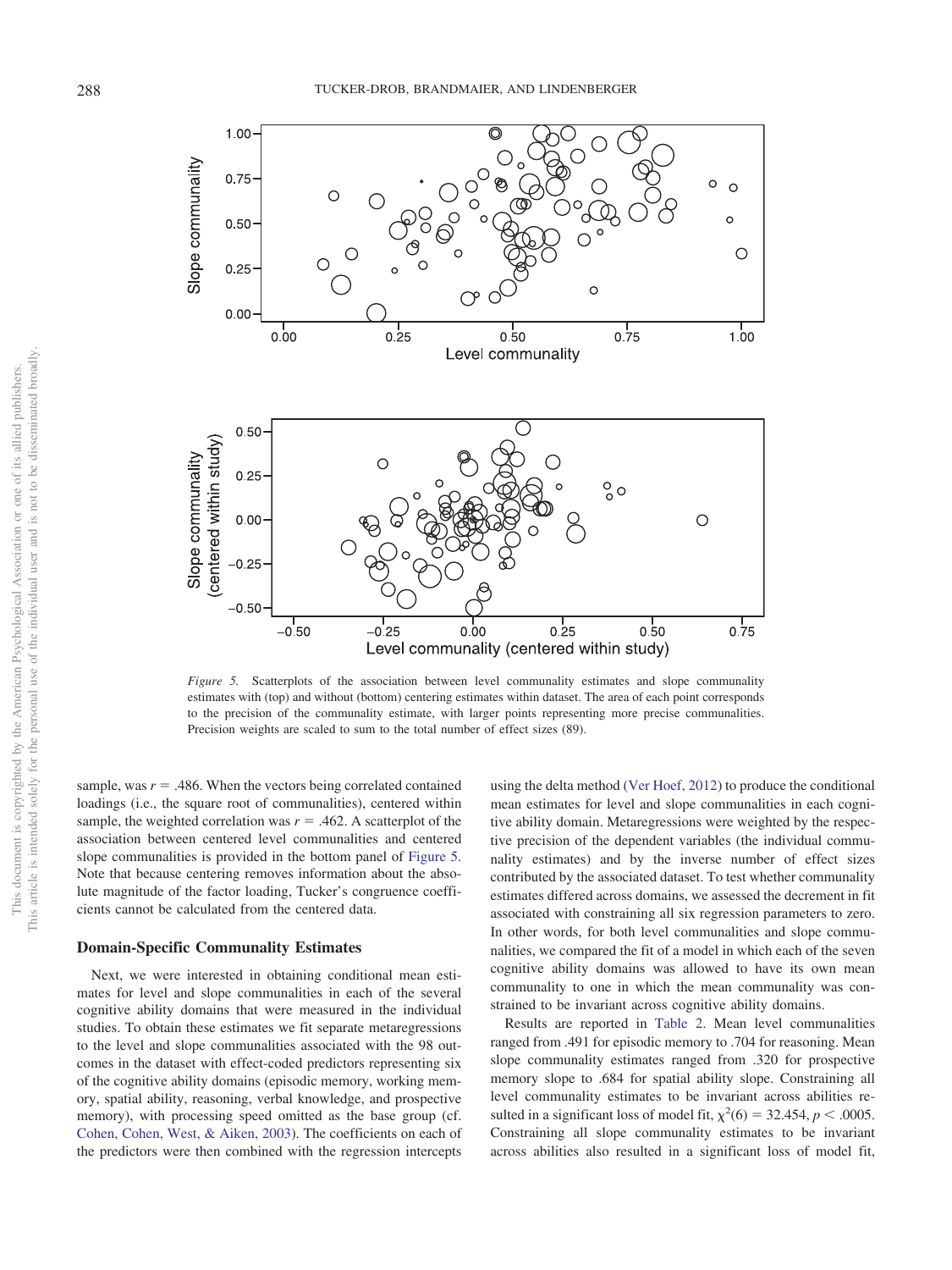*Figure 5.* Scatterplots of the association between level communality estimates and slope communality estimates with (top) and without (bottom) centering estimates within dataset. The area of each point corresponds to the precision of the communality estimate, with larger points representing more precise communalities. Precision weights are scaled to sum to the total number of effect sizes (89).

sample, was $r = .486$. When the vectors being correlated contained loadings (i.e., the square root of communalities), centered within sample, the weighted correlation was $r = .462$. A scatterplot of the association between centered level communalities and centered slope communalities is provided in the bottom panel of Figure 5. Note that because centering removes information about the absolute magnitude of the factor loading, Tucker's congruence coefficients cannot be calculated from the centered data.

## Domain-Specific Communality Estimates

Next, we were interested in obtaining conditional mean estimates for level and slope communalities in each of the several cognitive ability domains that were measured in the individual studies. To obtain these estimates we fit separate metaregressions to the level and slope communalities associated with the 98 outcomes in the dataset with effect-coded predictors representing six of the cognitive ability domains (episodic memory, working memory, spatial ability, reasoning, verbal knowledge, and prospective memory), with processing speed omitted as the base group (cf. Cohen, Cohen, West, & Aiken, 2003). The coefficients on each of the predictors were then combined with the regression intercepts using the delta method (Ver Hoef, 2012) to produce the conditional mean estimates for level and slope communalities in each cognitive ability domain. Metaregressions were weighted by the respective precision of the dependent variables (the individual communality estimates) and by the inverse number of effect sizes contributed by the associated dataset. To test whether communality estimates differed across domains, we assessed the decrement in fit associated with constraining all six regression parameters to zero. In other words, for both level communalities and slope communalities, we compared the fit of a model in which each of the seven cognitive ability domains was allowed to have its own mean communality to one in which the mean communality was constrained to be invariant across cognitive ability domains.

Results are reported in Table 2. Mean level communalities ranged from .491 for episodic memory to .704 for reasoning. Mean slope communality estimates ranged from .320 for prospective memory slope to .684 for spatial ability slope. Constraining all level communality estimates to be invariant across abilities resulted in a significant loss of model fit, $\chi^2(6) = 32.454$, $p < .0005$. Constraining all slope communality estimates to be invariant across abilities also resulted in a significant loss of model fit,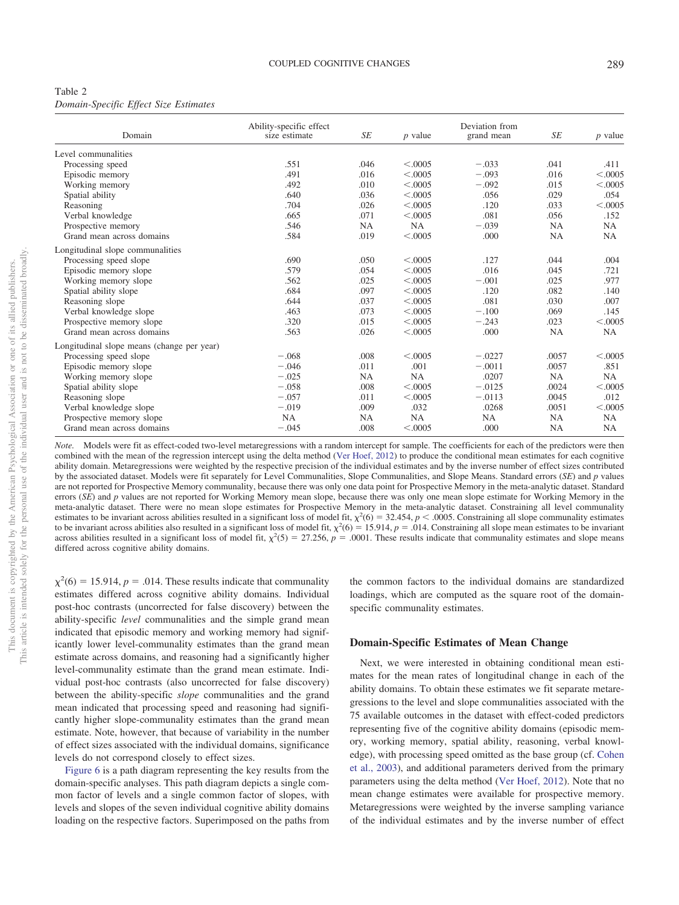Table 2
*Domain-Specific Effect Size Estimates*

| Domain | Ability-specific effect size estimate | *SE* | *p* value | Deviation from grand mean | *SE* | *p* value |
|---|---|---|---|---|---|---|
| Level communalities | | | | | | |
| Processing speed | .551 | .046 | <.0005 | −.033 | .041 | .411 |
| Episodic memory | .491 | .016 | <.0005 | −.093 | .016 | <.0005 |
| Working memory | .492 | .010 | <.0005 | −.092 | .015 | <.0005 |
| Spatial ability | .640 | .036 | <.0005 | .056 | .029 | .054 |
| Reasoning | .704 | .026 | <.0005 | .120 | .033 | <.0005 |
| Verbal knowledge | .665 | .071 | <.0005 | .081 | .056 | .152 |
| Prospective memory | .546 | NA | NA | −.039 | NA | NA |
| Grand mean across domains | .584 | .019 | <.0005 | .000 | NA | NA |
| Longitudinal slope communalities | | | | | | |
| Processing speed slope | .690 | .050 | <.0005 | .127 | .044 | .004 |
| Episodic memory slope | .579 | .054 | <.0005 | .016 | .045 | .721 |
| Working memory slope | .562 | .025 | <.0005 | −.001 | .025 | .977 |
| Spatial ability slope | .684 | .097 | <.0005 | .120 | .082 | .140 |
| Reasoning slope | .644 | .037 | <.0005 | .081 | .030 | .007 |
| Verbal knowledge slope | .463 | .073 | <.0005 | −.100 | .069 | .145 |
| Prospective memory slope | .320 | .015 | <.0005 | −.243 | .023 | <.0005 |
| Grand mean across domains | .563 | .026 | <.0005 | .000 | NA | NA |
| Longitudinal slope means (change per year) | | | | | | |
| Processing speed slope | −.068 | .008 | <.0005 | −.0227 | .0057 | <.0005 |
| Episodic memory slope | −.046 | .011 | .001 | −.0011 | .0057 | .851 |
| Working memory slope | −.025 | NA | NA | .0207 | NA | NA |
| Spatial ability slope | −.058 | .008 | <.0005 | −.0125 | .0024 | <.0005 |
| Reasoning slope | −.057 | .011 | <.0005 | −.0113 | .0045 | .012 |
| Verbal knowledge slope | −.019 | .009 | .032 | .0268 | .0051 | <.0005 |
| Prospective memory slope | NA | NA | NA | NA | NA | NA |
| Grand mean across domains | −.045 | .008 | <.0005 | .000 | NA | NA |

*Note.* Models were fit as effect-coded two-level metaregressions with a random intercept for sample. The coefficients for each of the predictors were then combined with the mean of the regression intercept using the delta method (Ver Hoef, 2012) to produce the conditional mean estimates for each cognitive ability domain. Metaregressions were weighted by the respective precision of the individual estimates and by the inverse number of effect sizes contributed by the associated dataset. Models were fit separately for Level Communalities, Slope Communalities, and Slope Means. Standard errors (*SE*) and *p* values are not reported for Prospective Memory communality, because there was only one data point for Prospective Memory in the meta-analytic dataset. Standard errors (*SE*) and *p* values are not reported for Working Memory mean slope, because there was only one mean slope estimate for Working Memory in the meta-analytic dataset. There were no mean slope estimates for Prospective Memory in the meta-analytic dataset. Constraining all level communality estimates to be invariant across abilities resulted in a significant loss of model fit, $\chi^2(6) = 32.454$, $p < .0005$. Constraining all slope communality estimates to be invariant across abilities also resulted in a significant loss of model fit, $\chi^2(6) = 15.914$, $p = .014$. Constraining all slope mean estimates to be invariant across abilities resulted in a significant loss of model fit, $\chi^2(5) = 27.256$, $p = .0001$. These results indicate that communality estimates and slope means differed across cognitive ability domains.

$\chi^2(6) = 15.914$, $p = .014$. These results indicate that communality estimates differed across cognitive ability domains. Individual post-hoc contrasts (uncorrected for false discovery) between the ability-specific *level* communalities and the simple grand mean indicated that episodic memory and working memory had significantly lower level-communality estimates than the grand mean estimate across domains, and reasoning had a significantly higher level-communality estimate than the grand mean estimate. Individual post-hoc contrasts (also uncorrected for false discovery) between the ability-specific *slope* communalities and the grand mean indicated that processing speed and reasoning had significantly higher slope-community estimates than the grand mean estimate. Note, however, that because of variability in the number of effect sizes associated with the individual domains, significance levels do not correspond closely to effect sizes.

Figure 6 is a path diagram representing the key results from the domain-specific analyses. This path diagram depicts a single common factor of levels and a single common factor of slopes, with levels and slopes of the seven individual cognitive ability domains loading on the respective factors. Superimposed on the paths from the common factors to the individual domains are standardized loadings, which are computed as the square root of the domain-specific community estimates.

## Domain-Specific Estimates of Mean Change

Next, we were interested in obtaining conditional mean estimates for the mean rates of longitudinal change in each of the ability domains. To obtain these estimates we fit separate metaregressions to the level and slope communalities associated with the 75 available outcomes in the dataset with effect-coded predictors representing five of the cognitive ability domains (episodic memory, working memory, spatial ability, reasoning, verbal knowledge), with processing speed omitted as the base group (cf. Cohen et al., 2003), and additional parameters derived from the primary parameters using the delta method (Ver Hoef, 2012). Note that no mean change estimates were available for prospective memory. Metaregressions were weighted by the inverse sampling variance of the individual estimates and by the inverse number of effect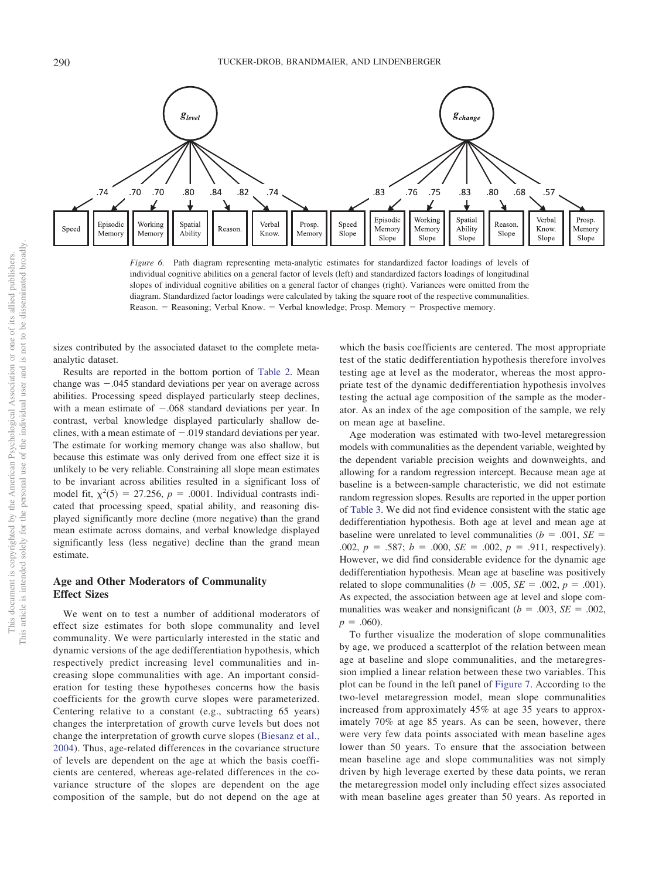*Figure 6.* Path diagram representing meta-analytic estimates for standardized factor loadings of levels of individual cognitive abilities on a general factor of levels (left) and standardized factors loadings of longitudinal slopes of individual cognitive abilities on a general factor of changes (right). Variances were omitted from the diagram. Standardized factor loadings were calculated by taking the square root of the respective communalities. Reason. = Reasoning; Verbal Know. = Verbal knowledge; Prosp. Memory = Prospective memory.

sizes contributed by the associated dataset to the complete meta-analytic dataset.

Results are reported in the bottom portion of Table 2. Mean change was −.045 standard deviations per year on average across abilities. Processing speed displayed particularly steep declines, with a mean estimate of −.068 standard deviations per year. In contrast, verbal knowledge displayed particularly shallow declines, with a mean estimate of −.019 standard deviations per year. The estimate for working memory change was also shallow, but because this estimate was only derived from one effect size it is unlikely to be very reliable. Constraining all slope mean estimates to be invariant across abilities resulted in a significant loss of model fit, $\chi^2(5) = 27.256$, $p = .0001$. Individual contrasts indicated that processing speed, spatial ability, and reasoning displayed significantly more decline (more negative) than the grand mean estimate across domains, and verbal knowledge displayed significantly less (less negative) decline than the grand mean estimate.

## Age and Other Moderators of Communality Effect Sizes

We went on to test a number of additional moderators of effect size estimates for both slope communality and level communality. We were particularly interested in the static and dynamic versions of the age dedifferentiation hypothesis, which respectively predict increasing level communalities and increasing slope communalities with age. An important consideration for testing these hypotheses concerns how the basis coefficients for the growth curve slopes were parameterized. Centering relative to a constant (e.g., subtracting 65 years) changes the interpretation of growth curve levels but does not change the interpretation of growth curve slopes (Biesanz et al., 2004). Thus, age-related differences in the covariance structure of levels are dependent on the age at which the basis coefficients are centered, whereas age-related differences in the covariance structure of the slopes are dependent on the age composition of the sample, but do not depend on the age at which the basis coefficients are centered. The most appropriate test of the static dedifferentiation hypothesis therefore involves testing age at level as the moderator, whereas the most appropriate test of the dynamic dedifferentiation hypothesis involves testing the actual age composition of the sample as the moderator. As an index of the age composition of the sample, we rely on mean age at baseline.

Age moderation was estimated with two-level metaregression models with communalities as the dependent variable, weighted by the dependent variable precision weights and downweights, and allowing for a random regression intercept. Because mean age at baseline is a between-sample characteristic, we did not estimate random regression slopes. Results are reported in the upper portion of Table 3. We did not find evidence consistent with the static age dedifferentiation hypothesis. Both age at level and mean age at baseline were unrelated to level communalities ($b = .001$, $SE = .002$, $p = .587$; $b = .000$, $SE = .002$, $p = .911$, respectively). However, we did find considerable evidence for the dynamic age dedifferentiation hypothesis. Mean age at baseline was positively related to slope communalities ($b = .005$, $SE = .002$, $p = .001$). As expected, the association between age at level and slope communalities was weaker and nonsignificant ($b = .003$, $SE = .002$, $p = .060$).

To further visualize the moderation of slope communalities by age, we produced a scatterplot of the relation between mean age at baseline and slope communalities, and the metaregression implied a linear relation between these two variables. This plot can be found in the left panel of Figure 7. According to the two-level metaregression model, mean slope communalities increased from approximately 45% at age 35 years to approximately 70% at age 85 years. As can be seen, however, there were very few data points associated with mean baseline ages lower than 50 years. To ensure that the association between mean baseline age and slope communalities was not simply driven by high leverage exerted by these data points, we reran the metaregression model only including effect sizes associated with mean baseline ages greater than 50 years. As reported in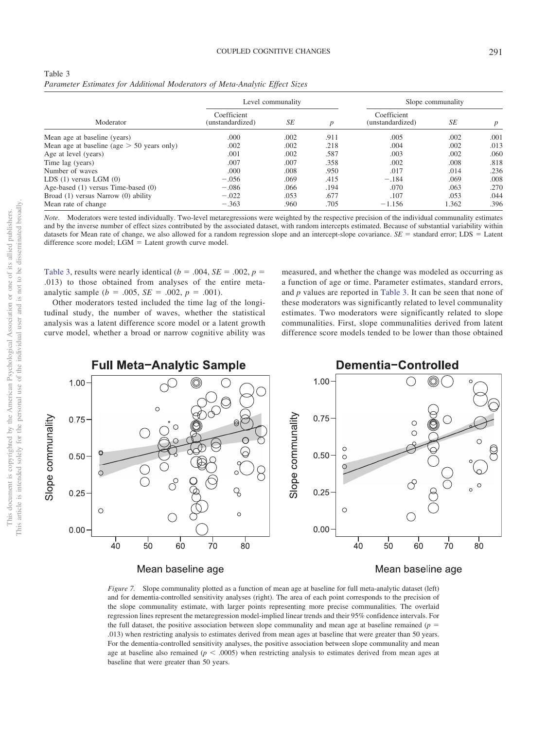Table 3
*Parameter Estimates for Additional Moderators of Meta-Analytic Effect Sizes*

| Moderator | Level communality | | | Slope communality | | |
|---|---|---|---|---|---|---|
| | Coefficient (unstandardized) | *SE* | *p* | Coefficient (unstandardized) | *SE* | *p* |
| Mean age at baseline (years) | .000 | .002 | .911 | .005 | .002 | .001 |
| Mean age at baseline (age > 50 years only) | .002 | .002 | .218 | .004 | .002 | .013 |
| Age at level (years) | .001 | .002 | .587 | .003 | .002 | .060 |
| Time lag (years) | .007 | .007 | .358 | .002 | .008 | .818 |
| Number of waves | .000 | .008 | .950 | .017 | .014 | .236 |
| LDS (1) versus LGM (0) | −.056 | .069 | .415 | −.184 | .069 | .008 |
| Age-based (1) versus Time-based (0) | −.086 | .066 | .194 | .070 | .063 | .270 |
| Broad (1) versus Narrow (0) ability | −.022 | .053 | .677 | .107 | .053 | .044 |
| Mean rate of change | −.363 | .960 | .705 | −1.156 | 1.362 | .396 |

*Note.* Moderators were tested individually. Two-level metaregressions were weighted by the respective precision of the individual communality estimates and by the inverse number of effect sizes contributed by the associated dataset, with random intercepts estimated. Because of substantial variability within datasets for Mean rate of change, we also allowed for a random regression slope and an intercept-slope covariance. *SE* = standard error; LDS = Latent difference score model; LGM = Latent growth curve model.

Table 3, results were nearly identical ($b = .004$, $SE = .002$, $p = .013$) to those obtained from analyses of the entire meta-analytic sample ($b = .005$, $SE = .002$, $p = .001$).

Other moderators tested included the time lag of the longitudinal study, the number of waves, whether the statistical analysis was a latent difference score model or a latent growth curve model, whether a broad or narrow cognitive ability was measured, and whether the change was modeled as occurring as a function of age or time. Parameter estimates, standard errors, and *p* values are reported in Table 3. It can be seen that none of these moderators was significantly related to level communality estimates. Two moderators were significantly related to slope communalities. First, slope communalities derived from latent difference score models tended to be lower than those obtained

*Figure 7.* Slope communality plotted as a function of mean age at baseline for full meta-analytic dataset (left) and for dementia-controlled sensitivity analyses (right). The area of each point corresponds to the precision of the slope communality estimate, with larger points representing more precise communalities. The overlaid regression lines represent the metaregression model-implied linear trends and their 95% confidence intervals. For the full dataset, the positive association between slope communality and mean age at baseline remained ($p = .013$) when restricting analysis to estimates derived from mean ages at baseline that were greater than 50 years. For the dementia-controlled sensitivity analyses, the positive association between slope communality and mean age at baseline also remained ($p < .0005$) when restricting analysis to estimates derived from mean ages at baseline that were greater than 50 years.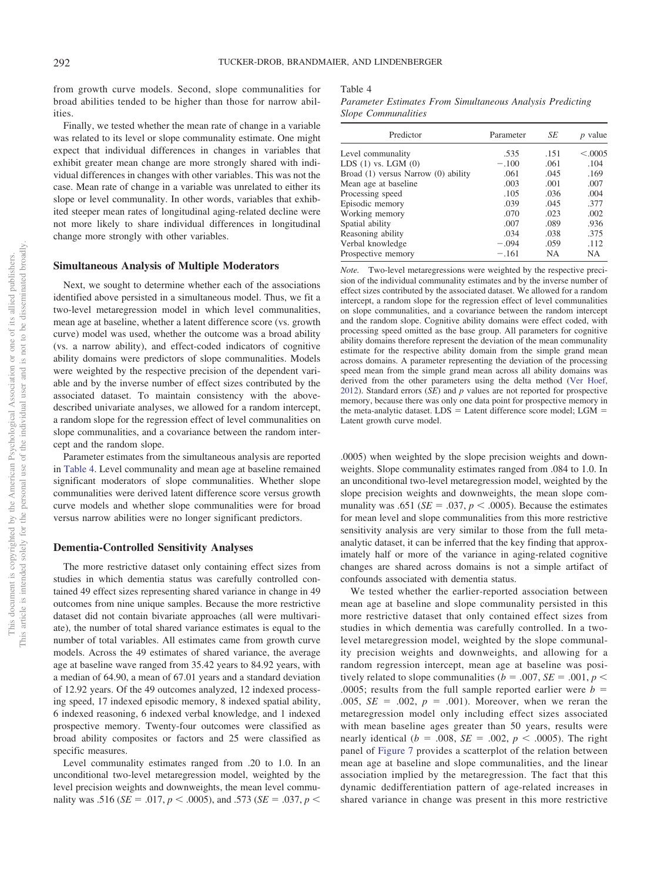from growth curve models. Second, slope communalities for broad abilities tended to be higher than those for narrow abilities.

Finally, we tested whether the mean rate of change in a variable was related to its level or slope communality estimate. One might expect that individual differences in changes in variables that exhibit greater mean change are more strongly shared with individual differences in changes with other variables. This was not the case. Mean rate of change in a variable was unrelated to either its slope or level communality. In other words, variables that exhibited steeper mean rates of longitudinal aging-related decline were not more likely to share individual differences in longitudinal change more strongly with other variables.

### Simultaneous Analysis of Multiple Moderators

Next, we sought to determine whether each of the associations identified above persisted in a simultaneous model. Thus, we fit a two-level metaregression model in which level communalities, mean age at baseline, whether a latent difference score (vs. growth curve) model was used, whether the outcome was a broad ability (vs. a narrow ability), and effect-coded indicators of cognitive ability domains were predictors of slope communalities. Models were weighted by the respective precision of the dependent variable and by the inverse number of effect sizes contributed by the associated dataset. To maintain consistency with the above-described univariate analyses, we allowed for a random intercept, a random slope for the regression effect of level communalities on slope communalities, and a covariance between the random intercept and the random slope.

Parameter estimates from the simultaneous analysis are reported in Table 4. Level communality and mean age at baseline remained significant moderators of slope communalities. Whether slope communalities were derived latent difference score versus growth curve models and whether slope communalities were for broad versus narrow abilities were no longer significant predictors.

### Dementia-Controlled Sensitivity Analyses

The more restrictive dataset only containing effect sizes from studies in which dementia status was carefully controlled contained 49 effect sizes representing shared variance in change in 49 outcomes from nine unique samples. Because the more restrictive dataset did not contain bivariate approaches (all were multivariate), the number of total shared variance estimates is equal to the number of total variables. All estimates came from growth curve models. Across the 49 estimates of shared variance, the average age at baseline wave ranged from 35.42 years to 84.92 years, with a median of 64.90, a mean of 67.01 years and a standard deviation of 12.92 years. Of the 49 outcomes analyzed, 12 indexed processing speed, 17 indexed episodic memory, 8 indexed spatial ability, 6 indexed reasoning, 6 indexed verbal knowledge, and 1 indexed prospective memory. Twenty-four outcomes were classified as broad ability composites or factors and 25 were classified as specific measures.

Level communality estimates ranged from .20 to 1.0. In an unconditional two-level metaregression model, weighted by the level precision weights and downweights, the mean level communality was .516 ($SE$ = .017, $p < .0005$), and .573 ($SE$ = .037, $p < .0005$) when weighted by the slope precision weights and downweights. Slope communality estimates ranged from .084 to 1.0. In an unconditional two-level metaregression model, weighted by the slope precision weights and downweights, the mean slope communality was .651 ($SE$ = .037, $p < .0005$). Because the estimates for mean level and slope communalities from this more restrictive sensitivity analysis are very similar to those from the full meta-analytic dataset, it can be inferred that the key finding that approximately half or more of the variance in aging-related cognitive changes are shared across domains is not a simple artifact of confounds associated with dementia status.

We tested whether the earlier-reported association between mean age at baseline and slope community persisted in this more restrictive dataset that only contained effect sizes from studies in which dementia was carefully controlled. In a two-level metaregression model, weighted by the slope communality precision weights and downweights, and allowing for a random regression intercept, mean age at baseline was positively related to slope communalities ($b$ = .007, $SE$ = .001, $p < .0005$; results from the full sample reported earlier were $b$ = .005, $SE$ = .002, $p$ = .001). Moreover, when we reran the metaregression model only including effect sizes associated with mean baseline ages greater than 50 years, results were nearly identical ($b$ = .008, $SE$ = .002, $p < .0005$). The right panel of Figure 7 provides a scatterplot of the relation between mean age at baseline and slope communalities, and the linear association implied by the metaregression. The fact that this dynamic dedifferentiation pattern of age-related increases in shared variance in change was present in this more restrictive

Table 4
*Parameter Estimates From Simultaneous Analysis Predicting Slope Communalities*

| Predictor | Parameter | $SE$ | $p$ value |
|---|---|---|---|
| Level communality | .535 | .151 | <.0005 |
| LDS (1) vs. LGM (0) | −.100 | .061 | .104 |
| Broad (1) versus Narrow (0) ability | .061 | .045 | .169 |
| Mean age at baseline | .003 | .001 | .007 |
| Processing speed | .105 | .036 | .004 |
| Episodic memory | .039 | .045 | .377 |
| Working memory | .070 | .023 | .002 |
| Spatial ability | .007 | .089 | .936 |
| Reasoning ability | .034 | .038 | .375 |
| Verbal knowledge | −.094 | .059 | .112 |
| Prospective memory | −.161 | NA | NA |

*Note.* Two-level metaregressions were weighted by the respective precision of the individual communality estimates and by the inverse number of effect sizes contributed by the associated dataset. We allowed for a random intercept, a random slope for the regression effect of level communalities on slope communalities, and a covariance between the random intercept and the random slope. Cognitive ability domains were effect coded, with processing speed omitted as the base group. All parameters for cognitive ability domains therefore represent the deviation of the mean communality estimate for the respective ability domain from the simple grand mean across domains. A parameter representing the deviation of the processing speed mean from the simple grand mean across all ability domains was derived from the other parameters using the delta method (Ver Hoef, 2012). Standard errors ($SE$) and $p$ values are not reported for prospective memory, because there was only one data point for prospective memory in the meta-analytic dataset. LDS = Latent difference score model; LGM = Latent growth curve model.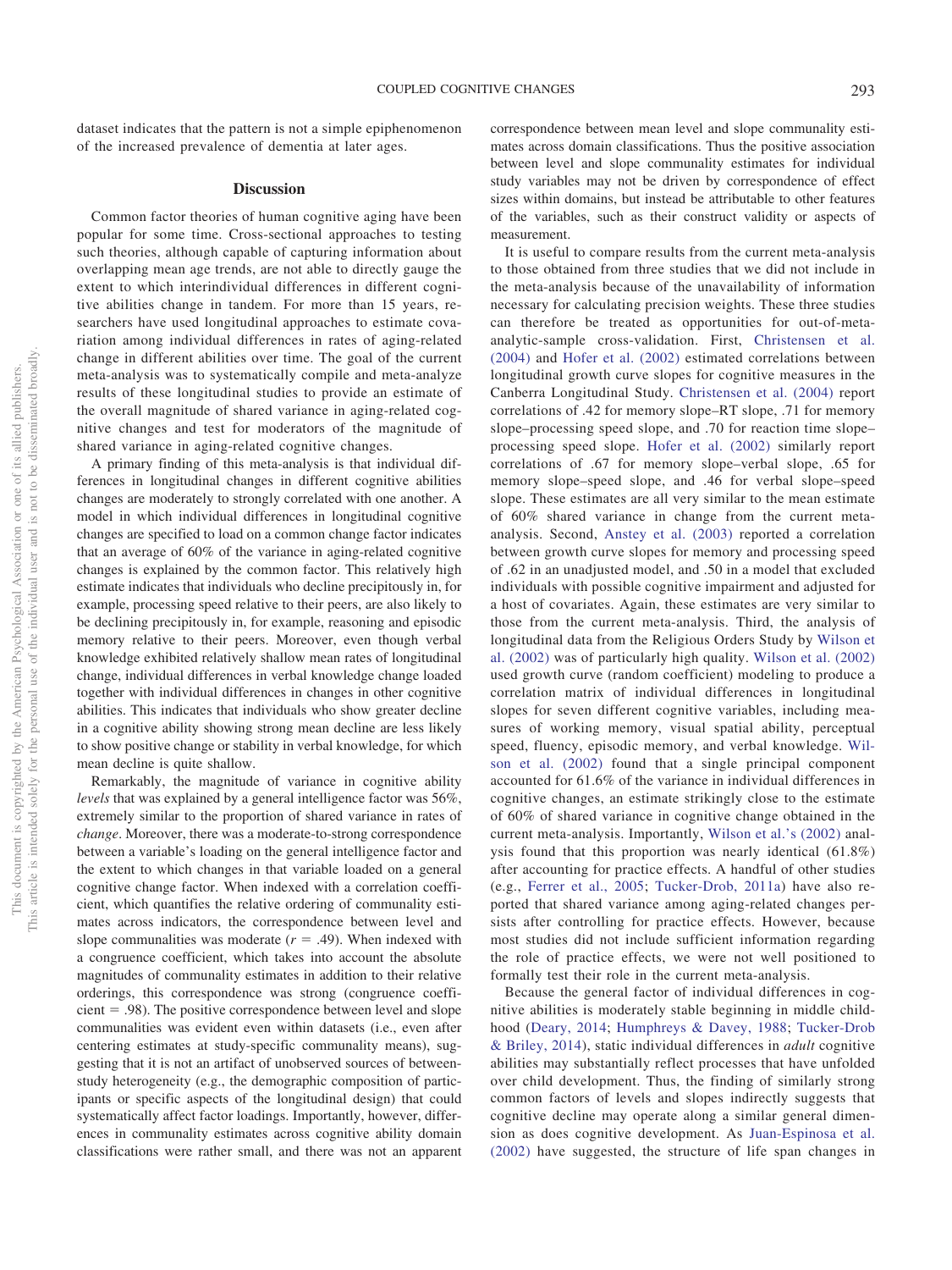dataset indicates that the pattern is not a simple epiphenomenon of the increased prevalence of dementia at later ages.

## Discussion

Common factor theories of human cognitive aging have been popular for some time. Cross-sectional approaches to testing such theories, although capable of capturing information about overlapping mean age trends, are not able to directly gauge the extent to which interindividual differences in different cognitive abilities change in tandem. For more than 15 years, researchers have used longitudinal approaches to estimate covariation among individual differences in rates of aging-related change in different abilities over time. The goal of the current meta-analysis was to systematically compile and meta-analyze results of these longitudinal studies to provide an estimate of the overall magnitude of shared variance in aging-related cognitive changes and test for moderators of the magnitude of shared variance in aging-related cognitive changes.

A primary finding of this meta-analysis is that individual differences in longitudinal changes in different cognitive abilities changes are moderately to strongly correlated with one another. A model in which individual differences in longitudinal cognitive changes are specified to load on a common change factor indicates that an average of 60% of the variance in aging-related cognitive changes is explained by the common factor. This relatively high estimate indicates that individuals who decline precipitously in, for example, processing speed relative to their peers, are also likely to be declining precipitously in, for example, reasoning and episodic memory relative to their peers. Moreover, even though verbal knowledge exhibited relatively shallow mean rates of longitudinal change, individual differences in verbal knowledge change loaded together with individual differences in changes in other cognitive abilities. This indicates that individuals who show greater decline in a cognitive ability showing strong mean decline are less likely to show positive change or stability in verbal knowledge, for which mean decline is quite shallow.

Remarkably, the magnitude of variance in cognitive ability *levels* that was explained by a general intelligence factor was 56%, extremely similar to the proportion of shared variance in rates of *change*. Moreover, there was a moderate-to-strong correspondence between a variable's loading on the general intelligence factor and the extent to which changes in that variable loaded on a general cognitive change factor. When indexed with a correlation coefficient, which quantifies the relative ordering of communality estimates across indicators, the correspondence between level and slope communalities was moderate ($r = .49$). When indexed with a congruence coefficient, which takes into account the absolute magnitudes of communality estimates in addition to their relative orderings, this correspondence was strong (congruence coefficient = .98). The positive correspondence between level and slope communalities was evident even within datasets (i.e., even after centering estimates at study-specific communality means), suggesting that it is not an artifact of unobserved sources of between-study heterogeneity (e.g., the demographic composition of participants or specific aspects of the longitudinal design) that could systematically affect factor loadings. Importantly, however, differences in communality estimates across cognitive ability domain classifications were rather small, and there was not an apparent correspondence between mean level and slope communality estimates across domain classifications. Thus the positive association between level and slope communality estimates for individual study variables may not be driven by correspondence of effect sizes within domains, but instead be attributable to other features of the variables, such as their construct validity or aspects of measurement.

It is useful to compare results from the current meta-analysis to those obtained from three studies that we did not include in the meta-analysis because of the unavailability of information necessary for calculating precision weights. These three studies can therefore be treated as opportunities for out-of-meta-analytic-sample cross-validation. First, Christensen et al. (2004) and Hofer et al. (2002) estimated correlations between longitudinal growth curve slopes for cognitive measures in the Canberra Longitudinal Study. Christensen et al. (2004) report correlations of .42 for memory slope–RT slope, .71 for memory slope–processing speed slope, and .70 for reaction time slope–processing speed slope. Hofer et al. (2002) similarly report correlations of .67 for memory slope–verbal slope, .65 for memory slope–speed slope, and .46 for verbal slope–speed slope. These estimates are all very similar to the mean estimate of 60% shared variance in change from the current meta-analysis. Second, Anstey et al. (2003) reported a correlation between growth curve slopes for memory and processing speed of .62 in an unadjusted model, and .50 in a model that excluded individuals with possible cognitive impairment and adjusted for a host of covariates. Again, these estimates are very similar to those from the current meta-analysis. Third, the analysis of longitudinal data from the Religious Orders Study by Wilson et al. (2002) was of particularly high quality. Wilson et al. (2002) used growth curve (random coefficient) modeling to produce a correlation matrix of individual differences in longitudinal slopes for seven different cognitive variables, including measures of working memory, visual spatial ability, perceptual speed, fluency, episodic memory, and verbal knowledge. Wilson et al. (2002) found that a single principal component accounted for 61.6% of the variance in individual differences in cognitive changes, an estimate strikingly close to the estimate of 60% of shared variance in cognitive change obtained in the current meta-analysis. Importantly, Wilson et al.'s (2002) analysis found that this proportion was nearly identical (61.8%) after accounting for practice effects. A handful of other studies (e.g., Ferrer et al., 2005; Tucker-Drob, 2011a) have also reported that shared variance among aging-related changes persists after controlling for practice effects. However, because most studies did not include sufficient information regarding the role of practice effects, we were not well positioned to formally test their role in the current meta-analysis.

Because the general factor of individual differences in cognitive abilities is moderately stable beginning in middle childhood (Deary, 2014; Humphreys & Davey, 1988; Tucker-Drob & Briley, 2014), static individual differences in *adult* cognitive abilities may substantially reflect processes that have unfolded over child development. Thus, the finding of similarly strong common factors of levels and slopes indirectly suggests that cognitive decline may operate along a similar general dimension as does cognitive development. As Juan-Espinosa et al. (2002) have suggested, the structure of life span changes in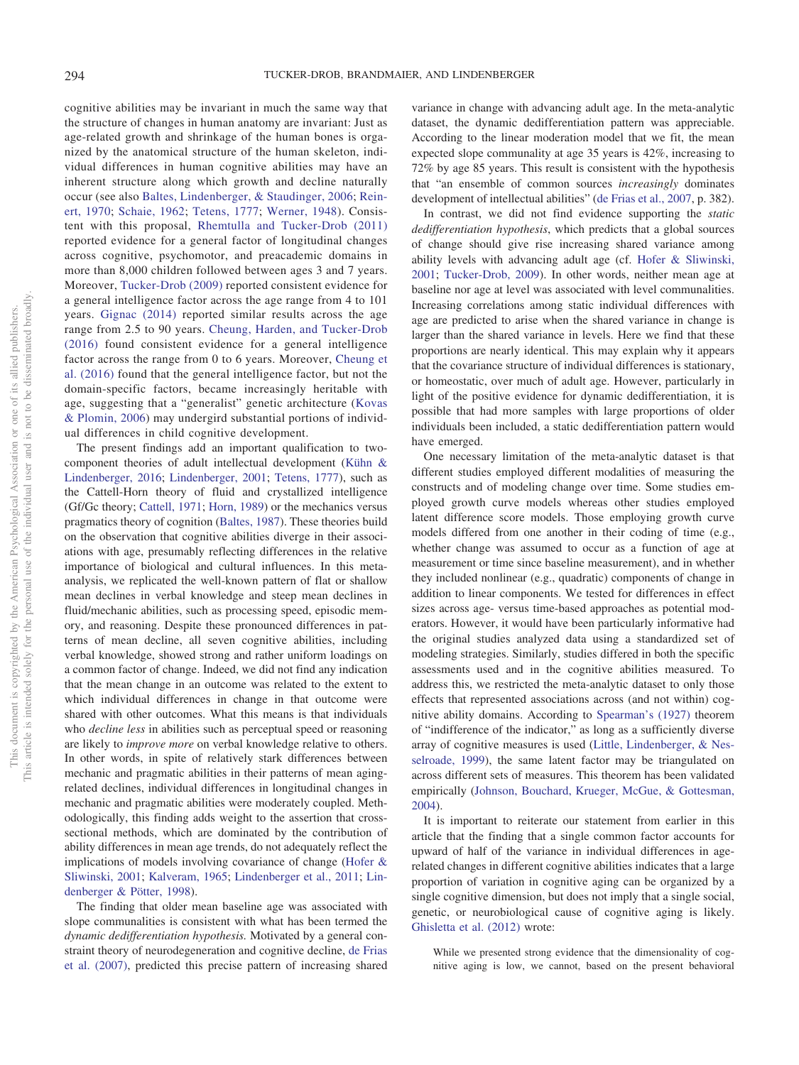cognitive abilities may be invariant in much the same way that the structure of changes in human anatomy are invariant: Just as age-related growth and shrinkage of the human bones is organized by the anatomical structure of the human skeleton, individual differences in human cognitive abilities may have an inherent structure along which growth and decline naturally occur (see also Baltes, Lindenberger, & Staudinger, 2006; Reinert, 1970; Schaie, 1962; Tetens, 1777; Werner, 1948). Consistent with this proposal, Rhemtulla and Tucker-Drob (2011) reported evidence for a general factor of longitudinal changes across cognitive, psychomotor, and preacademic domains in more than 8,000 children followed between ages 3 and 7 years. Moreover, Tucker-Drob (2009) reported consistent evidence for a general intelligence factor across the age range from 4 to 101 years. Gignac (2014) reported similar results across the age range from 2.5 to 90 years. Cheung, Harden, and Tucker-Drob (2016) found consistent evidence for a general intelligence factor across the range from 0 to 6 years. Moreover, Cheung et al. (2016) found that the general intelligence factor, but not the domain-specific factors, became increasingly heritable with age, suggesting that a "generalist" genetic architecture (Kovas & Plomin, 2006) may undergird substantial portions of individual differences in child cognitive development.

The present findings add an important qualification to two-component theories of adult intellectual development (Kühn & Lindenberger, 2016; Lindenberger, 2001; Tetens, 1777), such as the Cattell-Horn theory of fluid and crystallized intelligence (Gf/Gc theory; Cattell, 1971; Horn, 1989) or the mechanics versus pragmatics theory of cognition (Baltes, 1987). These theories build on the observation that cognitive abilities diverge in their associations with age, presumably reflecting differences in the relative importance of biological and cultural influences. In this meta-analysis, we replicated the well-known pattern of flat or shallow mean declines in verbal knowledge and steep mean declines in fluid/mechanic abilities, such as processing speed, episodic memory, and reasoning. Despite these pronounced differences in patterns of mean decline, all seven cognitive abilities, including verbal knowledge, showed strong and rather uniform loadings on a common factor of change. Indeed, we did not find any indication that the mean change in an outcome was related to the extent to which individual differences in change in that outcome were shared with other outcomes. What this means is that individuals who *decline less* in abilities such as perceptual speed or reasoning are likely to *improve more* on verbal knowledge relative to others. In other words, in spite of relatively stark differences between mechanic and pragmatic abilities in their patterns of mean aging-related declines, individual differences in longitudinal changes in mechanic and pragmatic abilities were moderately coupled. Methodologically, this finding adds weight to the assertion that cross-sectional methods, which are dominated by the contribution of ability differences in mean age trends, do not adequately reflect the implications of models involving covariance of change (Hofer & Sliwinski, 2001; Kalveram, 1965; Lindenberger et al., 2011; Lindenberger & Pötter, 1998).

The finding that older mean baseline age was associated with slope communalities is consistent with what has been termed the *dynamic dedifferentiation hypothesis.* Motivated by a general constraint theory of neurodegeneration and cognitive decline, de Frias et al. (2007), predicted this precise pattern of increasing shared variance in change with advancing adult age. In the meta-analytic dataset, the dynamic dedifferentiation pattern was appreciable. According to the linear moderation model that we fit, the mean expected slope communality at age 35 years is 42%, increasing to 72% by age 85 years. This result is consistent with the hypothesis that "an ensemble of common sources *increasingly* dominates development of intellectual abilities" (de Frias et al., 2007, p. 382).

In contrast, we did not find evidence supporting the *static dedifferentiation hypothesis*, which predicts that a global sources of change should give rise increasing shared variance among ability levels with advancing adult age (cf. Hofer & Sliwinski, 2001; Tucker-Drob, 2009). In other words, neither mean age at baseline nor age at level was associated with level communalities. Increasing correlations among static individual differences with age are predicted to arise when the shared variance in change is larger than the shared variance in levels. Here we find that these proportions are nearly identical. This may explain why it appears that the covariance structure of individual differences is stationary, or homeostatic, over much of adult age. However, particularly in light of the positive evidence for dynamic dedifferentiation, it is possible that had more samples with large proportions of older individuals been included, a static dedifferentiation pattern would have emerged.

One necessary limitation of the meta-analytic dataset is that different studies employed different modalities of measuring the constructs and of modeling change over time. Some studies employed growth curve models whereas other studies employed latent difference score models. Those employing growth curve models differed from one another in their coding of time (e.g., whether change was assumed to occur as a function of age at measurement or time since baseline measurement), and in whether they included nonlinear (e.g., quadratic) components of change in addition to linear components. We tested for differences in effect sizes across age- versus time-based approaches as potential moderators. However, it would have been particularly informative had the original studies analyzed data using a standardized set of modeling strategies. Similarly, studies differed in both the specific assessments used and in the cognitive abilities measured. To address this, we restricted the meta-analytic dataset to only those effects that represented associations across (and not within) cognitive ability domains. According to Spearman's (1927) theorem of "indifference of the indicator," as long as a sufficiently diverse array of cognitive measures is used (Little, Lindenberger, & Nesselroade, 1999), the same latent factor may be triangulated on across different sets of measures. This theorem has been validated empirically (Johnson, Bouchard, Krueger, McGue, & Gottesman, 2004).

It is important to reiterate our statement from earlier in this article that the finding that a single common factor accounts for upward of half of the variance in individual differences in age-related changes in different cognitive abilities indicates that a large proportion of variation in cognitive aging can be organized by a single cognitive dimension, but does not imply that a single social, genetic, or neurobiological cause of cognitive aging is likely. Ghisletta et al. (2012) wrote:

> While we presented strong evidence that the dimensionality of cognitive aging is low, we cannot, based on the present behavioral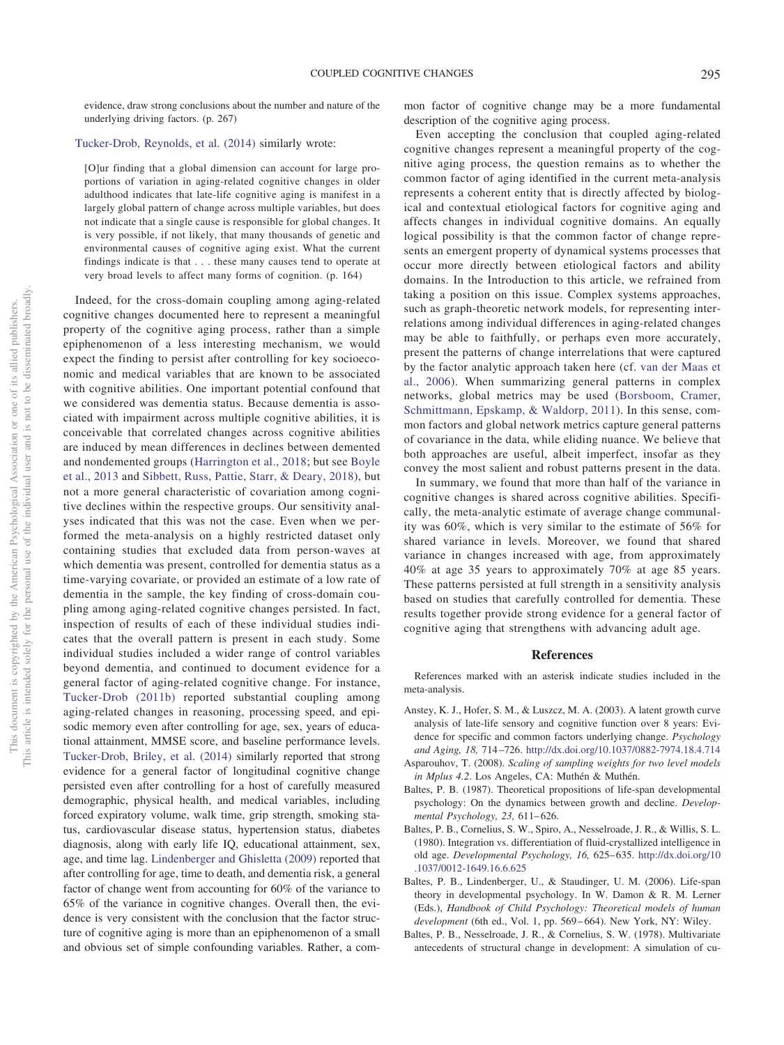evidence, draw strong conclusions about the number and nature of the underlying driving factors. (p. 267)

Tucker-Drob, Reynolds, et al. (2014) similarly wrote:

> [O]ur finding that a global dimension can account for large proportions of variation in aging-related cognitive changes in older adulthood indicates that late-life cognitive aging is manifest in a largely global pattern of change across multiple variables, but does not indicate that a single cause is responsible for global changes. It is very possible, if not likely, that many thousands of genetic and environmental causes of cognitive aging exist. What the current findings indicate is that . . . these many causes tend to operate at very broad levels to affect many forms of cognition. (p. 164)

Indeed, for the cross-domain coupling among aging-related cognitive changes documented here to represent a meaningful property of the cognitive aging process, rather than a simple epiphenomenon of a less interesting mechanism, we would expect the finding to persist after controlling for key socioeconomic and medical variables that are known to be associated with cognitive abilities. One important potential confound that we considered was dementia status. Because dementia is associated with impairment across multiple cognitive abilities, it is conceivable that correlated changes across cognitive abilities are induced by mean differences in declines between demented and nondemented groups (Harrington et al., 2018; but see Boyle et al., 2013 and Sibbett, Russ, Pattie, Starr, & Deary, 2018), but not a more general characteristic of covariation among cognitive declines within the respective groups. Our sensitivity analyses indicated that this was not the case. Even when we performed the meta-analysis on a highly restricted dataset only containing studies that excluded data from person-waves at which dementia was present, controlled for dementia status as a time-varying covariate, or provided an estimate of a low rate of dementia in the sample, the key finding of cross-domain coupling among aging-related cognitive changes persisted. In fact, inspection of results of each of these individual studies indicates that the overall pattern is present in each study. Some individual studies included a wider range of control variables beyond dementia, and continued to document evidence for a general factor of aging-related cognitive change. For instance, Tucker-Drob (2011b) reported substantial coupling among aging-related changes in reasoning, processing speed, and episodic memory even after controlling for age, sex, years of educational attainment, MMSE score, and baseline performance levels. Tucker-Drob, Briley, et al. (2014) similarly reported that strong evidence for a general factor of longitudinal cognitive change persisted even after controlling for a host of carefully measured demographic, physical health, and medical variables, including forced expiratory volume, walk time, grip strength, smoking status, cardiovascular disease status, hypertension status, diabetes diagnosis, along with early life IQ, educational attainment, sex, age, and time lag. Lindenberger and Ghisletta (2009) reported that after controlling for age, time to death, and dementia risk, a general factor of change went from accounting for 60% of the variance to 65% of the variance in cognitive changes. Overall then, the evidence is very consistent with the conclusion that the factor structure of cognitive aging is more than an epiphenomenon of a small and obvious set of simple confounding variables. Rather, a common factor of cognitive change may be a more fundamental description of the cognitive aging process.

Even accepting the conclusion that coupled aging-related cognitive changes represent a meaningful property of the cognitive aging process, the question remains as to whether the common factor of aging identified in the current meta-analysis represents a coherent entity that is directly affected by biological and contextual etiological factors for cognitive aging and affects changes in individual cognitive domains. An equally logical possibility is that the common factor of change represents an emergent property of dynamical systems processes that occur more directly between etiological factors and ability domains. In the Introduction to this article, we refrained from taking a position on this issue. Complex systems approaches, such as graph-theoretic network models, for representing interrelations among individual differences in aging-related changes may be able to faithfully, or perhaps even more accurately, present the patterns of change interrelations that were captured by the factor analytic approach taken here (cf. van der Maas et al., 2006). When summarizing general patterns in complex networks, global metrics may be used (Borsboom, Cramer, Schmittmann, Epskamp, & Waldorp, 2011). In this sense, common factors and global network metrics capture general patterns of covariance in the data, while eliding nuance. We believe that both approaches are useful, albeit imperfect, insofar as they convey the most salient and robust patterns present in the data.

In summary, we found that more than half of the variance in cognitive changes is shared across cognitive abilities. Specifically, the meta-analytic estimate of average change communality was 60%, which is very similar to the estimate of 56% for shared variance in levels. Moreover, we found that shared variance in changes increased with age, from approximately 40% at age 35 years to approximately 70% at age 85 years. These patterns persisted at full strength in a sensitivity analysis based on studies that carefully controlled for dementia. These results together provide strong evidence for a general factor of cognitive aging that strengthens with advancing adult age.

## References

References marked with an asterisk indicate studies included in the meta-analysis.

Anstey, K. J., Hofer, S. M., & Luszcz, M. A. (2003). A latent growth curve analysis of late-life sensory and cognitive function over 8 years: Evidence for specific and common factors underlying change. *Psychology and Aging, 18,* 714–726. http://dx.doi.org/10.1037/0882-7974.18.4.714

Asparouhov, T. (2008). *Scaling of sampling weights for two level models in Mplus 4.2*. Los Angeles, CA: Muthén & Muthén.

Baltes, P. B. (1987). Theoretical propositions of life-span developmental psychology: On the dynamics between growth and decline. *Developmental Psychology, 23,* 611–626.

Baltes, P. B., Cornelius, S. W., Spiro, A., Nesselroade, J. R., & Willis, S. L. (1980). Integration vs. differentiation of fluid-crystallized intelligence in old age. *Developmental Psychology, 16,* 625–635. http://dx.doi.org/10.1037/0012-1649.16.6.625

Baltes, P. B., Lindenberger, U., & Staudinger, U. M. (2006). Life-span theory in developmental psychology. In W. Damon & R. M. Lerner (Eds.), *Handbook of Child Psychology: Theoretical models of human development* (6th ed., Vol. 1, pp. 569–664). New York, NY: Wiley.

Baltes, P. B., Nesselroade, J. R., & Cornelius, S. W. (1978). Multivariate antecedents of structural change in development: A simulation of cu-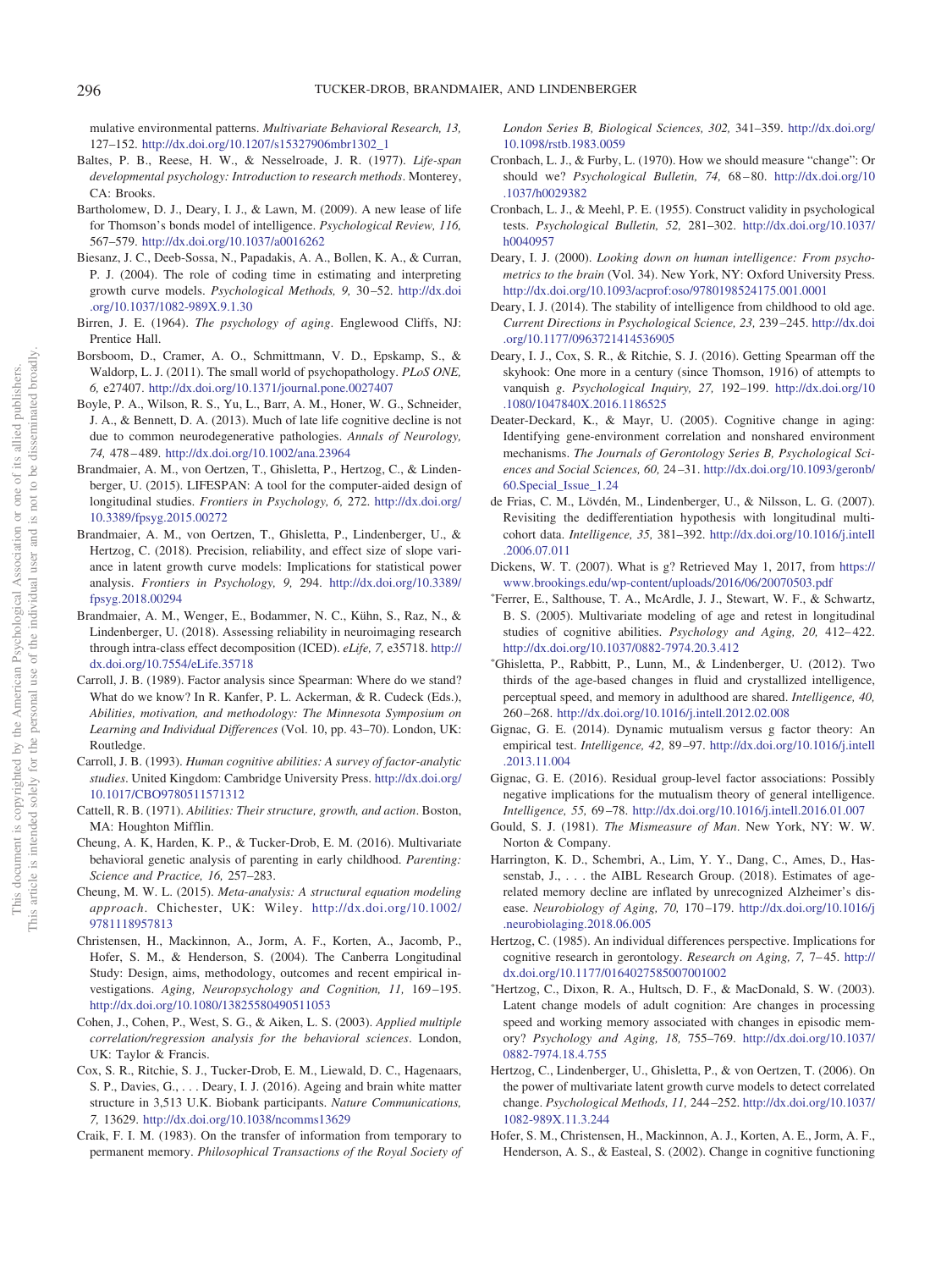mulative environmental patterns. *Multivariate Behavioral Research, 13,* 127–152. http://dx.doi.org/10.1207/s15327906mbr1302_1

Baltes, P. B., Reese, H. W., & Nesselroade, J. R. (1977). *Life-span developmental psychology: Introduction to research methods*. Monterey, CA: Brooks.

Bartholomew, D. J., Deary, I. J., & Lawn, M. (2009). A new lease of life for Thomson's bonds model of intelligence. *Psychological Review, 116,* 567–579. http://dx.doi.org/10.1037/a0016262

Biesanz, J. C., Deeb-Sossa, N., Papadakis, A. A., Bollen, K. A., & Curran, P. J. (2004). The role of coding time in estimating and interpreting growth curve models. *Psychological Methods, 9,* 30–52. http://dx.doi.org/10.1037/1082-989X.9.1.30

Birren, J. E. (1964). *The psychology of aging*. Englewood Cliffs, NJ: Prentice Hall.

Borsboom, D., Cramer, A. O., Schmittmann, V. D., Epskamp, S., & Waldorp, L. J. (2011). The small world of psychopathology. *PLoS ONE, 6,* e27407. http://dx.doi.org/10.1371/journal.pone.0027407

Boyle, P. A., Wilson, R. S., Yu, L., Barr, A. M., Honer, W. G., Schneider, J. A., & Bennett, D. A. (2013). Much of late life cognitive decline is not due to common neurodegenerative pathologies. *Annals of Neurology, 74,* 478–489. http://dx.doi.org/10.1002/ana.23964

Brandmaier, A. M., von Oertzen, T., Ghisletta, P., Hertzog, C., & Lindenberger, U. (2015). LIFESPAN: A tool for the computer-aided design of longitudinal studies. *Frontiers in Psychology, 6,* 272. http://dx.doi.org/10.3389/fpsyg.2015.00272

Brandmaier, A. M., von Oertzen, T., Ghisletta, P., Lindenberger, U., & Hertzog, C. (2018). Precision, reliability, and effect size of slope variance in latent growth curve models: Implications for statistical power analysis. *Frontiers in Psychology, 9,* 294. http://dx.doi.org/10.3389/fpsyg.2018.00294

Brandmaier, A. M., Wenger, E., Bodammer, N. C., Kühn, S., Raz, N., & Lindenberger, U. (2018). Assessing reliability in neuroimaging research through intra-class effect decomposition (ICED). *eLife, 7,* e35718. http://dx.doi.org/10.7554/eLife.35718

Carroll, J. B. (1989). Factor analysis since Spearman: Where do we stand? What do we know? In R. Kanfer, P. L. Ackerman, & R. Cudeck (Eds.), *Abilities, motivation, and methodology: The Minnesota Symposium on Learning and Individual Differences* (Vol. 10, pp. 43–70). London, UK: Routledge.

Carroll, J. B. (1993). *Human cognitive abilities: A survey of factor-analytic studies*. United Kingdom: Cambridge University Press. http://dx.doi.org/10.1017/CBO9780511571312

Cattell, R. B. (1971). *Abilities: Their structure, growth, and action*. Boston, MA: Houghton Mifflin.

Cheung, A. K, Harden, K. P., & Tucker-Drob, E. M. (2016). Multivariate behavioral genetic analysis of parenting in early childhood. *Parenting: Science and Practice, 16,* 257–283.

Cheung, M. W. L. (2015). *Meta-analysis: A structural equation modeling approach*. Chichester, UK: Wiley. http://dx.doi.org/10.1002/9781118957813

Christensen, H., Mackinnon, A., Jorm, A. F., Korten, A., Jacomb, P., Hofer, S. M., & Henderson, S. (2004). The Canberra Longitudinal Study: Design, aims, methodology, outcomes and recent empirical investigations. *Aging, Neuropsychology and Cognition, 11,* 169–195. http://dx.doi.org/10.1080/13825580490511053

Cohen, J., Cohen, P., West, S. G., & Aiken, L. S. (2003). *Applied multiple correlation/regression analysis for the behavioral sciences*. London, UK: Taylor & Francis.

Cox, S. R., Ritchie, S. J., Tucker-Drob, E. M., Liewald, D. C., Hagenaars, S. P., Davies, G., . . . Deary, I. J. (2016). Ageing and brain white matter structure in 3,513 U.K. Biobank participants. *Nature Communications, 7,* 13629. http://dx.doi.org/10.1038/ncomms13629

Craik, F. I. M. (1983). On the transfer of information from temporary to permanent memory. *Philosophical Transactions of the Royal Society of London Series B, Biological Sciences, 302,* 341–359. http://dx.doi.org/10.1098/rstb.1983.0059

Cronbach, L. J., & Furby, L. (1970). How we should measure "change": Or should we? *Psychological Bulletin, 74,* 68–80. http://dx.doi.org/10.1037/h0029382

Cronbach, L. J., & Meehl, P. E. (1955). Construct validity in psychological tests. *Psychological Bulletin, 52,* 281–302. http://dx.doi.org/10.1037/h0040957

Deary, I. J. (2000). *Looking down on human intelligence: From psychometrics to the brain* (Vol. 34). New York, NY: Oxford University Press. http://dx.doi.org/10.1093/acprof:oso/9780198524175.001.0001

Deary, I. J. (2014). The stability of intelligence from childhood to old age. *Current Directions in Psychological Science, 23,* 239–245. http://dx.doi.org/10.1177/0963721414536905

Deary, I. J., Cox, S. R., & Ritchie, S. J. (2016). Getting Spearman off the skyhook: One more in a century (since Thomson, 1916) of attempts to vanquish *g*. *Psychological Inquiry, 27,* 192–199. http://dx.doi.org/10.1080/1047840X.2016.1186525

Deater-Deckard, K., & Mayr, U. (2005). Cognitive change in aging: Identifying gene-environment correlation and nonshared environment mechanisms. *The Journals of Gerontology Series B, Psychological Sciences and Social Sciences, 60,* 24–31. http://dx.doi.org/10.1093/geronb/60.Special_Issue_1.24

de Frias, C. M., Lövdén, M., Lindenberger, U., & Nilsson, L. G. (2007). Revisiting the dedifferentiation hypothesis with longitudinal multi-cohort data. *Intelligence, 35,* 381–392. http://dx.doi.org/10.1016/j.intell.2006.07.011

Dickens, W. T. (2007). What is g? Retrieved May 1, 2017, from https://www.brookings.edu/wp-content/uploads/2016/06/20070503.pdf

*Ferrer, E., Salthouse, T. A., McArdle, J. J., Stewart, W. F., & Schwartz, B. S. (2005). Multivariate modeling of age and retest in longitudinal studies of cognitive abilities. *Psychology and Aging, 20,* 412–422. http://dx.doi.org/10.1037/0882-7974.20.3.412

*Ghisletta, P., Rabbitt, P., Lunn, M., & Lindenberger, U. (2012). Two thirds of the age-based changes in fluid and crystallized intelligence, perceptual speed, and memory in adulthood are shared. *Intelligence, 40,* 260–268. http://dx.doi.org/10.1016/j.intell.2012.02.008

Gignac, G. E. (2014). Dynamic mutualism versus g factor theory: An empirical test. *Intelligence, 42,* 89–97. http://dx.doi.org/10.1016/j.intell.2013.11.004

Gignac, G. E. (2016). Residual group-level factor associations: Possibly negative implications for the mutualism theory of general intelligence. *Intelligence, 55,* 69–78. http://dx.doi.org/10.1016/j.intell.2016.01.007

Gould, S. J. (1981). *The Mismeasure of Man*. New York, NY: W. W. Norton & Company.

Harrington, K. D., Schembri, A., Lim, Y. Y., Dang, C., Ames, D., Hassenstab, J., . . . the AIBL Research Group. (2018). Estimates of age-related memory decline are inflated by unrecognized Alzheimer's disease. *Neurobiology of Aging, 70,* 170–179. http://dx.doi.org/10.1016/j.neurobiolaging.2018.06.005

Hertzog, C. (1985). An individual differences perspective. Implications for cognitive research in gerontology. *Research on Aging, 7,* 7–45. http://dx.doi.org/10.1177/0164027585007001002

*Hertzog, C., Dixon, R. A., Hultsch, D. F., & MacDonald, S. W. (2003). Latent change models of adult cognition: Are changes in processing speed and working memory associated with changes in episodic memory? *Psychology and Aging, 18,* 755–769. http://dx.doi.org/10.1037/0882-7974.18.4.755

Hertzog, C., Lindenberger, U., Ghisletta, P., & von Oertzen, T. (2006). On the power of multivariate latent growth curve models to detect correlated change. *Psychological Methods, 11,* 244–252. http://dx.doi.org/10.1037/1082-989X.11.3.244

Hofer, S. M., Christensen, H., Mackinnon, A. J., Korten, A. E., Jorm, A. F., Henderson, A. S., & Easteal, S. (2002). Change in cognitive functioning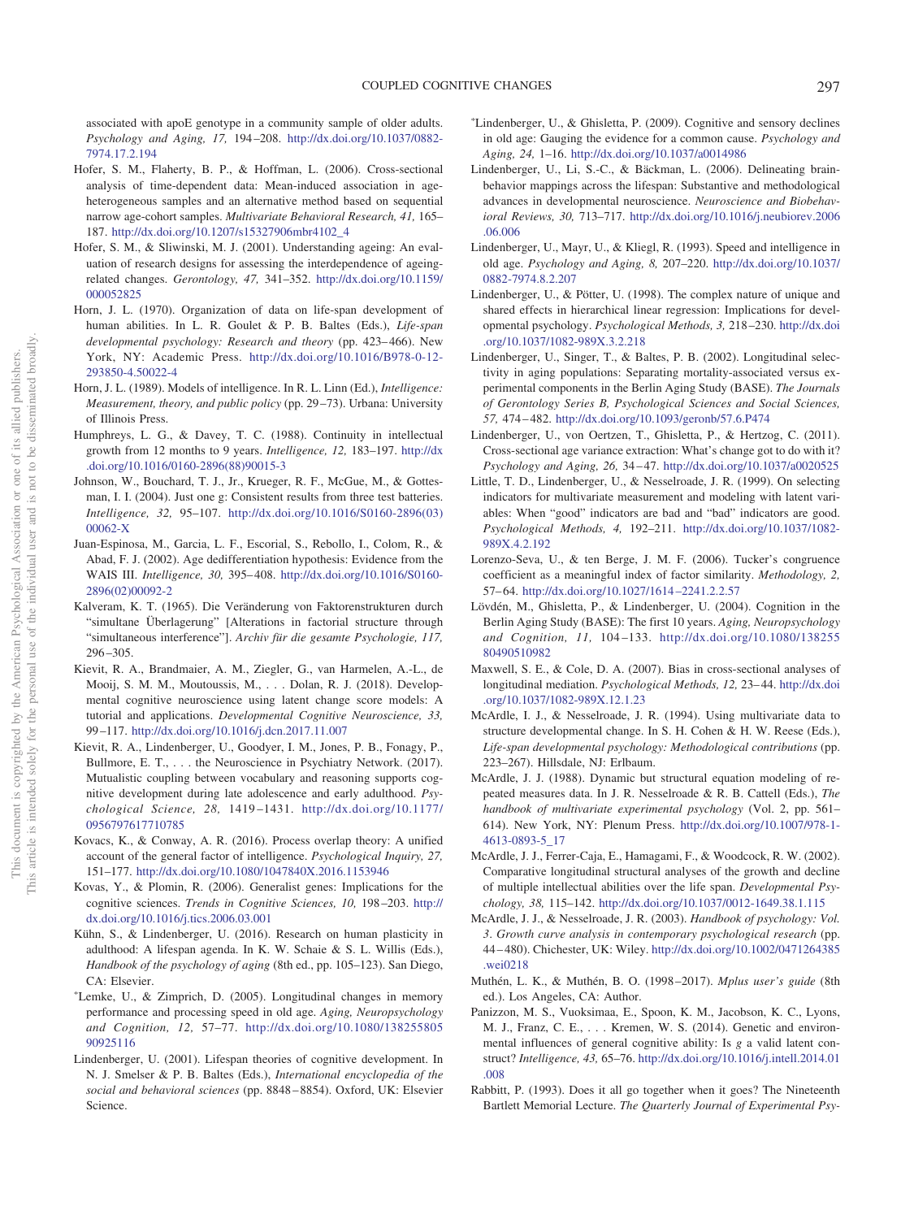associated with apoE genotype in a community sample of older adults. *Psychology and Aging, 17,* 194–208. http://dx.doi.org/10.1037/0882-7974.17.2.194

Hofer, S. M., Flaherty, B. P., & Hoffman, L. (2006). Cross-sectional analysis of time-dependent data: Mean-induced association in age-heterogeneous samples and an alternative method based on sequential narrow age-cohort samples. *Multivariate Behavioral Research, 41,* 165–187. http://dx.doi.org/10.1207/s15327906mbr4102_4

Hofer, S. M., & Sliwinski, M. J. (2001). Understanding ageing: An evaluation of research designs for assessing the interdependence of ageing-related changes. *Gerontology, 47,* 341–352. http://dx.doi.org/10.1159/000052825

Horn, J. L. (1970). Organization of data on life-span development of human abilities. In L. R. Goulet & P. B. Baltes (Eds.), *Life-span developmental psychology: Research and theory* (pp. 423–466). New York, NY: Academic Press. http://dx.doi.org/10.1016/B978-0-12-293850-4.50022-4

Horn, J. L. (1989). Models of intelligence. In R. L. Linn (Ed.), *Intelligence: Measurement, theory, and public policy* (pp. 29–73). Urbana: University of Illinois Press.

Humphreys, L. G., & Davey, T. C. (1988). Continuity in intellectual growth from 12 months to 9 years. *Intelligence, 12,* 183–197. http://dx.doi.org/10.1016/0160-2896(88)90015-3

Johnson, W., Bouchard, T. J., Jr., Krueger, R. F., McGue, M., & Gottesman, I. I. (2004). Just one g: Consistent results from three test batteries. *Intelligence, 32,* 95–107. http://dx.doi.org/10.1016/S0160-2896(03)00062-X

Juan-Espinosa, M., Garcia, L. F., Escorial, S., Rebollo, I., Colom, R., & Abad, F. J. (2002). Age dedifferentiation hypothesis: Evidence from the WAIS III. *Intelligence, 30,* 395–408. http://dx.doi.org/10.1016/S0160-2896(02)00092-2

Kalveram, K. T. (1965). Die Veränderung von Faktorenstrukturen durch "simultane Überlagerung" [Alterations in factorial structure through "simultaneous interference"]. *Archiv für die gesamte Psychologie, 117,* 296–305.

Kievit, R. A., Brandmaier, A. M., Ziegler, G., van Harmelen, A.-L., de Mooij, S. M. M., Moutoussis, M., . . . Dolan, R. J. (2018). Developmental cognitive neuroscience using latent change score models: A tutorial and applications. *Developmental Cognitive Neuroscience, 33,* 99–117. http://dx.doi.org/10.1016/j.dcn.2017.11.007

Kievit, R. A., Lindenberger, U., Goodyer, I. M., Jones, P. B., Fonagy, P., Bullmore, E. T., . . . the Neuroscience in Psychiatry Network. (2017). Mutualistic coupling between vocabulary and reasoning supports cognitive development during late adolescence and early adulthood. *Psychological Science, 28,* 1419–1431. http://dx.doi.org/10.1177/0956797617710785

Kovacs, K., & Conway, A. R. (2016). Process overlap theory: A unified account of the general factor of intelligence. *Psychological Inquiry, 27,* 151–177. http://dx.doi.org/10.1080/1047840X.2016.1153946

Kovas, Y., & Plomin, R. (2006). Generalist genes: Implications for the cognitive sciences. *Trends in Cognitive Sciences, 10,* 198–203. http://dx.doi.org/10.1016/j.tics.2006.03.001

Kühn, S., & Lindenberger, U. (2016). Research on human plasticity in adulthood: A lifespan agenda. In K. W. Schaie & S. L. Willis (Eds.), *Handbook of the psychology of aging* (8th ed., pp. 105–123). San Diego, CA: Elsevier.

*Lemke, U., & Zimprich, D. (2005). Longitudinal changes in memory performance and processing speed in old age. *Aging, Neuropsychology and Cognition, 12,* 57–77. http://dx.doi.org/10.1080/13825580590925116

Lindenberger, U. (2001). Lifespan theories of cognitive development. In N. J. Smelser & P. B. Baltes (Eds.), *International encyclopedia of the social and behavioral sciences* (pp. 8848–8854). Oxford, UK: Elsevier Science.

*Lindenberger, U., & Ghisletta, P. (2009). Cognitive and sensory declines in old age: Gauging the evidence for a common cause. *Psychology and Aging, 24,* 1–16. http://dx.doi.org/10.1037/a0014986

Lindenberger, U., Li, S.-C., & Bäckman, L. (2006). Delineating brain-behavior mappings across the lifespan: Substantive and methodological advances in developmental neuroscience. *Neuroscience and Biobehavioral Reviews, 30,* 713–717. http://dx.doi.org/10.1016/j.neubiorev.2006.06.006

Lindenberger, U., Mayr, U., & Kliegl, R. (1993). Speed and intelligence in old age. *Psychology and Aging, 8,* 207–220. http://dx.doi.org/10.1037/0882-7974.8.2.207

Lindenberger, U., & Pötter, U. (1998). The complex nature of unique and shared effects in hierarchical linear regression: Implications for developmental psychology. *Psychological Methods, 3,* 218–230. http://dx.doi.org/10.1037/1082-989X.3.2.218

Lindenberger, U., Singer, T., & Baltes, P. B. (2002). Longitudinal selectivity in aging populations: Separating mortality-associated versus experimental components in the Berlin Aging Study (BASE). *The Journals of Gerontology Series B, Psychological Sciences and Social Sciences, 57,* 474–482. http://dx.doi.org/10.1093/geronb/57.6.P474

Lindenberger, U., von Oertzen, T., Ghisletta, P., & Hertzog, C. (2011). Cross-sectional age variance extraction: What's change got to do with it? *Psychology and Aging, 26,* 34–47. http://dx.doi.org/10.1037/a0020525

Little, T. D., Lindenberger, U., & Nesselroade, J. R. (1999). On selecting indicators for multivariate measurement and modeling with latent variables: When "good" indicators are bad and "bad" indicators are good. *Psychological Methods, 4,* 192–211. http://dx.doi.org/10.1037/1082-989X.4.2.192

Lorenzo-Seva, U., & ten Berge, J. M. F. (2006). Tucker's congruence coefficient as a meaningful index of factor similarity. *Methodology, 2,* 57–64. http://dx.doi.org/10.1027/1614-2241.2.2.57

Lövdén, M., Ghisletta, P., & Lindenberger, U. (2004). Cognition in the Berlin Aging Study (BASE): The first 10 years. *Aging, Neuropsychology and Cognition, 11,* 104–133. http://dx.doi.org/10.1080/13825580490510982

Maxwell, S. E., & Cole, D. A. (2007). Bias in cross-sectional analyses of longitudinal mediation. *Psychological Methods, 12,* 23–44. http://dx.doi.org/10.1037/1082-989X.12.1.23

McArdle, I. J., & Nesselroade, J. R. (1994). Using multivariate data to structure developmental change. In S. H. Cohen & H. W. Reese (Eds.), *Life-span developmental psychology: Methodological contributions* (pp. 223–267). Hillsdale, NJ: Erlbaum.

McArdle, J. J. (1988). Dynamic but structural equation modeling of repeated measures data. In J. R. Nesselroade & R. B. Cattell (Eds.), *The handbook of multivariate experimental psychology* (Vol. 2, pp. 561–614). New York, NY: Plenum Press. http://dx.doi.org/10.1007/978-1-4613-0893-5_17

McArdle, J. J., Ferrer-Caja, E., Hamagami, F., & Woodcock, R. W. (2002). Comparative longitudinal structural analyses of the growth and decline of multiple intellectual abilities over the life span. *Developmental Psychology, 38,* 115–142. http://dx.doi.org/10.1037/0012-1649.38.1.115

McArdle, J. J., & Nesselroade, J. R. (2003). *Handbook of psychology: Vol. 3. Growth curve analysis in contemporary psychological research* (pp. 44–480). Chichester, UK: Wiley. http://dx.doi.org/10.1002/0471264385.wei0218

Muthén, L. K., & Muthén, B. O. (1998–2017). *Mplus user's guide* (8th ed.). Los Angeles, CA: Author.

Panizzon, M. S., Vuoksimaa, E., Spoon, K. M., Jacobson, K. C., Lyons, M. J., Franz, C. E., . . . Kremen, W. S. (2014). Genetic and environmental influences of general cognitive ability: Is *g* a valid latent construct? *Intelligence, 43,* 65–76. http://dx.doi.org/10.1016/j.intell.2014.01.008

Rabbitt, P. (1993). Does it all go together when it goes? The Nineteenth Bartlett Memorial Lecture. *The Quarterly Journal of Experimental Psy-*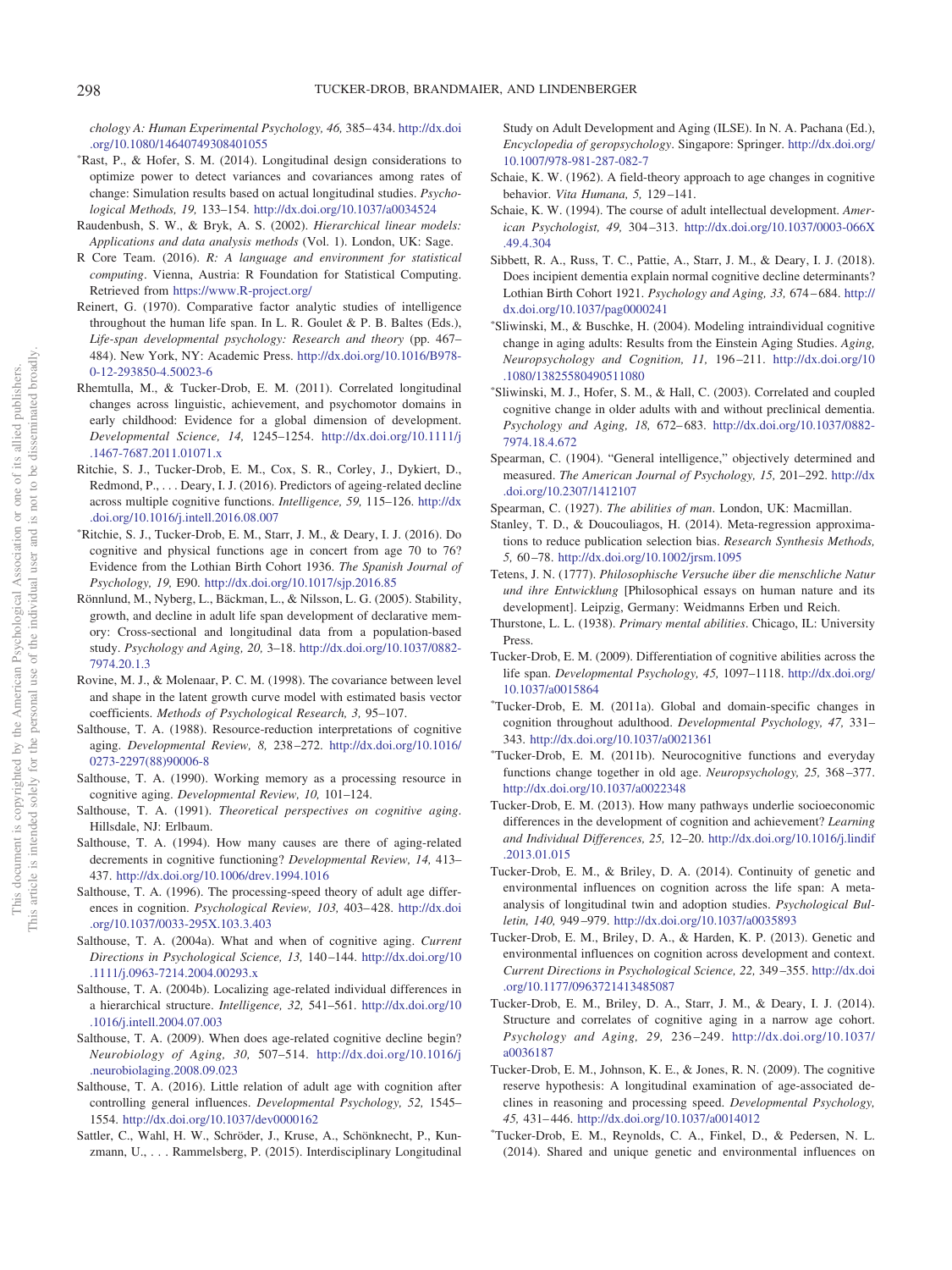chology A: Human Experimental Psychology, 46,* 385–434. http://dx.doi.org/10.1080/14640749308401055

*Rast, P., & Hofer, S. M. (2014). Longitudinal design considerations to optimize power to detect variances and covariances among rates of change: Simulation results based on actual longitudinal studies. *Psychological Methods, 19,* 133–154. http://dx.doi.org/10.1037/a0034524

Raudenbush, S. W., & Bryk, A. S. (2002). *Hierarchical linear models: Applications and data analysis methods* (Vol. 1). London, UK: Sage.

R Core Team. (2016). *R: A language and environment for statistical computing*. Vienna, Austria: R Foundation for Statistical Computing. Retrieved from https://www.R-project.org/

Reinert, G. (1970). Comparative factor analytic studies of intelligence throughout the human life span. In L. R. Goulet & P. B. Baltes (Eds.), *Life-span developmental psychology: Research and theory* (pp. 467–484). New York, NY: Academic Press. http://dx.doi.org/10.1016/B978-0-12-293850-4.50023-6

Rhemtulla, M., & Tucker-Drob, E. M. (2011). Correlated longitudinal changes across linguistic, achievement, and psychomotor domains in early childhood: Evidence for a global dimension of development. *Developmental Science, 14,* 1245–1254. http://dx.doi.org/10.1111/j.1467-7687.2011.01071.x

Ritchie, S. J., Tucker-Drob, E. M., Cox, S. R., Corley, J., Dykiert, D., Redmond, P., . . . Deary, I. J. (2016). Predictors of ageing-related decline across multiple cognitive functions. *Intelligence, 59,* 115–126. http://dx.doi.org/10.1016/j.intell.2016.08.007

*Ritchie, S. J., Tucker-Drob, E. M., Starr, J. M., & Deary, I. J. (2016). Do cognitive and physical functions age in concert from age 70 to 76? Evidence from the Lothian Birth Cohort 1936. *The Spanish Journal of Psychology, 19,* E90. http://dx.doi.org/10.1017/sjp.2016.85

Rönnlund, M., Nyberg, L., Bäckman, L., & Nilsson, L. G. (2005). Stability, growth, and decline in adult life span development of declarative memory: Cross-sectional and longitudinal data from a population-based study. *Psychology and Aging, 20,* 3–18. http://dx.doi.org/10.1037/0882-7974.20.1.3

Rovine, M. J., & Molenaar, P. C. M. (1998). The covariance between level and shape in the latent growth curve model with estimated basis vector coefficients. *Methods of Psychological Research, 3,* 95–107.

Salthouse, T. A. (1988). Resource-reduction interpretations of cognitive aging. *Developmental Review, 8,* 238–272. http://dx.doi.org/10.1016/0273-2297(88)90006-8

Salthouse, T. A. (1990). Working memory as a processing resource in cognitive aging. *Developmental Review, 10,* 101–124.

Salthouse, T. A. (1991). *Theoretical perspectives on cognitive aging*. Hillsdale, NJ: Erlbaum.

Salthouse, T. A. (1994). How many causes are there of aging-related decrements in cognitive functioning? *Developmental Review, 14,* 413–437. http://dx.doi.org/10.1006/drev.1994.1016

Salthouse, T. A. (1996). The processing-speed theory of adult age differences in cognition. *Psychological Review, 103,* 403–428. http://dx.doi.org/10.1037/0033-295X.103.3.403

Salthouse, T. A. (2004a). What and when of cognitive aging. *Current Directions in Psychological Science, 13,* 140–144. http://dx.doi.org/10.1111/j.0963-7214.2004.00293.x

Salthouse, T. A. (2004b). Localizing age-related individual differences in a hierarchical structure. *Intelligence, 32,* 541–561. http://dx.doi.org/10.1016/j.intell.2004.07.003

Salthouse, T. A. (2009). When does age-related cognitive decline begin? *Neurobiology of Aging, 30,* 507–514. http://dx.doi.org/10.1016/j.neurobiolaging.2008.09.023

Salthouse, T. A. (2016). Little relation of adult age with cognition after controlling general influences. *Developmental Psychology, 52,* 1545–1554. http://dx.doi.org/10.1037/dev0000162

Sattler, C., Wahl, H. W., Schröder, J., Kruse, A., Schönknecht, P., Kunzmann, U., . . . Rammelsberg, P. (2015). Interdisciplinary Longitudinal Study on Adult Development and Aging (ILSE). In N. A. Pachana (Ed.), *Encyclopedia of geropsychology*. Singapore: Springer. http://dx.doi.org/10.1007/978-981-287-082-7

Schaie, K. W. (1962). A field-theory approach to age changes in cognitive behavior. *Vita Humana, 5,* 129–141.

Schaie, K. W. (1994). The course of adult intellectual development. *American Psychologist, 49,* 304–313. http://dx.doi.org/10.1037/0003-066X.49.4.304

Sibbett, R. A., Russ, T. C., Pattie, A., Starr, J. M., & Deary, I. J. (2018). Does incipient dementia explain normal cognitive decline determinants? Lothian Birth Cohort 1921. *Psychology and Aging, 33,* 674–684. http://dx.doi.org/10.1037/pag0000241

*Sliwinski, M., & Buschke, H. (2004). Modeling intraindividual cognitive change in aging adults: Results from the Einstein Aging Studies. *Aging, Neuropsychology and Cognition, 11,* 196–211. http://dx.doi.org/10.1080/13825580490511080

*Sliwinski, M. J., Hofer, S. M., & Hall, C. (2003). Correlated and coupled cognitive change in older adults with and without preclinical dementia. *Psychology and Aging, 18,* 672–683. http://dx.doi.org/10.1037/0882-7974.18.4.672

Spearman, C. (1904). "General intelligence," objectively determined and measured. *The American Journal of Psychology, 15,* 201–292. http://dx.doi.org/10.2307/1412107

Spearman, C. (1927). *The abilities of man*. London, UK: Macmillan.

Stanley, T. D., & Doucouliagos, H. (2014). Meta-regression approximations to reduce publication selection bias. *Research Synthesis Methods, 5,* 60–78. http://dx.doi.org/10.1002/jrsm.1095

Tetens, J. N. (1777). *Philosophische Versuche über die menschliche Natur und ihre Entwicklung* [Philosophical essays on human nature and its development]. Leipzig, Germany: Weidmanns Erben und Reich.

Thurstone, L. L. (1938). *Primary mental abilities*. Chicago, IL: University Press.

Tucker-Drob, E. M. (2009). Differentiation of cognitive abilities across the life span. *Developmental Psychology, 45,* 1097–1118. http://dx.doi.org/10.1037/a0015864

*Tucker-Drob, E. M. (2011a). Global and domain-specific changes in cognition throughout adulthood. *Developmental Psychology, 47,* 331–343. http://dx.doi.org/10.1037/a0021361

*Tucker-Drob, E. M. (2011b). Neurocognitive functions and everyday functions change together in old age. *Neuropsychology, 25,* 368–377. http://dx.doi.org/10.1037/a0022348

Tucker-Drob, E. M. (2013). How many pathways underlie socioeconomic differences in the development of cognition and achievement? *Learning and Individual Differences, 25,* 12–20. http://dx.doi.org/10.1016/j.lindif.2013.01.015

Tucker-Drob, E. M., & Briley, D. A. (2014). Continuity of genetic and environmental influences on cognition across the life span: A meta-analysis of longitudinal twin and adoption studies. *Psychological Bulletin, 140,* 949–979. http://dx.doi.org/10.1037/a0035893

Tucker-Drob, E. M., Briley, D. A., & Harden, K. P. (2013). Genetic and environmental influences on cognition across development and context. *Current Directions in Psychological Science, 22,* 349–355. http://dx.doi.org/10.1177/0963721413485087

Tucker-Drob, E. M., Briley, D. A., Starr, J. M., & Deary, I. J. (2014). Structure and correlates of cognitive aging in a narrow age cohort. *Psychology and Aging, 29,* 236–249. http://dx.doi.org/10.1037/a0036187

Tucker-Drob, E. M., Johnson, K. E., & Jones, R. N. (2009). The cognitive reserve hypothesis: A longitudinal examination of age-associated declines in reasoning and processing speed. *Developmental Psychology, 45,* 431–446. http://dx.doi.org/10.1037/a0014012

*Tucker-Drob, E. M., Reynolds, C. A., Finkel, D., & Pedersen, N. L. (2014). Shared and unique genetic and environmental influences on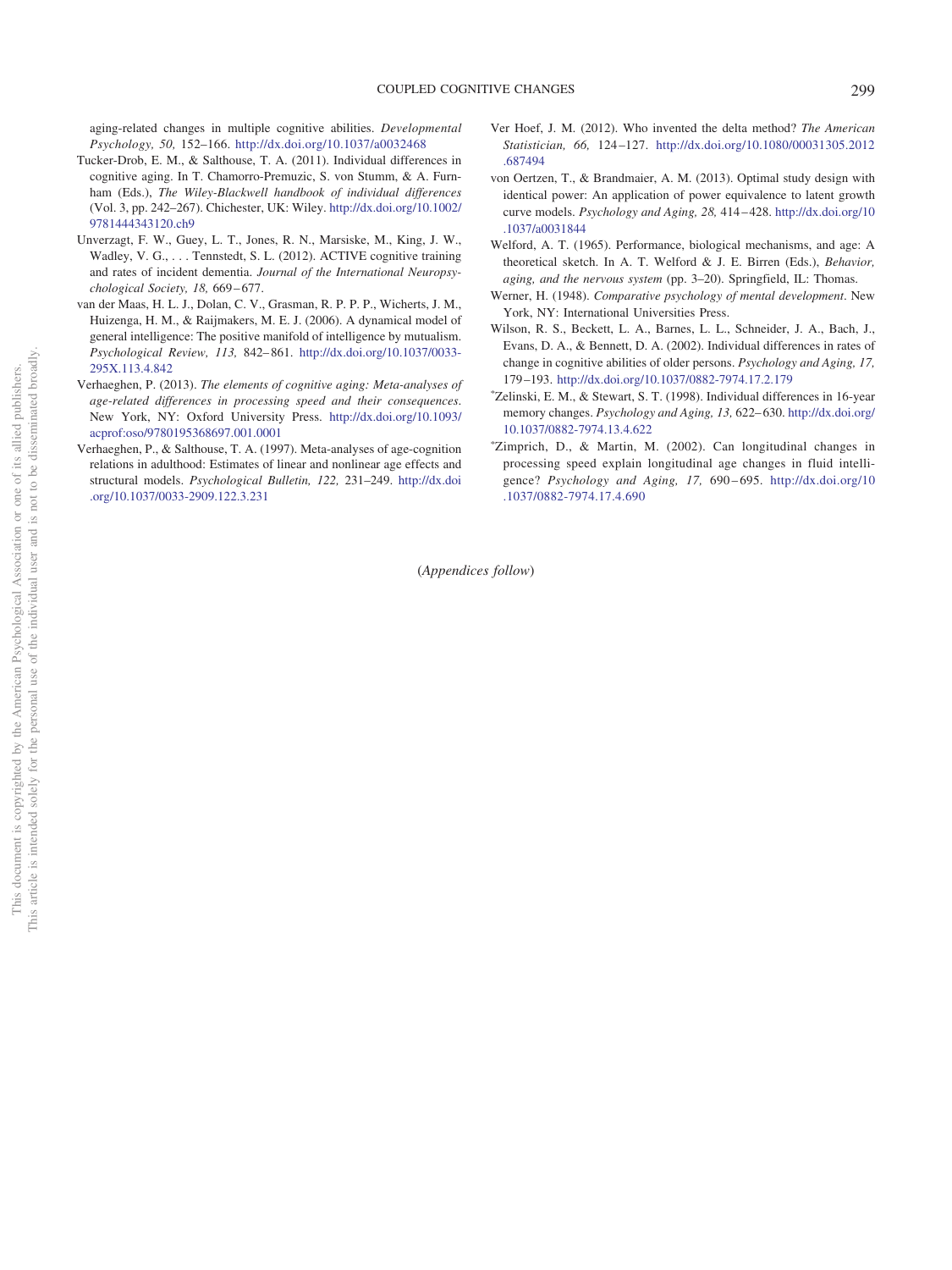aging-related changes in multiple cognitive abilities. *Developmental Psychology, 50,* 152–166. http://dx.doi.org/10.1037/a0032468

Tucker-Drob, E. M., & Salthouse, T. A. (2011). Individual differences in cognitive aging. In T. Chamorro-Premuzic, S. von Stumm, & A. Furnham (Eds.), *The Wiley-Blackwell handbook of individual differences* (Vol. 3, pp. 242–267). Chichester, UK: Wiley. http://dx.doi.org/10.1002/9781444343120.ch9

Unverzagt, F. W., Guey, L. T., Jones, R. N., Marsiske, M., King, J. W., Wadley, V. G., . . . Tennstedt, S. L. (2012). ACTIVE cognitive training and rates of incident dementia. *Journal of the International Neuropsychological Society, 18,* 669–677.

van der Maas, H. L. J., Dolan, C. V., Grasman, R. P. P. P., Wicherts, J. M., Huizenga, H. M., & Raijmakers, M. E. J. (2006). A dynamical model of general intelligence: The positive manifold of intelligence by mutualism. *Psychological Review, 113,* 842–861. http://dx.doi.org/10.1037/0033-295X.113.4.842

Verhaeghen, P. (2013). *The elements of cognitive aging: Meta-analyses of age-related differences in processing speed and their consequences*. New York, NY: Oxford University Press. http://dx.doi.org/10.1093/acprof:oso/9780195368697.001.0001

Verhaeghen, P., & Salthouse, T. A. (1997). Meta-analyses of age-cognition relations in adulthood: Estimates of linear and nonlinear age effects and structural models. *Psychological Bulletin, 122,* 231–249. http://dx.doi.org/10.1037/0033-2909.122.3.231

Ver Hoef, J. M. (2012). Who invented the delta method? *The American Statistician, 66,* 124–127. http://dx.doi.org/10.1080/00031305.2012.687494

von Oertzen, T., & Brandmaier, A. M. (2013). Optimal study design with identical power: An application of power equivalence to latent growth curve models. *Psychology and Aging, 28,* 414–428. http://dx.doi.org/10.1037/a0031844

Welford, A. T. (1965). Performance, biological mechanisms, and age: A theoretical sketch. In A. T. Welford & J. E. Birren (Eds.), *Behavior, aging, and the nervous system* (pp. 3–20). Springfield, IL: Thomas.

Werner, H. (1948). *Comparative psychology of mental development*. New York, NY: International Universities Press.

Wilson, R. S., Beckett, L. A., Barnes, L. L., Schneider, J. A., Bach, J., Evans, D. A., & Bennett, D. A. (2002). Individual differences in rates of change in cognitive abilities of older persons. *Psychology and Aging, 17,* 179–193. http://dx.doi.org/10.1037/0882-7974.17.2.179

*Zelinski, E. M., & Stewart, S. T. (1998). Individual differences in 16-year memory changes. *Psychology and Aging, 13,* 622–630. http://dx.doi.org/10.1037/0882-7974.13.4.622

*Zimprich, D., & Martin, M. (2002). Can longitudinal changes in processing speed explain longitudinal age changes in fluid intelligence? *Psychology and Aging, 17,* 690–695. http://dx.doi.org/10.1037/0882-7974.17.4.690

(*Appendices follow*)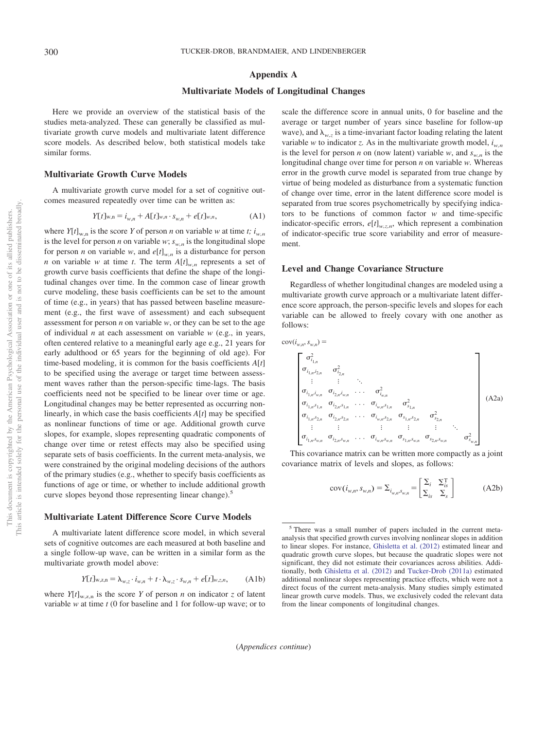# Appendix A

## Multivariate Models of Longitudinal Changes

Here we provide an overview of the statistical basis of the studies meta-analyzed. These can generally be classified as multivariate growth curve models and multivariate latent difference score models. As described below, both statistical models take similar forms.

### Multivariate Growth Curve Models

A multivariate growth curve model for a set of cognitive outcomes measured repeatedly over time can be written as:

$$Y[t]_{w,n} = i_{w,n} + A[t]_{w,n} \cdot s_{w,n} + e[t]_{w,n}, \tag{A1}$$

where $Y[t]_{w,n}$ is the score $Y$ of person $n$ on variable $w$ at time $t$; $i_{w,n}$ is the level for person $n$ on variable $w$; $s_{w,n}$ is the longitudinal slope for person $n$ on variable $w$, and $e[t]_{w,n}$ is a disturbance for person $n$ on variable $w$ at time $t$. The term $A[t]_{w,n}$ represents a set of growth curve basis coefficients that define the shape of the longitudinal changes over time. In the common case of linear growth curve modeling, these basis coefficients can be set to the amount of time (e.g., in years) that has passed between baseline measurement (e.g., the first wave of assessment) and each subsequent assessment for person $n$ on variable $w$, or they can be set to the age of individual $n$ at each assessment on variable $w$ (e.g., in years, often centered relative to a meaningful early age e.g., 21 years for early adulthood or 65 years for the beginning of old age). For time-based modeling, it is common for the basis coefficients $A[t]$ to be specified using the average or target time between assessment waves rather than the person-specific time-lags. The basis coefficients need not be specified to be linear over time or age. Longitudinal changes may be better represented as occurring nonlinearly, in which case the basis coefficients $A[t]$ may be specified as nonlinear functions of time or age. Additional growth curve slopes, for example, slopes representing quadratic components of change over time or retest effects may also be specified using separate sets of basis coefficients. In the current meta-analysis, we were constrained by the original modeling decisions of the authors of the primary studies (e.g., whether to specify basis coefficients as functions of age or time, or whether to include additional growth curve slopes beyond those representing linear change).[5]

### Multivariate Latent Difference Score Curve Models

A multivariate latent difference score model, in which several sets of cognitive outcomes are each measured at both baseline and a single follow-up wave, can be written in a similar form as the multivariate growth model above:

$$Y[t]_{w,z,n} = \lambda_{w,z} \cdot i_{w,n} + t \cdot \lambda_{w,z} \cdot s_{w,n} + e[t]_{w,z,n}, \tag{A1b}$$

where $Y[t]_{w,z,n}$ is the score $Y$ of person $n$ on indicator $z$ of latent variable $w$ at time $t$ (0 for baseline and 1 for follow-up wave; or to scale the difference score in annual units, 0 for baseline and the average or target number of years since baseline for follow-up wave), and $\lambda_{w,z}$ is a time-invariant factor loading relating the latent variable $w$ to indicator $z$. As in the multivariate growth model, $i_{w,n}$ is the level for person $n$ on (now latent) variable $w$, and $s_{w,n}$ is the longitudinal change over time for person $n$ on variable $w$. Whereas error in the growth curve model is separated from true change by virtue of being modeled as disturbance from a systematic function of change over time, error in the latent difference score model is separated from true scores psychometrically by specifying indicators to be functions of common factor $w$ and time-specific indicator-specific errors, $e[t]_{w,z,n}$, which represent a combination of indicator-specific true score variability and error of measurement.

### Level and Change Covariance Structure

Regardless of whether longitudinal changes are modeled using a multivariate growth curve approach or a multivariate latent difference score approach, the person-specific levels and slopes for each variable can be allowed to freely covary with one another as follows:

$$\operatorname{cov}(i_{w,n}, s_{w,n}) = \begin{bmatrix} \sigma^2_{i_{1,n}} & & & & & & & \\ \sigma_{i_{1,n},i_{2,n}} & \sigma^2_{i_{2,n}} & & & & & & \\ \vdots & \vdots & \ddots & & & & & \\ \sigma_{i_{1,n},i_{w,n}} & \sigma_{i_{2,n},i_{w,n}} & \cdots & \sigma^2_{i_{w,n}} & & & & \\ \sigma_{i_{1,n},s_{1,n}} & \sigma_{i_{2,n},s_{1,n}} & \cdots & \sigma_{i_{w,n},s_{1,n}} & \sigma^2_{s_{1,n}} & & & \\ \sigma_{i_{1,n},s_{2,n}} & \sigma_{i_{2,n},s_{2,n}} & \cdots & \sigma_{i_{w,n},s_{2,n}} & \sigma_{s_{1,n},s_{2,n}} & \sigma^2_{s_{2,n}} & & \\ \vdots & \vdots & & \vdots & \vdots & \vdots & \ddots & \\ \sigma_{i_{1,n},s_{w,n}} & \sigma_{i_{2,n},s_{w,n}} & \cdots & \sigma_{i_{w,n},s_{w,n}} & \sigma_{s_{1,n},s_{w,n}} & \sigma_{s_{2,n},s_{w,n}} & & \sigma^2_{s_{w,n}} \end{bmatrix} \tag{A2a}$$

This covariance matrix can be written more compactly as a joint covariance matrix of levels and slopes, as follows:

$$\operatorname{cov}(i_{w,n}, s_{w,n}) = \Sigma_{i_{w,n},s_{w,n}} = \begin{bmatrix} \Sigma_i & \Sigma_{is}^{\mathrm{T}} \\ \Sigma_{is} & \Sigma_s \end{bmatrix} \tag{A2b}$$

[5] There was a small number of papers included in the current meta-analysis that specified growth curves involving nonlinear slopes in addition to linear slopes. For instance, Ghisletta et al. (2012) estimated linear and quadratic growth curve slopes, but because the quadratic slopes were not significant, they did not estimate their covariances across abilities. Additionally, both Ghisletta et al. (2012) and Tucker-Drob (2011a) estimated additional nonlinear slopes representing practice effects, which were not a direct focus of the current meta-analysis. Many studies simply estimated linear growth curve models. Thus, we exclusively coded the relevant data from the linear components of longitudinal changes.

(*Appendices continue*)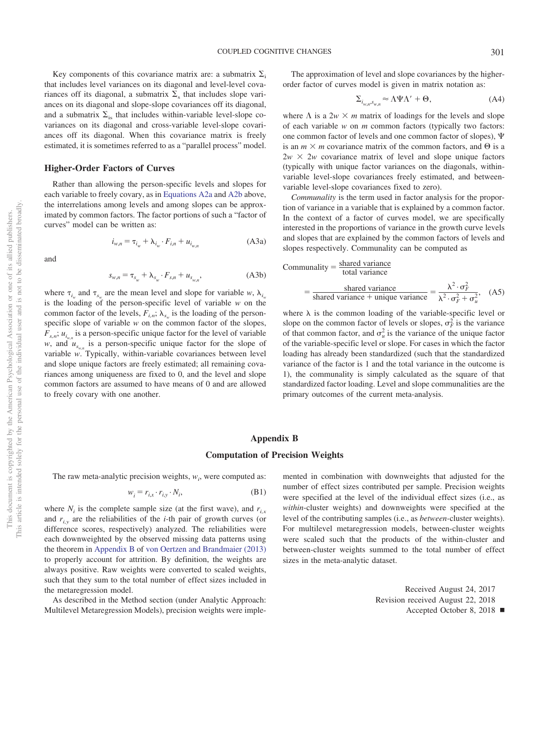Key components of this covariance matrix are: a submatrix $\Sigma_i$ that includes level variances on its diagonal and level-level covariances off its diagonal, a submatrix $\Sigma_s$ that includes slope variances on its diagonal and slope-slope covariances off its diagonal, and a submatrix $\Sigma_{is}$ that includes within-variable level-slope covariances on its diagonal and cross-variable level-slope covariances off its diagonal. When this covariance matrix is freely estimated, it is sometimes referred to as a "parallel process" model.

### Higher-Order Factors of Curves

Rather than allowing the person-specific levels and slopes for each variable to freely covary, as in Equations A2a and A2b above, the interrelations among levels and among slopes can be approximated by common factors. The factor portions of such a "factor of curves" model can be written as:

$$i_{w,n} = \tau_{i_w} + \lambda_{i_w} \cdot F_{i,n} + u_{i_{w,n}} \tag{A3a}$$

and

$$s_{w,n} = \tau_{s_w} + \lambda_{s_w} \cdot F_{s,n} + u_{s_{w,n}}, \tag{A3b}$$

where $\tau_{i_w}$ and $\tau_{s_w}$ are the mean level and slope for variable $w$, $\lambda_{i_w}$ is the loading of the person-specific level of variable $w$ on the common factor of the levels, $F_{i,n}$; $\lambda_{s_w}$ is the loading of the person-specific slope of variable $w$ on the common factor of the slopes, $F_{s,n}$; $u_{i_{w,n}}$ is a person-specific unique factor for the level of variable $w$, and $u_{s_{w,n}}$ is a person-specific unique factor for the slope of variable $w$. Typically, within-variable covariances between level and slope unique factors are freely estimated; all remaining covariances among uniqueness are fixed to 0, and the level and slope common factors are assumed to have means of 0 and are allowed to freely covary with one another.

The approximation of level and slope covariances by the higher-order factor of curves model is given in matrix notation as:

$$\Sigma_{i_{w,n}, s_{w,n}} \approx \Lambda \Psi \Lambda' + \Theta, \tag{A4}$$

where $\Lambda$ is a $2w \times m$ matrix of loadings for the levels and slope of each variable $w$ on $m$ common factors (typically two factors: one common factor of levels and one common factor of slopes), $\Psi$ is an $m \times m$ covariance matrix of the common factors, and $\Theta$ is a $2w \times 2w$ covariance matrix of level and slope unique factors (typically with unique factor variances on the diagonals, within-variable level-slope covariances freely estimated, and between-variable level-slope covariances fixed to zero).

*Communality* is the term used in factor analysis for the proportion of variance in a variable that is explained by a common factor. In the context of a factor of curves model, we are specifically interested in the proportions of variance in the growth curve levels and slopes that are explained by the common factors of levels and slopes respectively. Communality can be computed as

$$\text{Communality} = \frac{\text{shared variance}}{\text{total variance}}$$

$$= \frac{\text{shared variance}}{\text{shared variance} + \text{unique variance}} = \frac{\lambda^2 \cdot \sigma_F^2}{\lambda^2 \cdot \sigma_F^2 + \sigma_u^2}, \tag{A5}$$

where $\lambda$ is the common loading of the variable-specific level or slope on the common factor of levels or slopes, $\sigma_F^2$ is the variance of that common factor, and $\sigma_u^2$ is the variance of the unique factor of the variable-specific level or slope. For cases in which the factor loading has already been standardized (such that the standardized variance of the factor is 1 and the total variance in the outcome is 1), the communality is simply calculated as the square of that standardized factor loading. Level and slope communalities are the primary outcomes of the current meta-analysis.

## Appendix B

### Computation of Precision Weights

The raw meta-analytic precision weights, $w_i$, were computed as:

$$w_i = r_{i,x} \cdot r_{i,y} \cdot N_i, \tag{B1}$$

where $N_i$ is the complete sample size (at the first wave), and $r_{i,x}$ and $r_{i,y}$ are the reliabilities of the $i$-th pair of growth curves (or difference scores, respectively) analyzed. The reliabilities were each downweighted by the observed missing data patterns using the theorem in Appendix B of von Oertzen and Brandmaier (2013) to properly account for attrition. By definition, the weights are always positive. Raw weights were converted to scaled weights, such that they sum to the total number of effect sizes included in the metaregression model.

As described in the Method section (under Analytic Approach: Multilevel Metaregression Models), precision weights were implemented in combination with downweights that adjusted for the number of effect sizes contributed per sample. Precision weights were specified at the level of the individual effect sizes (i.e., as *within*-cluster weights) and downweights were specified at the level of the contributing samples (i.e., as *between*-cluster weights). For multilevel metaregression models, between-cluster weights were scaled such that the products of the within-cluster and between-cluster weights summed to the total number of effect sizes in the meta-analytic dataset.

Received August 24, 2017
Revision received August 22, 2018
Accepted October 8, 2018 ■